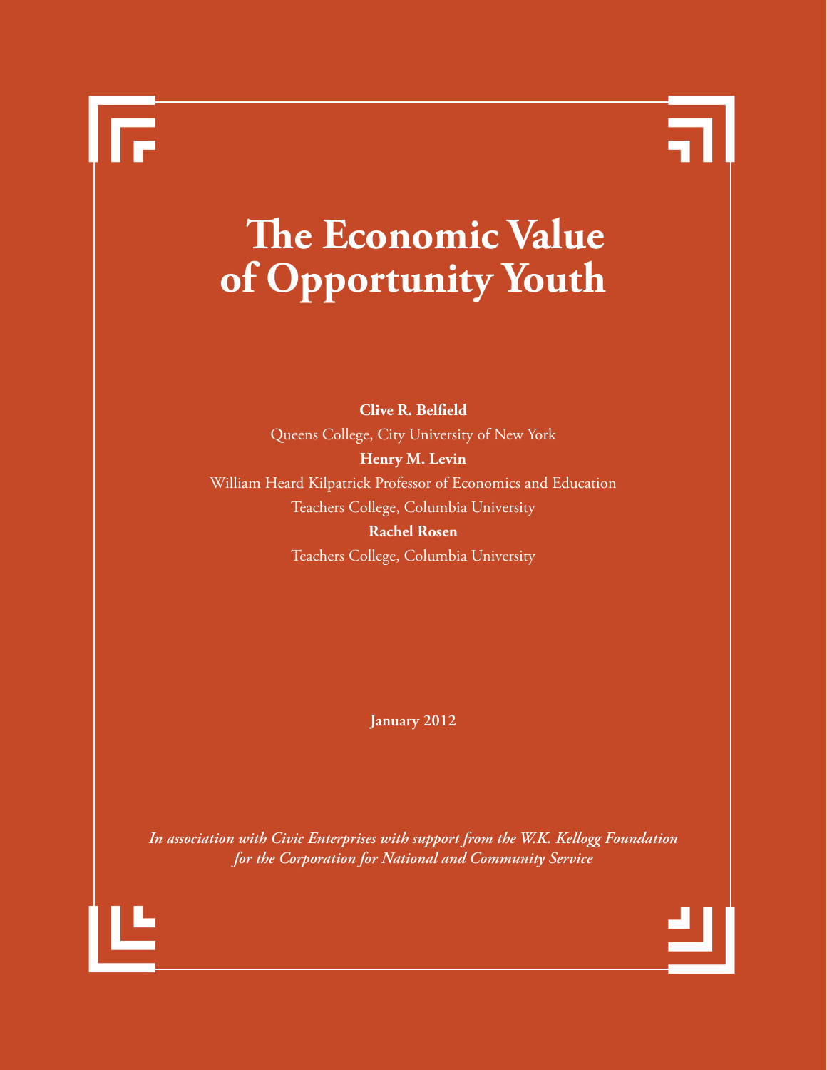# The Economic Value of Opportunity Youth

**Clive R. Belfield**

Queens College, City University of New York

**Henry M. Levin**

William Heard Kilpatrick Professor of Economics and Education

Teachers College, Columbia University

**Rachel Rosen**

Teachers College, Columbia University

**January 2012**

*In association with Civic Enterprises with support from the W.K. Kellogg Foundation for the Corporation for National and Community Service*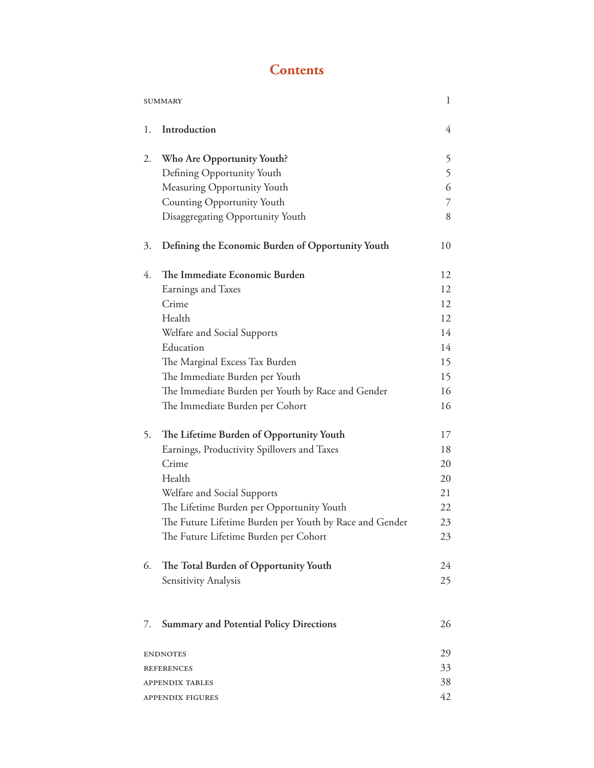# Contents

| | | |
|---|---|---|
| SUMMARY | | 1 |
| 1. | **Introduction** | 4 |
| 2. | **Who Are Opportunity Youth?** | 5 |
| | Defining Opportunity Youth | 5 |
| | Measuring Opportunity Youth | 6 |
| | Counting Opportunity Youth | 7 |
| | Disaggregating Opportunity Youth | 8 |
| 3. | **Defining the Economic Burden of Opportunity Youth** | 10 |
| 4. | **The Immediate Economic Burden** | 12 |
| | Earnings and Taxes | 12 |
| | Crime | 12 |
| | Health | 12 |
| | Welfare and Social Supports | 14 |
| | Education | 14 |
| | The Marginal Excess Tax Burden | 15 |
| | The Immediate Burden per Youth | 15 |
| | The Immediate Burden per Youth by Race and Gender | 16 |
| | The Immediate Burden per Cohort | 16 |
| 5. | **The Lifetime Burden of Opportunity Youth** | 17 |
| | Earnings, Productivity Spillovers and Taxes | 18 |
| | Crime | 20 |
| | Health | 20 |
| | Welfare and Social Supports | 21 |
| | The Lifetime Burden per Opportunity Youth | 22 |
| | The Future Lifetime Burden per Youth by Race and Gender | 23 |
| | The Future Lifetime Burden per Cohort | 23 |
| 6. | **The Total Burden of Opportunity Youth** | 24 |
| | Sensitivity Analysis | 25 |
| 7. | **Summary and Potential Policy Directions** | 26 |
| ENDNOTES | | 29 |
| REFERENCES | | 33 |
| APPENDIX TABLES | | 38 |
| APPENDIX FIGURES | | 42 |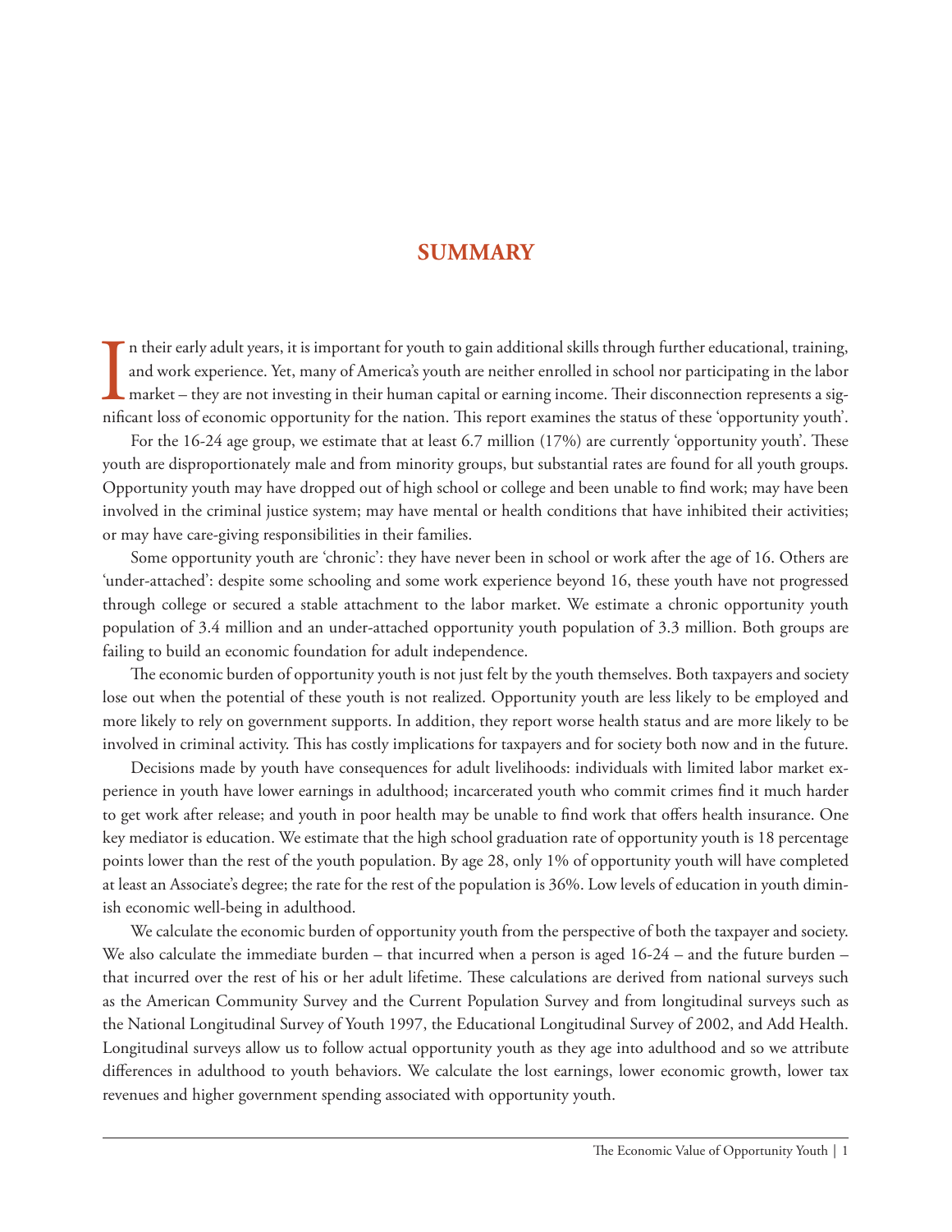# SUMMARY

In their early adult years, it is important for youth to gain additional skills through further educational, training, and work experience. Yet, many of America's youth are neither enrolled in school nor participating in the labor market – they are not investing in their human capital or earning income. Their disconnection represents a significant loss of economic opportunity for the nation. This report examines the status of these 'opportunity youth'.

For the 16-24 age group, we estimate that at least 6.7 million (17%) are currently 'opportunity youth'. These youth are disproportionately male and from minority groups, but substantial rates are found for all youth groups. Opportunity youth may have dropped out of high school or college and been unable to find work; may have been involved in the criminal justice system; may have mental or health conditions that have inhibited their activities; or may have care-giving responsibilities in their families.

Some opportunity youth are 'chronic': they have never been in school or work after the age of 16. Others are 'under-attached': despite some schooling and some work experience beyond 16, these youth have not progressed through college or secured a stable attachment to the labor market. We estimate a chronic opportunity youth population of 3.4 million and an under-attached opportunity youth population of 3.3 million. Both groups are failing to build an economic foundation for adult independence.

The economic burden of opportunity youth is not just felt by the youth themselves. Both taxpayers and society lose out when the potential of these youth is not realized. Opportunity youth are less likely to be employed and more likely to rely on government supports. In addition, they report worse health status and are more likely to be involved in criminal activity. This has costly implications for taxpayers and for society both now and in the future.

Decisions made by youth have consequences for adult livelihoods: individuals with limited labor market experience in youth have lower earnings in adulthood; incarcerated youth who commit crimes find it much harder to get work after release; and youth in poor health may be unable to find work that offers health insurance. One key mediator is education. We estimate that the high school graduation rate of opportunity youth is 18 percentage points lower than the rest of the youth population. By age 28, only 1% of opportunity youth will have completed at least an Associate's degree; the rate for the rest of the population is 36%. Low levels of education in youth diminish economic well-being in adulthood.

We calculate the economic burden of opportunity youth from the perspective of both the taxpayer and society. We also calculate the immediate burden – that incurred when a person is aged 16-24 – and the future burden – that incurred over the rest of his or her adult lifetime. These calculations are derived from national surveys such as the American Community Survey and the Current Population Survey and from longitudinal surveys such as the National Longitudinal Survey of Youth 1997, the Educational Longitudinal Survey of 2002, and Add Health. Longitudinal surveys allow us to follow actual opportunity youth as they age into adulthood and so we attribute differences in adulthood to youth behaviors. We calculate the lost earnings, lower economic growth, lower tax revenues and higher government spending associated with opportunity youth.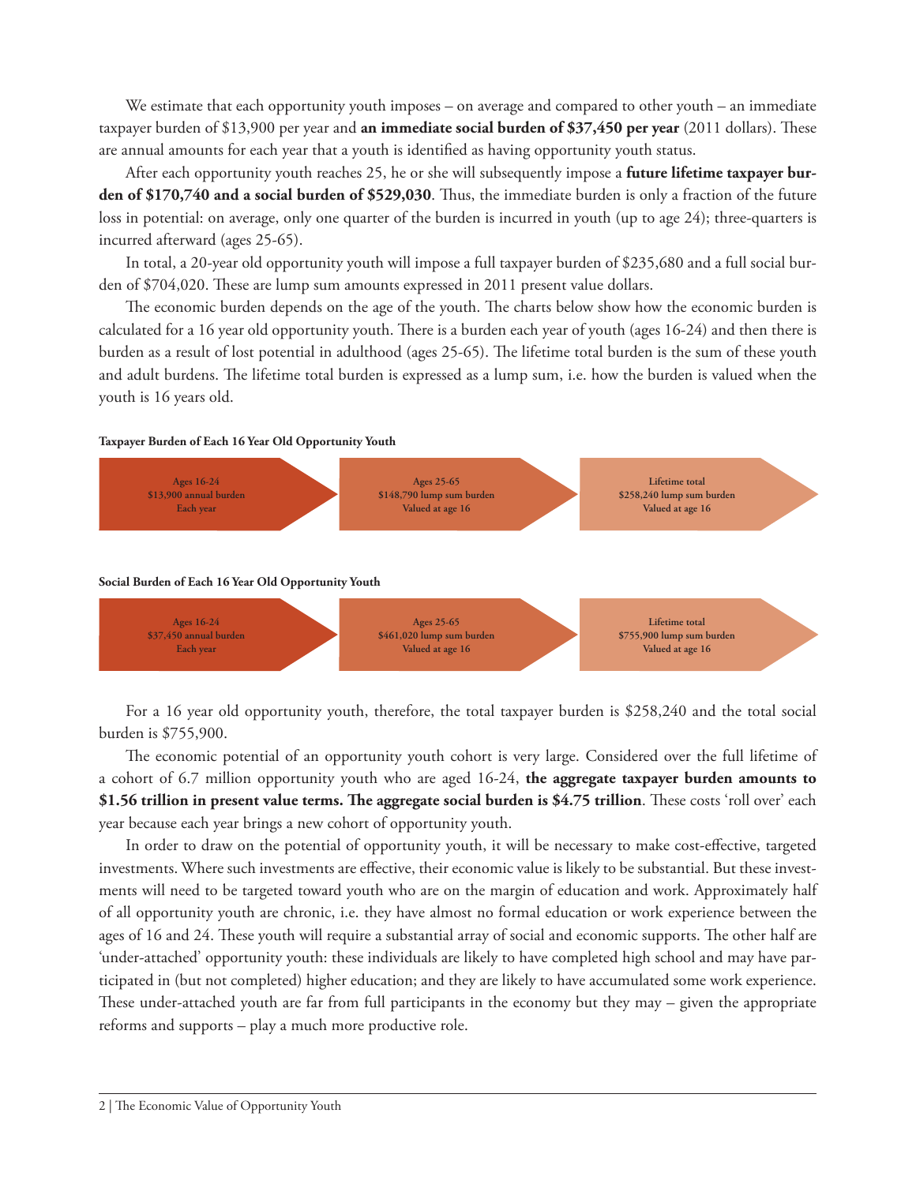We estimate that each opportunity youth imposes – on average and compared to other youth – an immediate taxpayer burden of $13,900 per year and **an immediate social burden of $37,450 per year** (2011 dollars). These are annual amounts for each year that a youth is identified as having opportunity youth status.

After each opportunity youth reaches 25, he or she will subsequently impose a **future lifetime taxpayer burden of $170,740 and a social burden of $529,030**. Thus, the immediate burden is only a fraction of the future loss in potential: on average, only one quarter of the burden is incurred in youth (up to age 24); three-quarters is incurred afterward (ages 25-65).

In total, a 20-year old opportunity youth will impose a full taxpayer burden of $235,680 and a full social burden of $704,020. These are lump sum amounts expressed in 2011 present value dollars.

The economic burden depends on the age of the youth. The charts below show how the economic burden is calculated for a 16 year old opportunity youth. There is a burden each year of youth (ages 16-24) and then there is burden as a result of lost potential in adulthood (ages 25-65). The lifetime total burden is the sum of these youth and adult burdens. The lifetime total burden is expressed as a lump sum, i.e. how the burden is valued when the youth is 16 years old.

**Taxpayer Burden of Each 16 Year Old Opportunity Youth**

| Ages 16-24 | Ages 25-65 | Lifetime total |
| --- | --- | --- |
| $13,900 annual burden<br>Each year | $148,790 lump sum burden<br>Valued at age 16 | $258,240 lump sum burden<br>Valued at age 16 |

**Social Burden of Each 16 Year Old Opportunity Youth**

| Ages 16-24 | Ages 25-65 | Lifetime total |
| --- | --- | --- |
| $37,450 annual burden<br>Each year | $461,020 lump sum burden<br>Valued at age 16 | $755,900 lump sum burden<br>Valued at age 16 |

For a 16 year old opportunity youth, therefore, the total taxpayer burden is $258,240 and the total social burden is $755,900.

The economic potential of an opportunity youth cohort is very large. Considered over the full lifetime of a cohort of 6.7 million opportunity youth who are aged 16-24, **the aggregate taxpayer burden amounts to $1.56 trillion in present value terms. The aggregate social burden is $4.75 trillion**. These costs 'roll over' each year because each year brings a new cohort of opportunity youth.

In order to draw on the potential of opportunity youth, it will be necessary to make cost-effective, targeted investments. Where such investments are effective, their economic value is likely to be substantial. But these investments will need to be targeted toward youth who are on the margin of education and work. Approximately half of all opportunity youth are chronic, i.e. they have almost no formal education or work experience between the ages of 16 and 24. These youth will require a substantial array of social and economic supports. The other half are 'under-attached' opportunity youth: these individuals are likely to have completed high school and may have participated in (but not completed) higher education; and they are likely to have accumulated some work experience. These under-attached youth are far from full participants in the economy but they may – given the appropriate reforms and supports – play a much more productive role.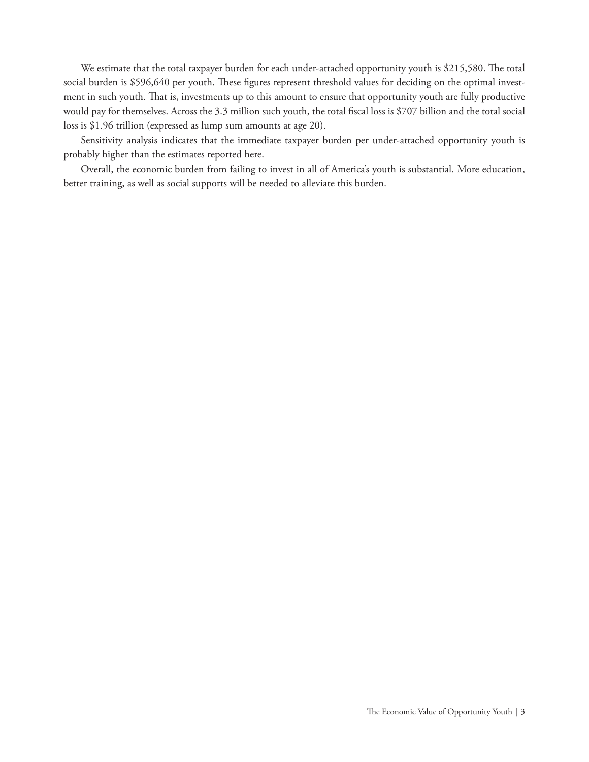We estimate that the total taxpayer burden for each under-attached opportunity youth is $215,580. The total social burden is $596,640 per youth. These figures represent threshold values for deciding on the optimal investment in such youth. That is, investments up to this amount to ensure that opportunity youth are fully productive would pay for themselves. Across the 3.3 million such youth, the total fiscal loss is $707 billion and the total social loss is $1.96 trillion (expressed as lump sum amounts at age 20).

Sensitivity analysis indicates that the immediate taxpayer burden per under-attached opportunity youth is probably higher than the estimates reported here.

Overall, the economic burden from failing to invest in all of America's youth is substantial. More education, better training, as well as social supports will be needed to alleviate this burden.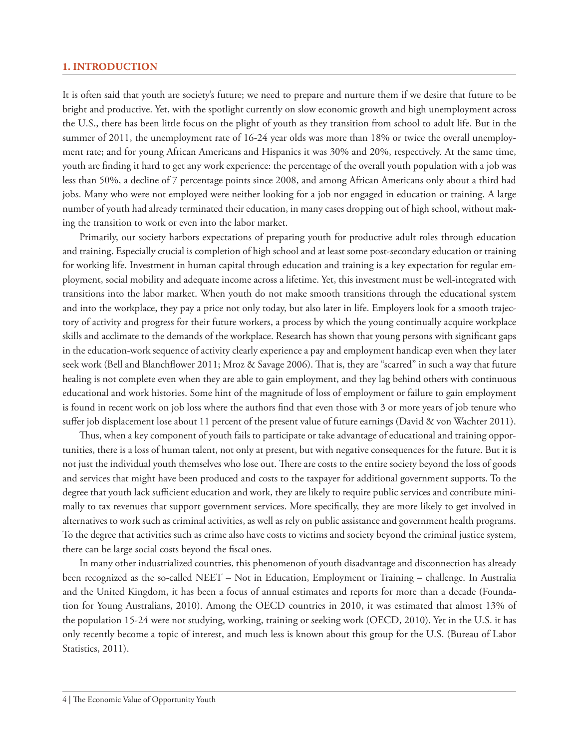## 1. INTRODUCTION

It is often said that youth are society's future; we need to prepare and nurture them if we desire that future to be bright and productive. Yet, with the spotlight currently on slow economic growth and high unemployment across the U.S., there has been little focus on the plight of youth as they transition from school to adult life. But in the summer of 2011, the unemployment rate of 16-24 year olds was more than 18% or twice the overall unemployment rate; and for young African Americans and Hispanics it was 30% and 20%, respectively. At the same time, youth are finding it hard to get any work experience: the percentage of the overall youth population with a job was less than 50%, a decline of 7 percentage points since 2008, and among African Americans only about a third had jobs. Many who were not employed were neither looking for a job nor engaged in education or training. A large number of youth had already terminated their education, in many cases dropping out of high school, without making the transition to work or even into the labor market.

Primarily, our society harbors expectations of preparing youth for productive adult roles through education and training. Especially crucial is completion of high school and at least some post-secondary education or training for working life. Investment in human capital through education and training is a key expectation for regular employment, social mobility and adequate income across a lifetime. Yet, this investment must be well-integrated with transitions into the labor market. When youth do not make smooth transitions through the educational system and into the workplace, they pay a price not only today, but also later in life. Employers look for a smooth trajectory of activity and progress for their future workers, a process by which the young continually acquire workplace skills and acclimate to the demands of the workplace. Research has shown that young persons with significant gaps in the education-work sequence of activity clearly experience a pay and employment handicap even when they later seek work (Bell and Blanchflower 2011; Mroz & Savage 2006). That is, they are "scarred" in such a way that future healing is not complete even when they are able to gain employment, and they lag behind others with continuous educational and work histories. Some hint of the magnitude of loss of employment or failure to gain employment is found in recent work on job loss where the authors find that even those with 3 or more years of job tenure who suffer job displacement lose about 11 percent of the present value of future earnings (David & von Wachter 2011).

Thus, when a key component of youth fails to participate or take advantage of educational and training opportunities, there is a loss of human talent, not only at present, but with negative consequences for the future. But it is not just the individual youth themselves who lose out. There are costs to the entire society beyond the loss of goods and services that might have been produced and costs to the taxpayer for additional government supports. To the degree that youth lack sufficient education and work, they are likely to require public services and contribute minimally to tax revenues that support government services. More specifically, they are more likely to get involved in alternatives to work such as criminal activities, as well as rely on public assistance and government health programs. To the degree that activities such as crime also have costs to victims and society beyond the criminal justice system, there can be large social costs beyond the fiscal ones.

In many other industrialized countries, this phenomenon of youth disadvantage and disconnection has already been recognized as the so-called NEET – Not in Education, Employment or Training – challenge. In Australia and the United Kingdom, it has been a focus of annual estimates and reports for more than a decade (Foundation for Young Australians, 2010). Among the OECD countries in 2010, it was estimated that almost 13% of the population 15-24 were not studying, working, training or seeking work (OECD, 2010). Yet in the U.S. it has only recently become a topic of interest, and much less is known about this group for the U.S. (Bureau of Labor Statistics, 2011).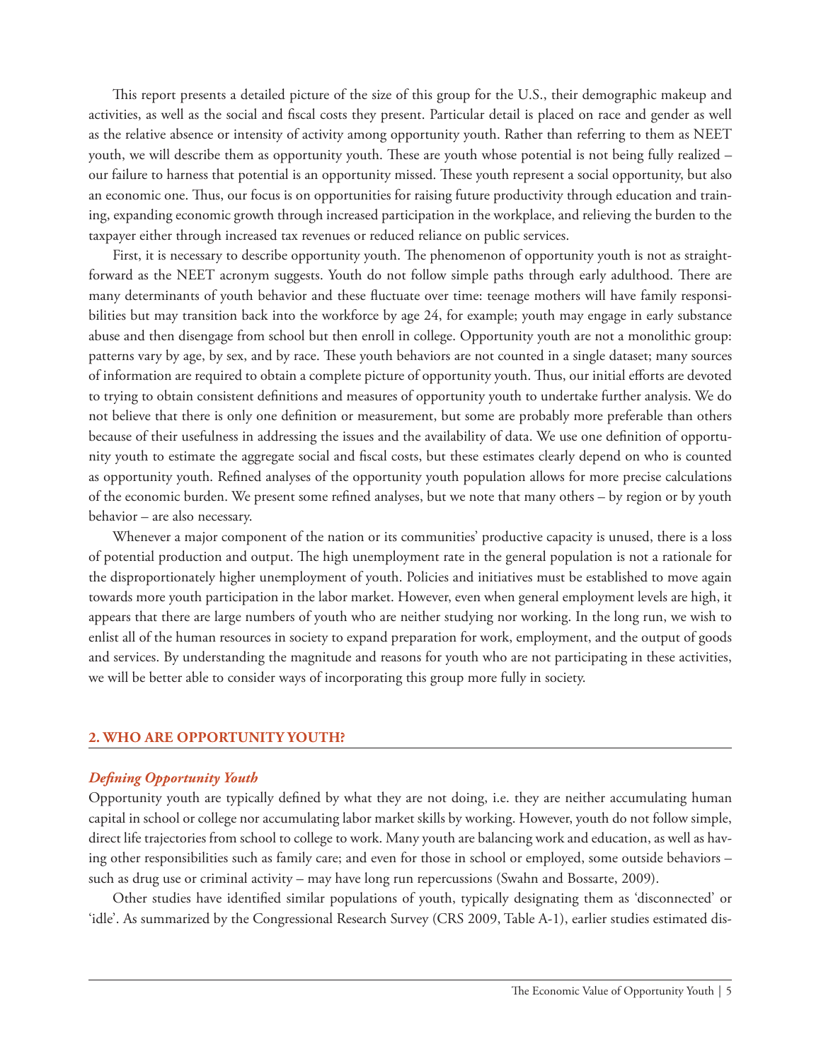This report presents a detailed picture of the size of this group for the U.S., their demographic makeup and activities, as well as the social and fiscal costs they present. Particular detail is placed on race and gender as well as the relative absence or intensity of activity among opportunity youth. Rather than referring to them as NEET youth, we will describe them as opportunity youth. These are youth whose potential is not being fully realized – our failure to harness that potential is an opportunity missed. These youth represent a social opportunity, but also an economic one. Thus, our focus is on opportunities for raising future productivity through education and training, expanding economic growth through increased participation in the workplace, and relieving the burden to the taxpayer either through increased tax revenues or reduced reliance on public services.

First, it is necessary to describe opportunity youth. The phenomenon of opportunity youth is not as straightforward as the NEET acronym suggests. Youth do not follow simple paths through early adulthood. There are many determinants of youth behavior and these fluctuate over time: teenage mothers will have family responsibilities but may transition back into the workforce by age 24, for example; youth may engage in early substance abuse and then disengage from school but then enroll in college. Opportunity youth are not a monolithic group: patterns vary by age, by sex, and by race. These youth behaviors are not counted in a single dataset; many sources of information are required to obtain a complete picture of opportunity youth. Thus, our initial efforts are devoted to trying to obtain consistent definitions and measures of opportunity youth to undertake further analysis. We do not believe that there is only one definition or measurement, but some are probably more preferable than others because of their usefulness in addressing the issues and the availability of data. We use one definition of opportunity youth to estimate the aggregate social and fiscal costs, but these estimates clearly depend on who is counted as opportunity youth. Refined analyses of the opportunity youth population allows for more precise calculations of the economic burden. We present some refined analyses, but we note that many others – by region or by youth behavior – are also necessary.

Whenever a major component of the nation or its communities' productive capacity is unused, there is a loss of potential production and output. The high unemployment rate in the general population is not a rationale for the disproportionately higher unemployment of youth. Policies and initiatives must be established to move again towards more youth participation in the labor market. However, even when general employment levels are high, it appears that there are large numbers of youth who are neither studying nor working. In the long run, we wish to enlist all of the human resources in society to expand preparation for work, employment, and the output of goods and services. By understanding the magnitude and reasons for youth who are not participating in these activities, we will be better able to consider ways of incorporating this group more fully in society.

## 2. WHO ARE OPPORTUNITY YOUTH?

### *Defining Opportunity Youth*

Opportunity youth are typically defined by what they are not doing, i.e. they are neither accumulating human capital in school or college nor accumulating labor market skills by working. However, youth do not follow simple, direct life trajectories from school to college to work. Many youth are balancing work and education, as well as having other responsibilities such as family care; and even for those in school or employed, some outside behaviors – such as drug use or criminal activity – may have long run repercussions (Swahn and Bossarte, 2009).

Other studies have identified similar populations of youth, typically designating them as 'disconnected' or 'idle'. As summarized by the Congressional Research Survey (CRS 2009, Table A-1), earlier studies estimated dis-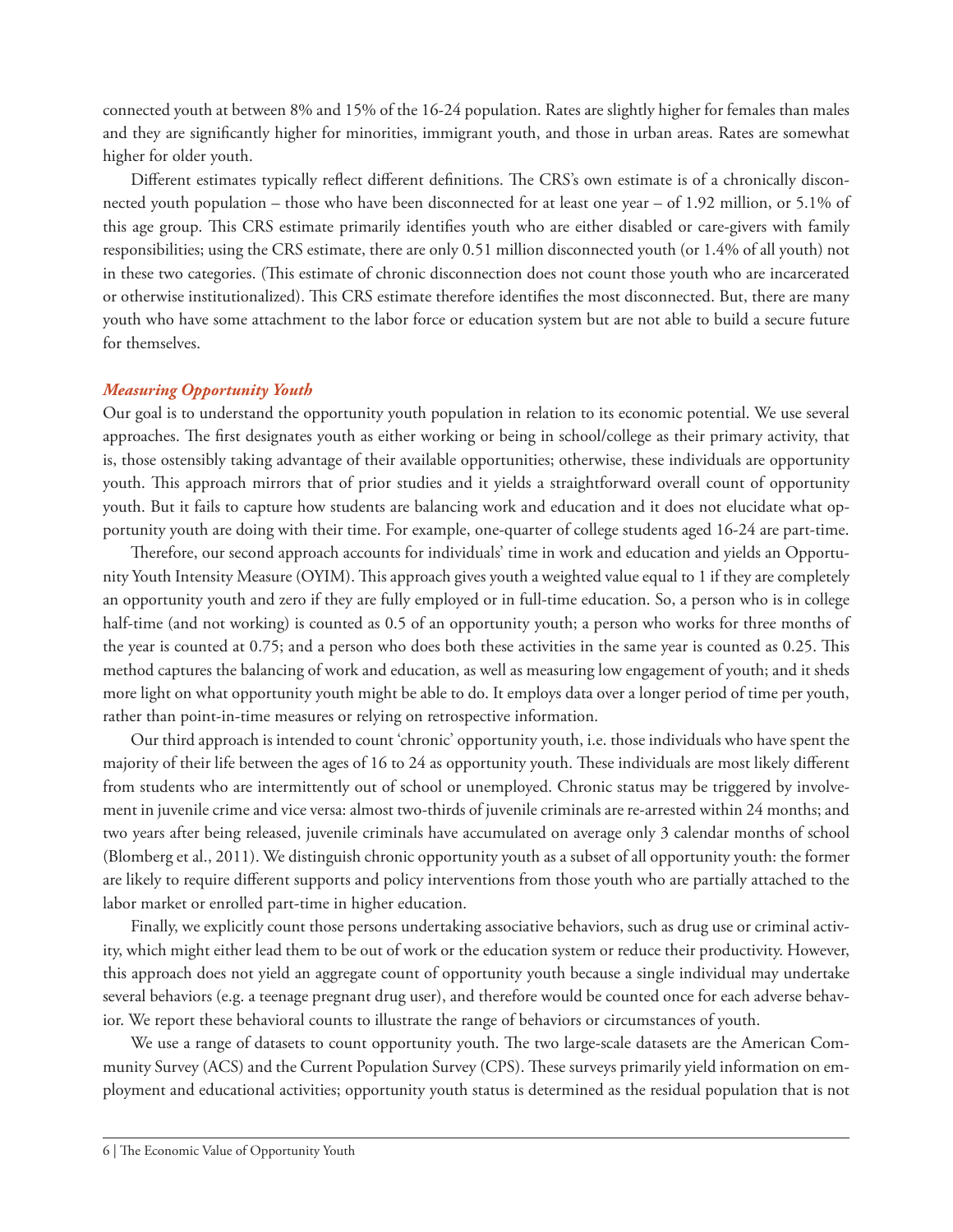connected youth at between 8% and 15% of the 16-24 population. Rates are slightly higher for females than males and they are significantly higher for minorities, immigrant youth, and those in urban areas. Rates are somewhat higher for older youth.

Different estimates typically reflect different definitions. The CRS's own estimate is of a chronically disconnected youth population – those who have been disconnected for at least one year – of 1.92 million, or 5.1% of this age group. This CRS estimate primarily identifies youth who are either disabled or care-givers with family responsibilities; using the CRS estimate, there are only 0.51 million disconnected youth (or 1.4% of all youth) not in these two categories. (This estimate of chronic disconnection does not count those youth who are incarcerated or otherwise institutionalized). This CRS estimate therefore identifies the most disconnected. But, there are many youth who have some attachment to the labor force or education system but are not able to build a secure future for themselves.

### *Measuring Opportunity Youth*

Our goal is to understand the opportunity youth population in relation to its economic potential. We use several approaches. The first designates youth as either working or being in school/college as their primary activity, that is, those ostensibly taking advantage of their available opportunities; otherwise, these individuals are opportunity youth. This approach mirrors that of prior studies and it yields a straightforward overall count of opportunity youth. But it fails to capture how students are balancing work and education and it does not elucidate what opportunity youth are doing with their time. For example, one-quarter of college students aged 16-24 are part-time.

Therefore, our second approach accounts for individuals' time in work and education and yields an Opportunity Youth Intensity Measure (OYIM). This approach gives youth a weighted value equal to 1 if they are completely an opportunity youth and zero if they are fully employed or in full-time education. So, a person who is in college half-time (and not working) is counted as 0.5 of an opportunity youth; a person who works for three months of the year is counted at 0.75; and a person who does both these activities in the same year is counted as 0.25. This method captures the balancing of work and education, as well as measuring low engagement of youth; and it sheds more light on what opportunity youth might be able to do. It employs data over a longer period of time per youth, rather than point-in-time measures or relying on retrospective information.

Our third approach is intended to count 'chronic' opportunity youth, i.e. those individuals who have spent the majority of their life between the ages of 16 to 24 as opportunity youth. These individuals are most likely different from students who are intermittently out of school or unemployed. Chronic status may be triggered by involvement in juvenile crime and vice versa: almost two-thirds of juvenile criminals are re-arrested within 24 months; and two years after being released, juvenile criminals have accumulated on average only 3 calendar months of school (Blomberg et al., 2011). We distinguish chronic opportunity youth as a subset of all opportunity youth: the former are likely to require different supports and policy interventions from those youth who are partially attached to the labor market or enrolled part-time in higher education.

Finally, we explicitly count those persons undertaking associative behaviors, such as drug use or criminal activity, which might either lead them to be out of work or the education system or reduce their productivity. However, this approach does not yield an aggregate count of opportunity youth because a single individual may undertake several behaviors (e.g. a teenage pregnant drug user), and therefore would be counted once for each adverse behavior. We report these behavioral counts to illustrate the range of behaviors or circumstances of youth.

We use a range of datasets to count opportunity youth. The two large-scale datasets are the American Community Survey (ACS) and the Current Population Survey (CPS). These surveys primarily yield information on employment and educational activities; opportunity youth status is determined as the residual population that is not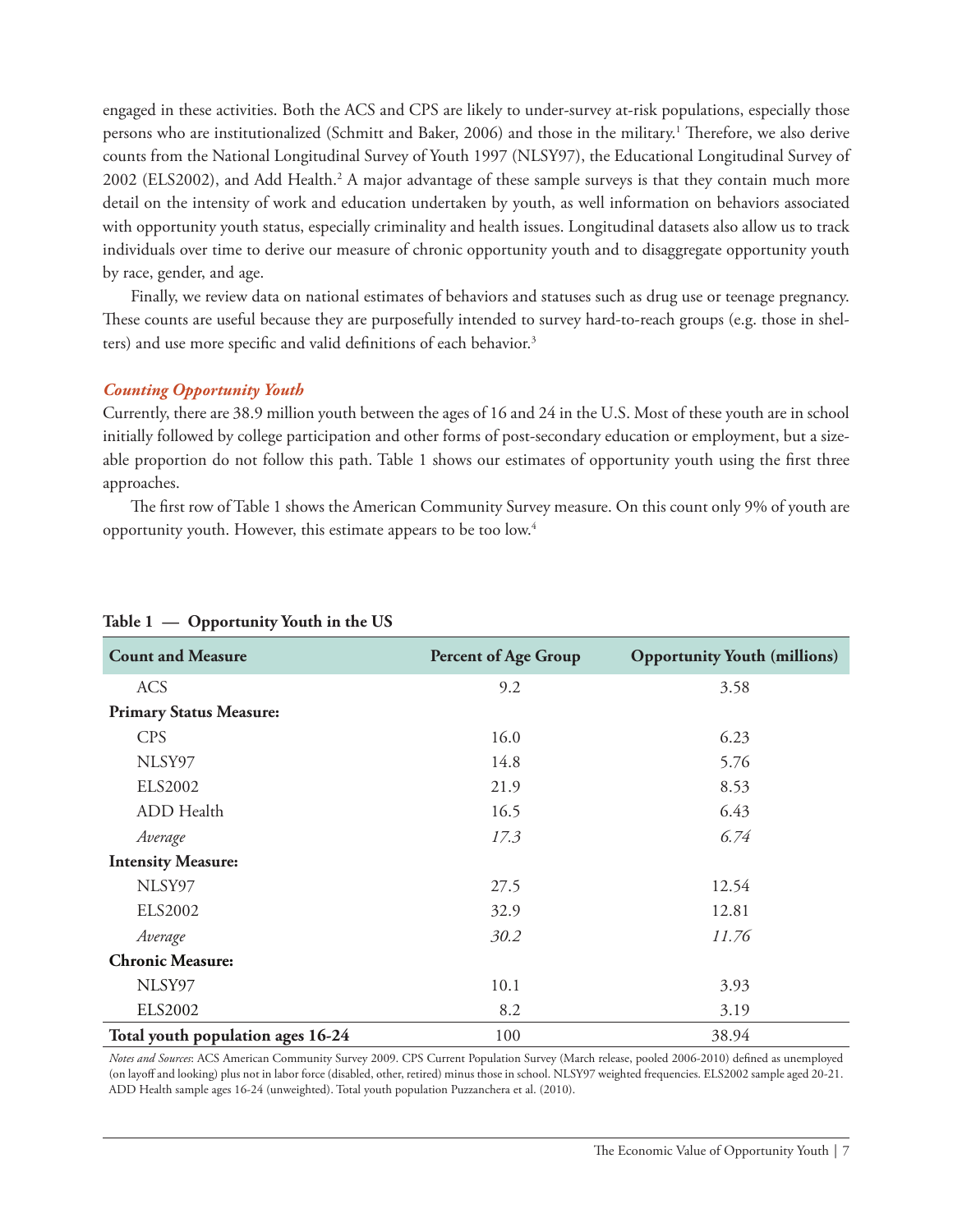engaged in these activities. Both the ACS and CPS are likely to under-survey at-risk populations, especially those persons who are institutionalized (Schmitt and Baker, 2006) and those in the military.[1] Therefore, we also derive counts from the National Longitudinal Survey of Youth 1997 (NLSY97), the Educational Longitudinal Survey of 2002 (ELS2002), and Add Health.[2] A major advantage of these sample surveys is that they contain much more detail on the intensity of work and education undertaken by youth, as well information on behaviors associated with opportunity youth status, especially criminality and health issues. Longitudinal datasets also allow us to track individuals over time to derive our measure of chronic opportunity youth and to disaggregate opportunity youth by race, gender, and age.

Finally, we review data on national estimates of behaviors and statuses such as drug use or teenage pregnancy. These counts are useful because they are purposefully intended to survey hard-to-reach groups (e.g. those in shelters) and use more specific and valid definitions of each behavior.[3]

### *Counting Opportunity Youth*

Currently, there are 38.9 million youth between the ages of 16 and 24 in the U.S. Most of these youth are in school initially followed by college participation and other forms of post-secondary education or employment, but a sizeable proportion do not follow this path. Table 1 shows our estimates of opportunity youth using the first three approaches.

The first row of Table 1 shows the American Community Survey measure. On this count only 9% of youth are opportunity youth. However, this estimate appears to be too low.[4]

**Table 1 — Opportunity Youth in the US**

| Count and Measure | Percent of Age Group | Opportunity Youth (millions) |
|---|---|---|
| ACS | 9.2 | 3.58 |
| **Primary Status Measure:** | | |
| CPS | 16.0 | 6.23 |
| NLSY97 | 14.8 | 5.76 |
| ELS2002 | 21.9 | 8.53 |
| ADD Health | 16.5 | 6.43 |
| *Average* | *17.3* | *6.74* |
| **Intensity Measure:** | | |
| NLSY97 | 27.5 | 12.54 |
| ELS2002 | 32.9 | 12.81 |
| *Average* | *30.2* | *11.76* |
| **Chronic Measure:** | | |
| NLSY97 | 10.1 | 3.93 |
| ELS2002 | 8.2 | 3.19 |
| **Total youth population ages 16-24** | 100 | 38.94 |

*Notes and Sources*: ACS American Community Survey 2009. CPS Current Population Survey (March release, pooled 2006-2010) defined as unemployed (on layoff and looking) plus not in labor force (disabled, other, retired) minus those in school. NLSY97 weighted frequencies. ELS2002 sample aged 20-21. ADD Health sample ages 16-24 (unweighted). Total youth population Puzzanchera et al. (2010).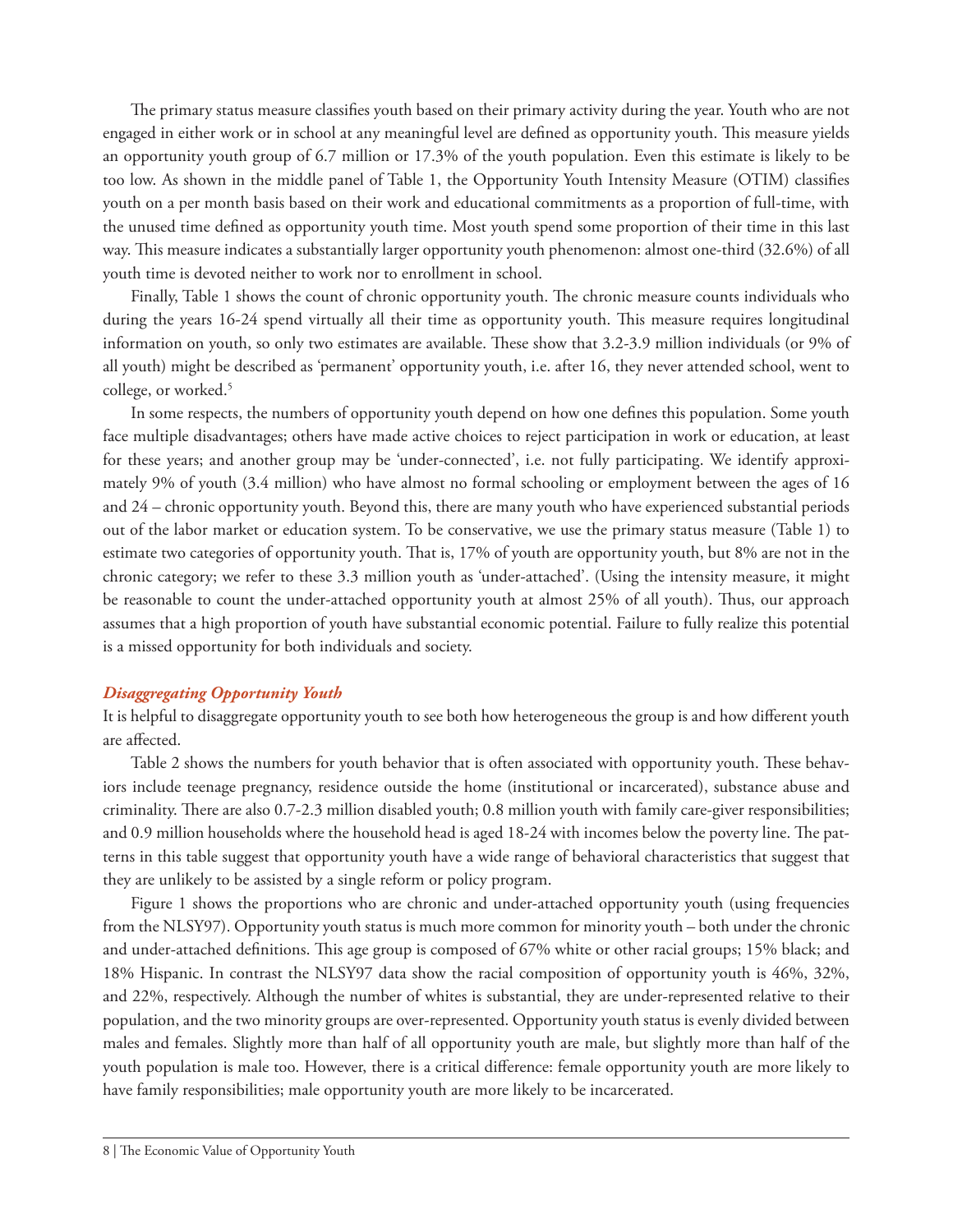The primary status measure classifies youth based on their primary activity during the year. Youth who are not engaged in either work or in school at any meaningful level are defined as opportunity youth. This measure yields an opportunity youth group of 6.7 million or 17.3% of the youth population. Even this estimate is likely to be too low. As shown in the middle panel of Table 1, the Opportunity Youth Intensity Measure (OTIM) classifies youth on a per month basis based on their work and educational commitments as a proportion of full-time, with the unused time defined as opportunity youth time. Most youth spend some proportion of their time in this last way. This measure indicates a substantially larger opportunity youth phenomenon: almost one-third (32.6%) of all youth time is devoted neither to work nor to enrollment in school.

Finally, Table 1 shows the count of chronic opportunity youth. The chronic measure counts individuals who during the years 16-24 spend virtually all their time as opportunity youth. This measure requires longitudinal information on youth, so only two estimates are available. These show that 3.2-3.9 million individuals (or 9% of all youth) might be described as 'permanent' opportunity youth, i.e. after 16, they never attended school, went to college, or worked.[5]

In some respects, the numbers of opportunity youth depend on how one defines this population. Some youth face multiple disadvantages; others have made active choices to reject participation in work or education, at least for these years; and another group may be 'under-connected', i.e. not fully participating. We identify approximately 9% of youth (3.4 million) who have almost no formal schooling or employment between the ages of 16 and 24 – chronic opportunity youth. Beyond this, there are many youth who have experienced substantial periods out of the labor market or education system. To be conservative, we use the primary status measure (Table 1) to estimate two categories of opportunity youth. That is, 17% of youth are opportunity youth, but 8% are not in the chronic category; we refer to these 3.3 million youth as 'under-attached'. (Using the intensity measure, it might be reasonable to count the under-attached opportunity youth at almost 25% of all youth). Thus, our approach assumes that a high proportion of youth have substantial economic potential. Failure to fully realize this potential is a missed opportunity for both individuals and society.

### *Disaggregating Opportunity Youth*

It is helpful to disaggregate opportunity youth to see both how heterogeneous the group is and how different youth are affected.

Table 2 shows the numbers for youth behavior that is often associated with opportunity youth. These behaviors include teenage pregnancy, residence outside the home (institutional or incarcerated), substance abuse and criminality. There are also 0.7-2.3 million disabled youth; 0.8 million youth with family care-giver responsibilities; and 0.9 million households where the household head is aged 18-24 with incomes below the poverty line. The patterns in this table suggest that opportunity youth have a wide range of behavioral characteristics that suggest that they are unlikely to be assisted by a single reform or policy program.

Figure 1 shows the proportions who are chronic and under-attached opportunity youth (using frequencies from the NLSY97). Opportunity youth status is much more common for minority youth – both under the chronic and under-attached definitions. This age group is composed of 67% white or other racial groups; 15% black; and 18% Hispanic. In contrast the NLSY97 data show the racial composition of opportunity youth is 46%, 32%, and 22%, respectively. Although the number of whites is substantial, they are under-represented relative to their population, and the two minority groups are over-represented. Opportunity youth status is evenly divided between males and females. Slightly more than half of all opportunity youth are male, but slightly more than half of the youth population is male too. However, there is a critical difference: female opportunity youth are more likely to have family responsibilities; male opportunity youth are more likely to be incarcerated.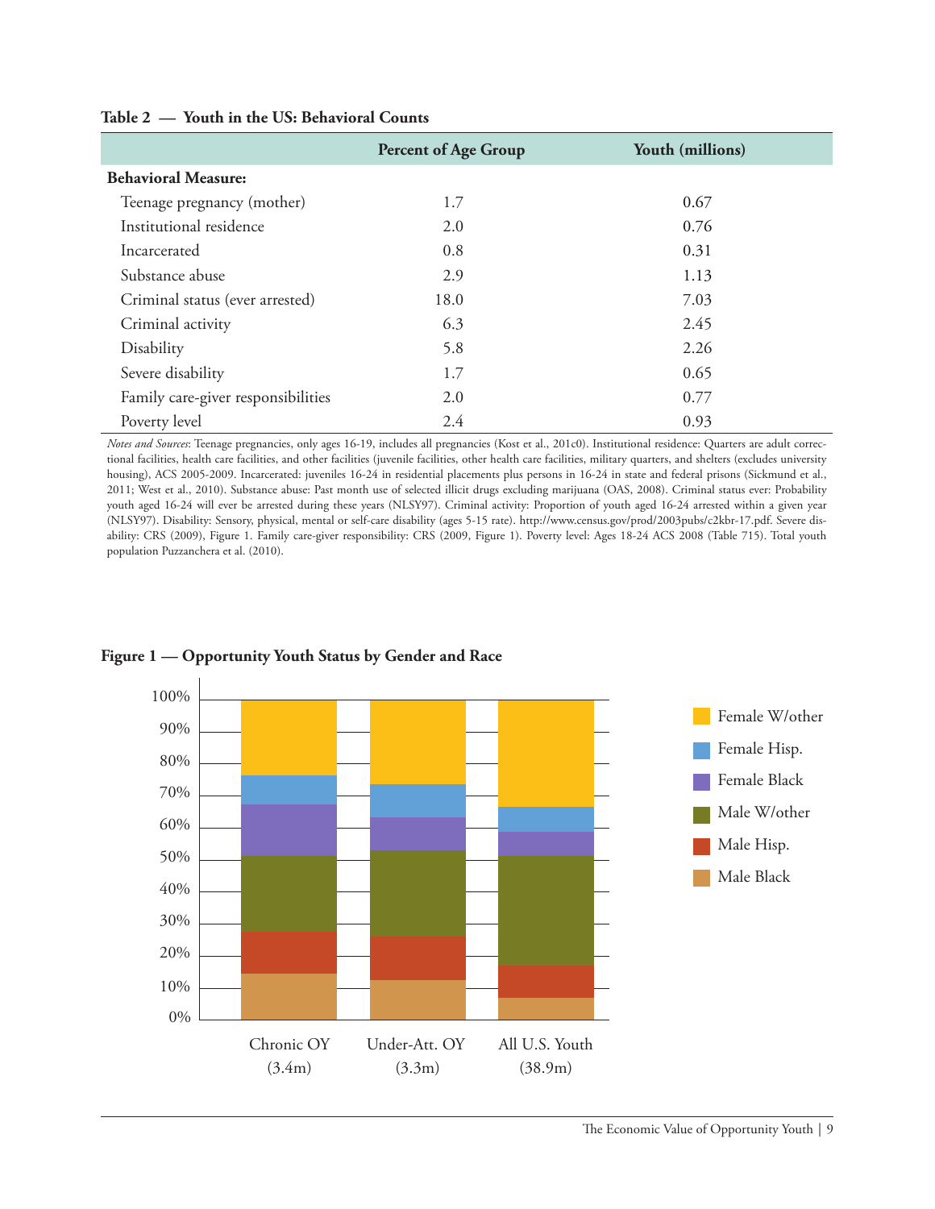**Table 2 — Youth in the US: Behavioral Counts**

| | Percent of Age Group | Youth (millions) |
|---|---|---|
| **Behavioral Measure:** | | |
| Teenage pregnancy (mother) | 1.7 | 0.67 |
| Institutional residence | 2.0 | 0.76 |
| Incarcerated | 0.8 | 0.31 |
| Substance abuse | 2.9 | 1.13 |
| Criminal status (ever arrested) | 18.0 | 7.03 |
| Criminal activity | 6.3 | 2.45 |
| Disability | 5.8 | 2.26 |
| Severe disability | 1.7 | 0.65 |
| Family care-giver responsibilities | 2.0 | 0.77 |
| Poverty level | 2.4 | 0.93 |

*Notes and Sources*: Teenage pregnancies, only ages 16-19, includes all pregnancies (Kost et al., 201c0). Institutional residence: Quarters are adult correctional facilities, health care facilities, and other facilities (juvenile facilities, other health care facilities, military quarters, and shelters (excludes university housing), ACS 2005-2009. Incarcerated: juveniles 16-24 in residential placements plus persons in 16-24 in state and federal prisons (Sickmund et al., 2011; West et al., 2010). Substance abuse: Past month use of selected illicit drugs excluding marijuana (OAS, 2008). Criminal status ever: Probability youth aged 16-24 will ever be arrested during these years (NLSY97). Criminal activity: Proportion of youth aged 16-24 arrested within a given year (NLSY97). Disability: Sensory, physical, mental or self-care disability (ages 5-15 rate). http://www.census.gov/prod/2003pubs/c2kbr-17.pdf. Severe disability: CRS (2009), Figure 1. Family care-giver responsibility: CRS (2009, Figure 1). Poverty level: Ages 18-24 ACS 2008 (Table 715). Total youth population Puzzanchera et al. (2010).

**Figure 1 — Opportunity Youth Status by Gender and Race**

Legend: Female W/other; Female Hisp.; Female Black; Male W/other; Male Hisp.; Male Black

Categories: Chronic OY (3.4m); Under-Att. OY (3.3m); All U.S. Youth (38.9m)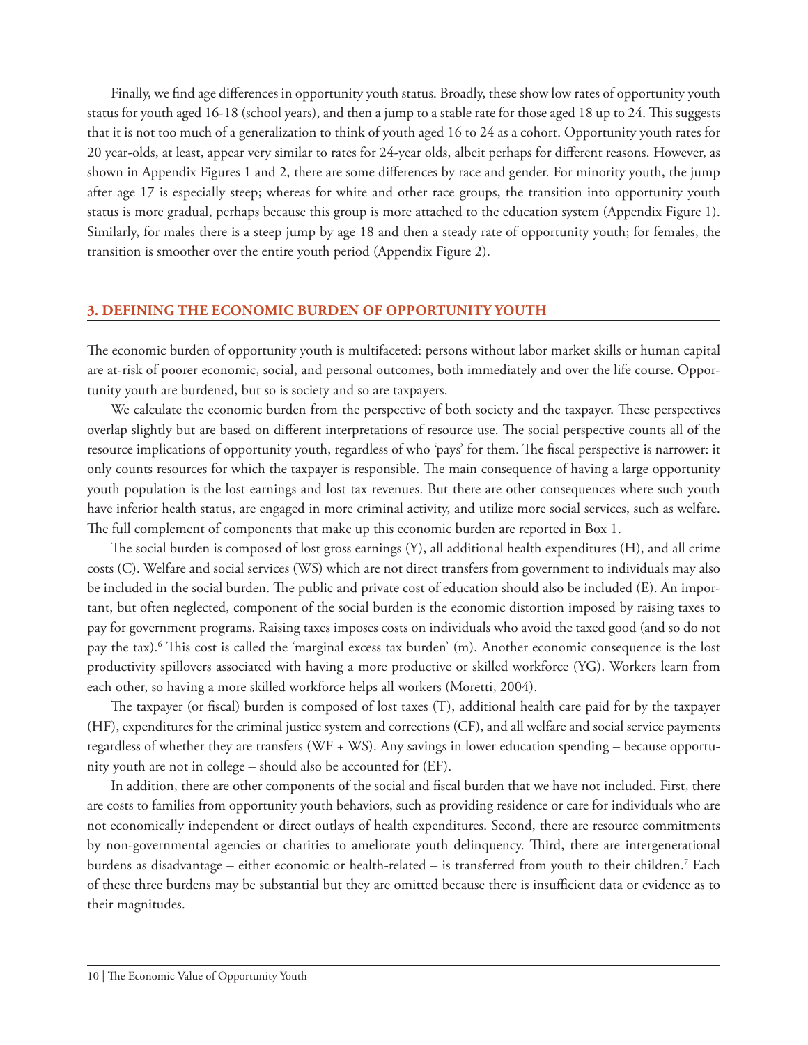Finally, we find age differences in opportunity youth status. Broadly, these show low rates of opportunity youth status for youth aged 16-18 (school years), and then a jump to a stable rate for those aged 18 up to 24. This suggests that it is not too much of a generalization to think of youth aged 16 to 24 as a cohort. Opportunity youth rates for 20 year-olds, at least, appear very similar to rates for 24-year olds, albeit perhaps for different reasons. However, as shown in Appendix Figures 1 and 2, there are some differences by race and gender. For minority youth, the jump after age 17 is especially steep; whereas for white and other race groups, the transition into opportunity youth status is more gradual, perhaps because this group is more attached to the education system (Appendix Figure 1). Similarly, for males there is a steep jump by age 18 and then a steady rate of opportunity youth; for females, the transition is smoother over the entire youth period (Appendix Figure 2).

## 3. DEFINING THE ECONOMIC BURDEN OF OPPORTUNITY YOUTH

The economic burden of opportunity youth is multifaceted: persons without labor market skills or human capital are at-risk of poorer economic, social, and personal outcomes, both immediately and over the life course. Opportunity youth are burdened, but so is society and so are taxpayers.

We calculate the economic burden from the perspective of both society and the taxpayer. These perspectives overlap slightly but are based on different interpretations of resource use. The social perspective counts all of the resource implications of opportunity youth, regardless of who 'pays' for them. The fiscal perspective is narrower: it only counts resources for which the taxpayer is responsible. The main consequence of having a large opportunity youth population is the lost earnings and lost tax revenues. But there are other consequences where such youth have inferior health status, are engaged in more criminal activity, and utilize more social services, such as welfare. The full complement of components that make up this economic burden are reported in Box 1.

The social burden is composed of lost gross earnings (Y), all additional health expenditures (H), and all crime costs (C). Welfare and social services (WS) which are not direct transfers from government to individuals may also be included in the social burden. The public and private cost of education should also be included (E). An important, but often neglected, component of the social burden is the economic distortion imposed by raising taxes to pay for government programs. Raising taxes imposes costs on individuals who avoid the taxed good (and so do not pay the tax).[6] This cost is called the 'marginal excess tax burden' (m). Another economic consequence is the lost productivity spillovers associated with having a more productive or skilled workforce (YG). Workers learn from each other, so having a more skilled workforce helps all workers (Moretti, 2004).

The taxpayer (or fiscal) burden is composed of lost taxes (T), additional health care paid for by the taxpayer (HF), expenditures for the criminal justice system and corrections (CF), and all welfare and social service payments regardless of whether they are transfers (WF + WS). Any savings in lower education spending – because opportunity youth are not in college – should also be accounted for (EF).

In addition, there are other components of the social and fiscal burden that we have not included. First, there are costs to families from opportunity youth behaviors, such as providing residence or care for individuals who are not economically independent or direct outlays of health expenditures. Second, there are resource commitments by non-governmental agencies or charities to ameliorate youth delinquency. Third, there are intergenerational burdens as disadvantage – either economic or health-related – is transferred from youth to their children.[7] Each of these three burdens may be substantial but they are omitted because there is insufficient data or evidence as to their magnitudes.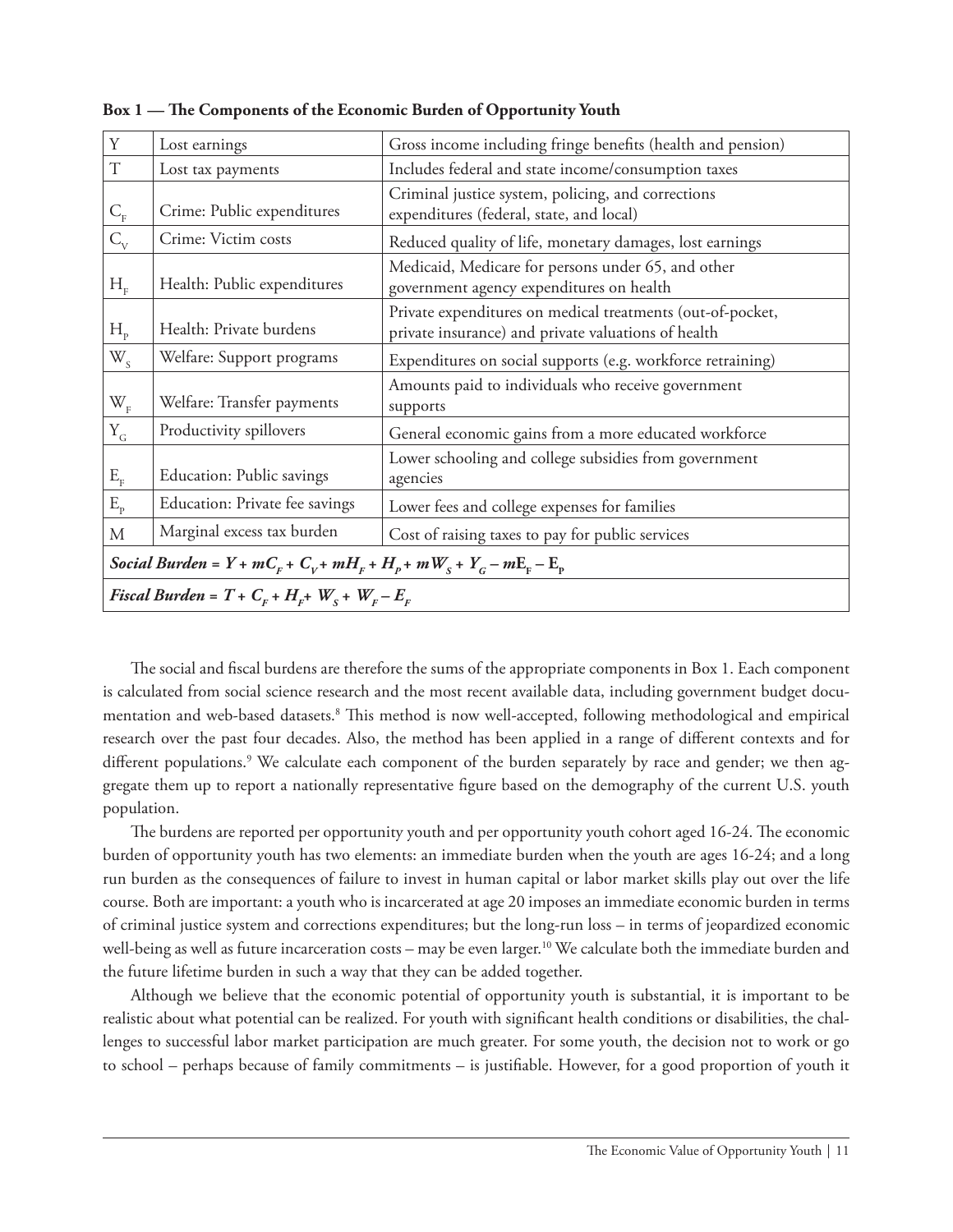**Box 1 — The Components of the Economic Burden of Opportunity Youth**

| Symbol | Component | Description |
|---|---|---|
| $Y$ | Lost earnings | Gross income including fringe benefits (health and pension) |
| $T$ | Lost tax payments | Includes federal and state income/consumption taxes |
| $C_F$ | Crime: Public expenditures | Criminal justice system, policing, and corrections expenditures (federal, state, and local) |
| $C_V$ | Crime: Victim costs | Reduced quality of life, monetary damages, lost earnings |
| $H_F$ | Health: Public expenditures | Medicaid, Medicare for persons under 65, and other government agency expenditures on health |
| $H_P$ | Health: Private burdens | Private expenditures on medical treatments (out-of-pocket, private insurance) and private valuations of health |
| $W_S$ | Welfare: Support programs | Expenditures on social supports (e.g. workforce retraining) |
| $W_F$ | Welfare: Transfer payments | Amounts paid to individuals who receive government supports |
| $Y_G$ | Productivity spillovers | General economic gains from a more educated workforce |
| $E_F$ | Education: Public savings | Lower schooling and college subsidies from government agencies |
| $E_P$ | Education: Private fee savings | Lower fees and college expenses for families |
| $M$ | Marginal excess tax burden | Cost of raising taxes to pay for public services |
| ***Social Burden*** = $Y + mC_F + C_V + mH_F + H_P + mW_S + Y_G - mE_F - E_P$ | | |
| ***Fiscal Burden*** = $T + C_F + H_F + W_S + W_F - E_F$ | | |

The social and fiscal burdens are therefore the sums of the appropriate components in Box 1. Each component is calculated from social science research and the most recent available data, including government budget documentation and web-based datasets.[8] This method is now well-accepted, following methodological and empirical research over the past four decades. Also, the method has been applied in a range of different contexts and for different populations.[9] We calculate each component of the burden separately by race and gender; we then aggregate them up to report a nationally representative figure based on the demography of the current U.S. youth population.

The burdens are reported per opportunity youth and per opportunity youth cohort aged 16-24. The economic burden of opportunity youth has two elements: an immediate burden when the youth are ages 16-24; and a long run burden as the consequences of failure to invest in human capital or labor market skills play out over the life course. Both are important: a youth who is incarcerated at age 20 imposes an immediate economic burden in terms of criminal justice system and corrections expenditures; but the long-run loss – in terms of jeopardized economic well-being as well as future incarceration costs – may be even larger.[10] We calculate both the immediate burden and the future lifetime burden in such a way that they can be added together.

Although we believe that the economic potential of opportunity youth is substantial, it is important to be realistic about what potential can be realized. For youth with significant health conditions or disabilities, the challenges to successful labor market participation are much greater. For some youth, the decision not to work or go to school – perhaps because of family commitments – is justifiable. However, for a good proportion of youth it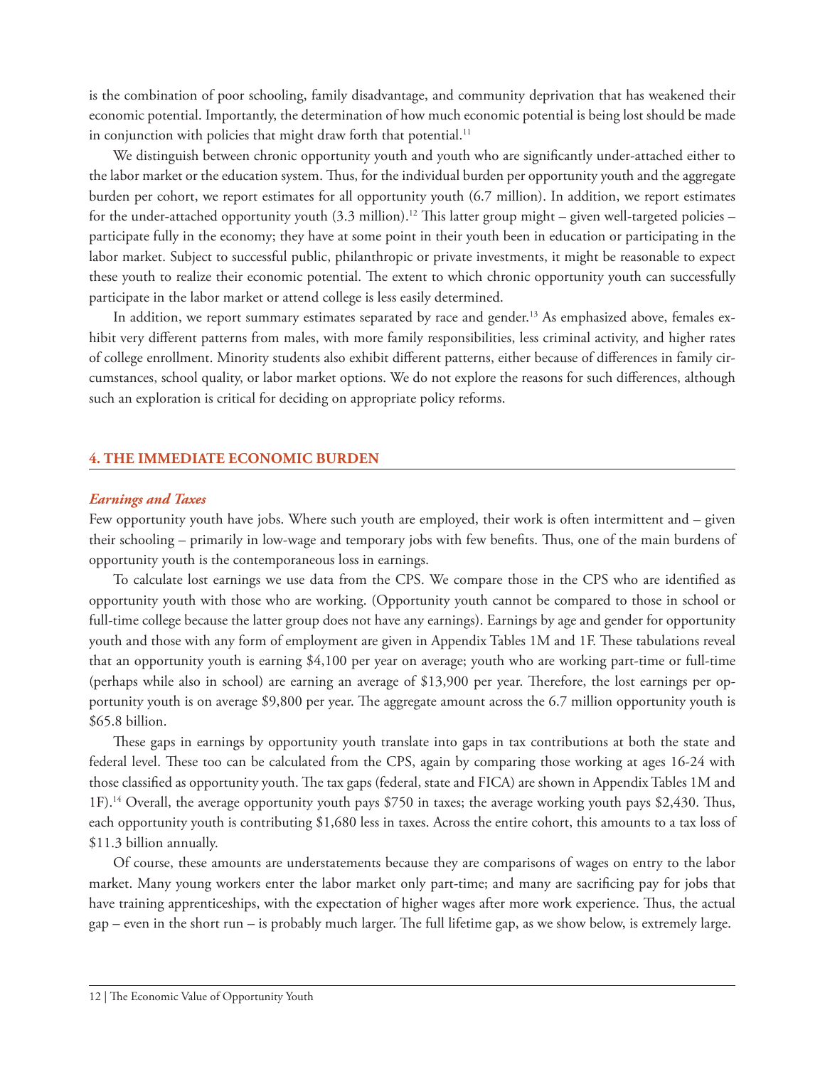is the combination of poor schooling, family disadvantage, and community deprivation that has weakened their economic potential. Importantly, the determination of how much economic potential is being lost should be made in conjunction with policies that might draw forth that potential.[11]

We distinguish between chronic opportunity youth and youth who are significantly under-attached either to the labor market or the education system. Thus, for the individual burden per opportunity youth and the aggregate burden per cohort, we report estimates for all opportunity youth (6.7 million). In addition, we report estimates for the under-attached opportunity youth (3.3 million).[12] This latter group might – given well-targeted policies – participate fully in the economy; they have at some point in their youth been in education or participating in the labor market. Subject to successful public, philanthropic or private investments, it might be reasonable to expect these youth to realize their economic potential. The extent to which chronic opportunity youth can successfully participate in the labor market or attend college is less easily determined.

In addition, we report summary estimates separated by race and gender.[13] As emphasized above, females exhibit very different patterns from males, with more family responsibilities, less criminal activity, and higher rates of college enrollment. Minority students also exhibit different patterns, either because of differences in family circumstances, school quality, or labor market options. We do not explore the reasons for such differences, although such an exploration is critical for deciding on appropriate policy reforms.

## 4. THE IMMEDIATE ECONOMIC BURDEN

### *Earnings and Taxes*

Few opportunity youth have jobs. Where such youth are employed, their work is often intermittent and – given their schooling – primarily in low-wage and temporary jobs with few benefits. Thus, one of the main burdens of opportunity youth is the contemporaneous loss in earnings.

To calculate lost earnings we use data from the CPS. We compare those in the CPS who are identified as opportunity youth with those who are working. (Opportunity youth cannot be compared to those in school or full-time college because the latter group does not have any earnings). Earnings by age and gender for opportunity youth and those with any form of employment are given in Appendix Tables 1M and 1F. These tabulations reveal that an opportunity youth is earning $4,100 per year on average; youth who are working part-time or full-time (perhaps while also in school) are earning an average of $13,900 per year. Therefore, the lost earnings per opportunity youth is on average $9,800 per year. The aggregate amount across the 6.7 million opportunity youth is $65.8 billion.

These gaps in earnings by opportunity youth translate into gaps in tax contributions at both the state and federal level. These too can be calculated from the CPS, again by comparing those working at ages 16-24 with those classified as opportunity youth. The tax gaps (federal, state and FICA) are shown in Appendix Tables 1M and 1F).[14] Overall, the average opportunity youth pays $750 in taxes; the average working youth pays $2,430. Thus, each opportunity youth is contributing $1,680 less in taxes. Across the entire cohort, this amounts to a tax loss of $11.3 billion annually.

Of course, these amounts are understatements because they are comparisons of wages on entry to the labor market. Many young workers enter the labor market only part-time; and many are sacrificing pay for jobs that have training apprenticeships, with the expectation of higher wages after more work experience. Thus, the actual gap – even in the short run – is probably much larger. The full lifetime gap, as we show below, is extremely large.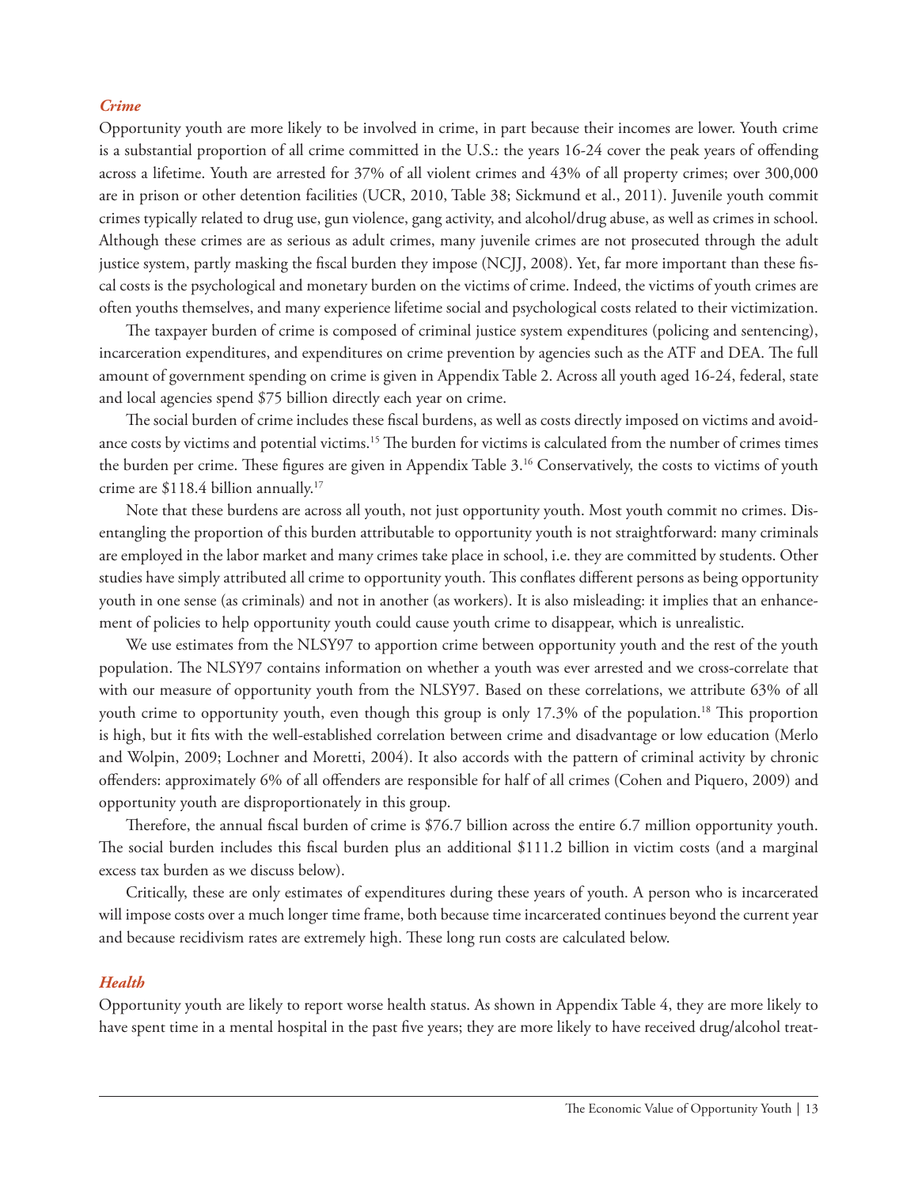### *Crime*

Opportunity youth are more likely to be involved in crime, in part because their incomes are lower. Youth crime is a substantial proportion of all crime committed in the U.S.: the years 16-24 cover the peak years of offending across a lifetime. Youth are arrested for 37% of all violent crimes and 43% of all property crimes; over 300,000 are in prison or other detention facilities (UCR, 2010, Table 38; Sickmund et al., 2011). Juvenile youth commit crimes typically related to drug use, gun violence, gang activity, and alcohol/drug abuse, as well as crimes in school. Although these crimes are as serious as adult crimes, many juvenile crimes are not prosecuted through the adult justice system, partly masking the fiscal burden they impose (NCJJ, 2008). Yet, far more important than these fiscal costs is the psychological and monetary burden on the victims of crime. Indeed, the victims of youth crimes are often youths themselves, and many experience lifetime social and psychological costs related to their victimization.

The taxpayer burden of crime is composed of criminal justice system expenditures (policing and sentencing), incarceration expenditures, and expenditures on crime prevention by agencies such as the ATF and DEA. The full amount of government spending on crime is given in Appendix Table 2. Across all youth aged 16-24, federal, state and local agencies spend $75 billion directly each year on crime.

The social burden of crime includes these fiscal burdens, as well as costs directly imposed on victims and avoidance costs by victims and potential victims.[15] The burden for victims is calculated from the number of crimes times the burden per crime. These figures are given in Appendix Table 3.[16] Conservatively, the costs to victims of youth crime are $118.4 billion annually.[17]

Note that these burdens are across all youth, not just opportunity youth. Most youth commit no crimes. Disentangling the proportion of this burden attributable to opportunity youth is not straightforward: many criminals are employed in the labor market and many crimes take place in school, i.e. they are committed by students. Other studies have simply attributed all crime to opportunity youth. This conflates different persons as being opportunity youth in one sense (as criminals) and not in another (as workers). It is also misleading: it implies that an enhancement of policies to help opportunity youth could cause youth crime to disappear, which is unrealistic.

We use estimates from the NLSY97 to apportion crime between opportunity youth and the rest of the youth population. The NLSY97 contains information on whether a youth was ever arrested and we cross-correlate that with our measure of opportunity youth from the NLSY97. Based on these correlations, we attribute 63% of all youth crime to opportunity youth, even though this group is only 17.3% of the population.[18] This proportion is high, but it fits with the well-established correlation between crime and disadvantage or low education (Merlo and Wolpin, 2009; Lochner and Moretti, 2004). It also accords with the pattern of criminal activity by chronic offenders: approximately 6% of all offenders are responsible for half of all crimes (Cohen and Piquero, 2009) and opportunity youth are disproportionately in this group.

Therefore, the annual fiscal burden of crime is $76.7 billion across the entire 6.7 million opportunity youth. The social burden includes this fiscal burden plus an additional $111.2 billion in victim costs (and a marginal excess tax burden as we discuss below).

Critically, these are only estimates of expenditures during these years of youth. A person who is incarcerated will impose costs over a much longer time frame, both because time incarcerated continues beyond the current year and because recidivism rates are extremely high. These long run costs are calculated below.

### *Health*

Opportunity youth are likely to report worse health status. As shown in Appendix Table 4, they are more likely to have spent time in a mental hospital in the past five years; they are more likely to have received drug/alcohol treat-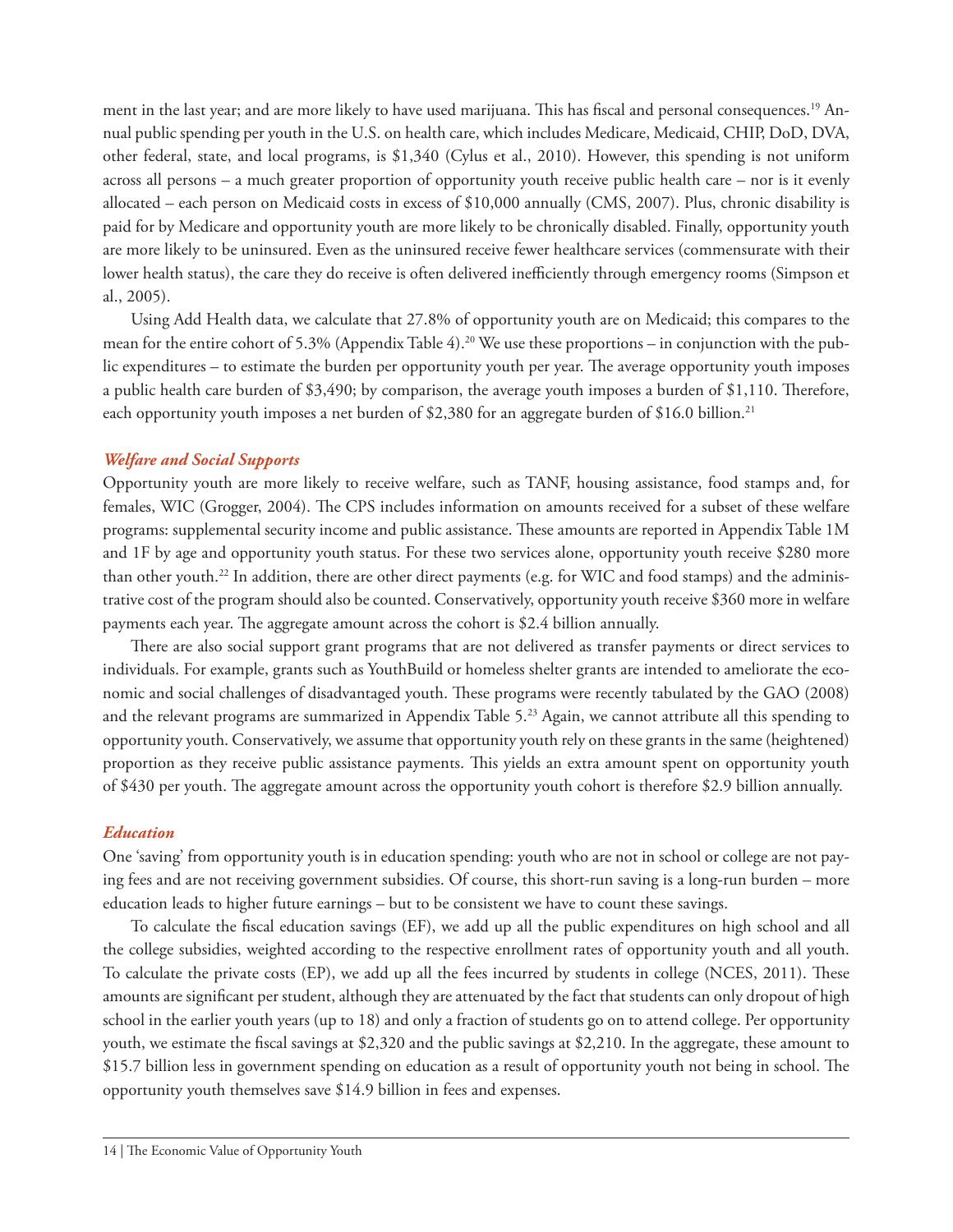ment in the last year; and are more likely to have used marijuana. This has fiscal and personal consequences.[19] Annual public spending per youth in the U.S. on health care, which includes Medicare, Medicaid, CHIP, DoD, DVA, other federal, state, and local programs, is $1,340 (Cylus et al., 2010). However, this spending is not uniform across all persons – a much greater proportion of opportunity youth receive public health care – nor is it evenly allocated – each person on Medicaid costs in excess of $10,000 annually (CMS, 2007). Plus, chronic disability is paid for by Medicare and opportunity youth are more likely to be chronically disabled. Finally, opportunity youth are more likely to be uninsured. Even as the uninsured receive fewer healthcare services (commensurate with their lower health status), the care they do receive is often delivered inefficiently through emergency rooms (Simpson et al., 2005).

Using Add Health data, we calculate that 27.8% of opportunity youth are on Medicaid; this compares to the mean for the entire cohort of 5.3% (Appendix Table 4).[20] We use these proportions – in conjunction with the public expenditures – to estimate the burden per opportunity youth per year. The average opportunity youth imposes a public health care burden of $3,490; by comparison, the average youth imposes a burden of $1,110. Therefore, each opportunity youth imposes a net burden of $2,380 for an aggregate burden of $16.0 billion.[21]

### *Welfare and Social Supports*

Opportunity youth are more likely to receive welfare, such as TANF, housing assistance, food stamps and, for females, WIC (Grogger, 2004). The CPS includes information on amounts received for a subset of these welfare programs: supplemental security income and public assistance. These amounts are reported in Appendix Table 1M and 1F by age and opportunity youth status. For these two services alone, opportunity youth receive $280 more than other youth.[22] In addition, there are other direct payments (e.g. for WIC and food stamps) and the administrative cost of the program should also be counted. Conservatively, opportunity youth receive $360 more in welfare payments each year. The aggregate amount across the cohort is $2.4 billion annually.

There are also social support grant programs that are not delivered as transfer payments or direct services to individuals. For example, grants such as YouthBuild or homeless shelter grants are intended to ameliorate the economic and social challenges of disadvantaged youth. These programs were recently tabulated by the GAO (2008) and the relevant programs are summarized in Appendix Table 5.[23] Again, we cannot attribute all this spending to opportunity youth. Conservatively, we assume that opportunity youth rely on these grants in the same (heightened) proportion as they receive public assistance payments. This yields an extra amount spent on opportunity youth of $430 per youth. The aggregate amount across the opportunity youth cohort is therefore $2.9 billion annually.

### *Education*

One 'saving' from opportunity youth is in education spending: youth who are not in school or college are not paying fees and are not receiving government subsidies. Of course, this short-run saving is a long-run burden – more education leads to higher future earnings – but to be consistent we have to count these savings.

To calculate the fiscal education savings (EF), we add up all the public expenditures on high school and all the college subsidies, weighted according to the respective enrollment rates of opportunity youth and all youth. To calculate the private costs (EP), we add up all the fees incurred by students in college (NCES, 2011). These amounts are significant per student, although they are attenuated by the fact that students can only dropout of high school in the earlier youth years (up to 18) and only a fraction of students go on to attend college. Per opportunity youth, we estimate the fiscal savings at $2,320 and the public savings at $2,210. In the aggregate, these amount to $15.7 billion less in government spending on education as a result of opportunity youth not being in school. The opportunity youth themselves save $14.9 billion in fees and expenses.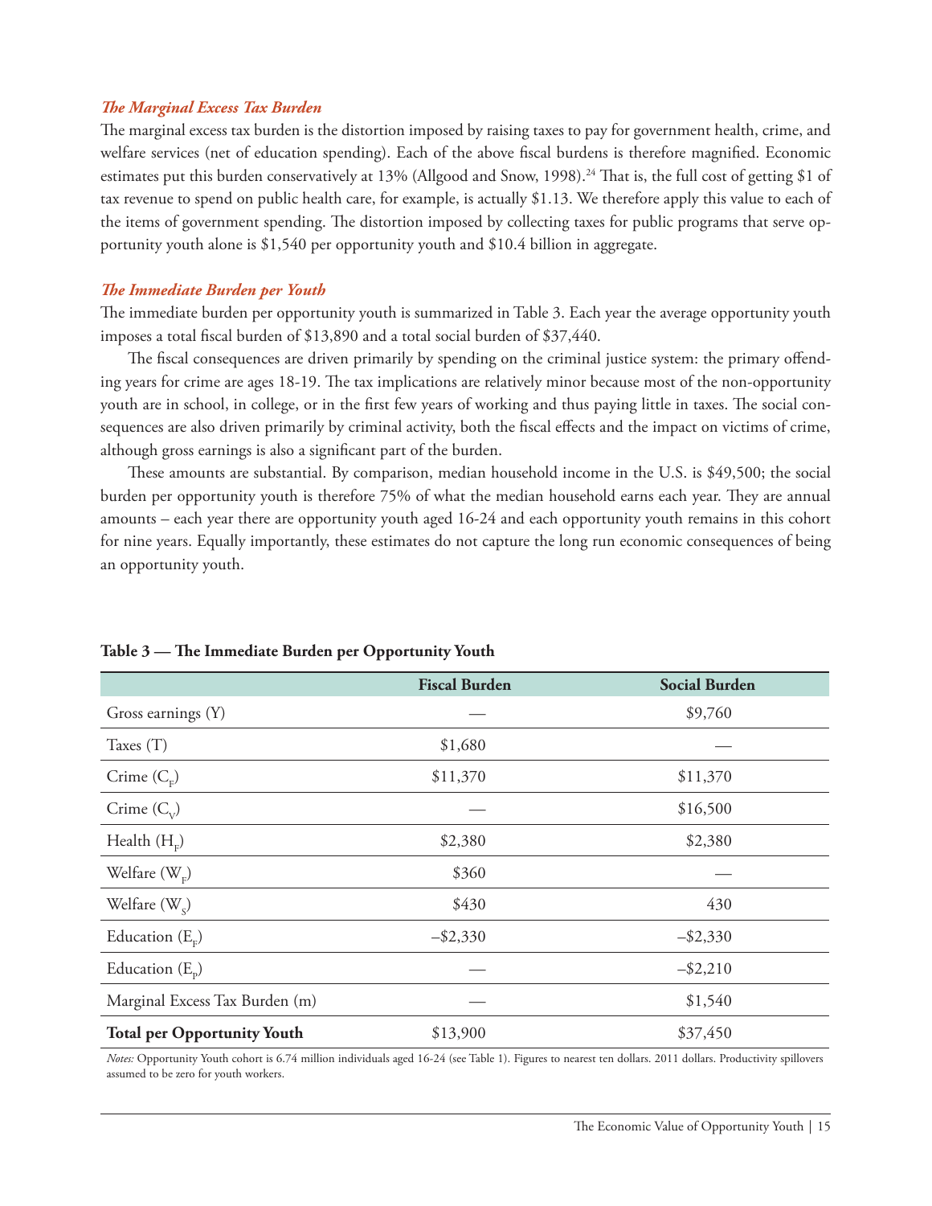### *The Marginal Excess Tax Burden*

The marginal excess tax burden is the distortion imposed by raising taxes to pay for government health, crime, and welfare services (net of education spending). Each of the above fiscal burdens is therefore magnified. Economic estimates put this burden conservatively at 13% (Allgood and Snow, 1998).[24] That is, the full cost of getting $1 of tax revenue to spend on public health care, for example, is actually $1.13. We therefore apply this value to each of the items of government spending. The distortion imposed by collecting taxes for public programs that serve opportunity youth alone is $1,540 per opportunity youth and $10.4 billion in aggregate.

### *The Immediate Burden per Youth*

The immediate burden per opportunity youth is summarized in Table 3. Each year the average opportunity youth imposes a total fiscal burden of $13,890 and a total social burden of $37,440.

The fiscal consequences are driven primarily by spending on the criminal justice system: the primary offending years for crime are ages 18-19. The tax implications are relatively minor because most of the non-opportunity youth are in school, in college, or in the first few years of working and thus paying little in taxes. The social consequences are also driven primarily by criminal activity, both the fiscal effects and the impact on victims of crime, although gross earnings is also a significant part of the burden.

These amounts are substantial. By comparison, median household income in the U.S. is $49,500; the social burden per opportunity youth is therefore 75% of what the median household earns each year. They are annual amounts – each year there are opportunity youth aged 16-24 and each opportunity youth remains in this cohort for nine years. Equally importantly, these estimates do not capture the long run economic consequences of being an opportunity youth.

**Table 3 — The Immediate Burden per Opportunity Youth**

| | Fiscal Burden | Social Burden |
|---|---|---|
| Gross earnings (Y) | — | $9,760 |
| Taxes (T) | $1,680 | — |
| Crime ($C_F$) | $11,370 | $11,370 |
| Crime ($C_V$) | — | $16,500 |
| Health ($H_F$) | $2,380 | $2,380 |
| Welfare ($W_F$) | $360 | — |
| Welfare ($W_S$) | $430 | 430 |
| Education ($E_F$) | –$2,330 | –$2,330 |
| Education ($E_P$) | — | –$2,210 |
| Marginal Excess Tax Burden (m) | — | $1,540 |
| **Total per Opportunity Youth** | $13,900 | $37,450 |

*Notes:* Opportunity Youth cohort is 6.74 million individuals aged 16-24 (see Table 1). Figures to nearest ten dollars. 2011 dollars. Productivity spillovers assumed to be zero for youth workers.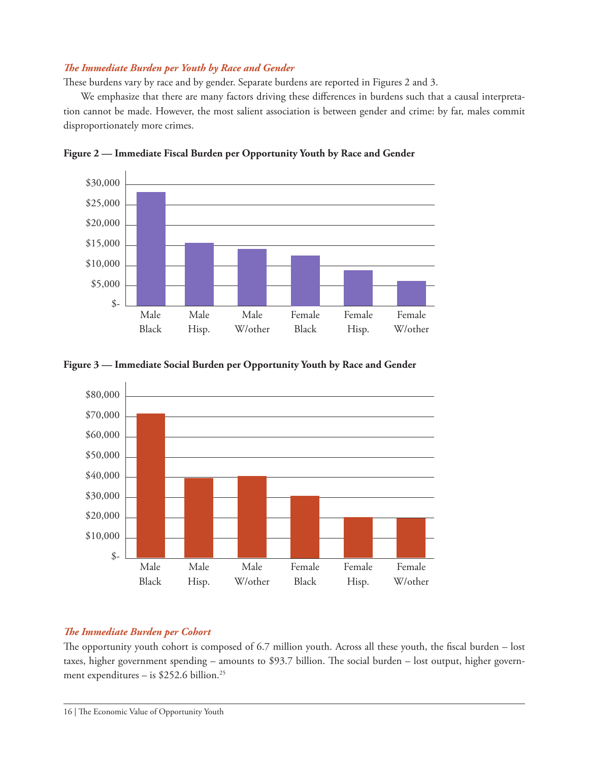### *The Immediate Burden per Youth by Race and Gender*

These burdens vary by race and by gender. Separate burdens are reported in Figures 2 and 3.

We emphasize that there are many factors driving these differences in burdens such that a causal interpretation cannot be made. However, the most salient association is between gender and crime: by far, males commit disproportionately more crimes.

**Figure 2 — Immediate Fiscal Burden per Opportunity Youth by Race and Gender**

**Figure 3 — Immediate Social Burden per Opportunity Youth by Race and Gender**

### *The Immediate Burden per Cohort*

The opportunity youth cohort is composed of 6.7 million youth. Across all these youth, the fiscal burden – lost taxes, higher government spending – amounts to $93.7 billion. The social burden – lost output, higher government expenditures – is $252.6 billion.[25]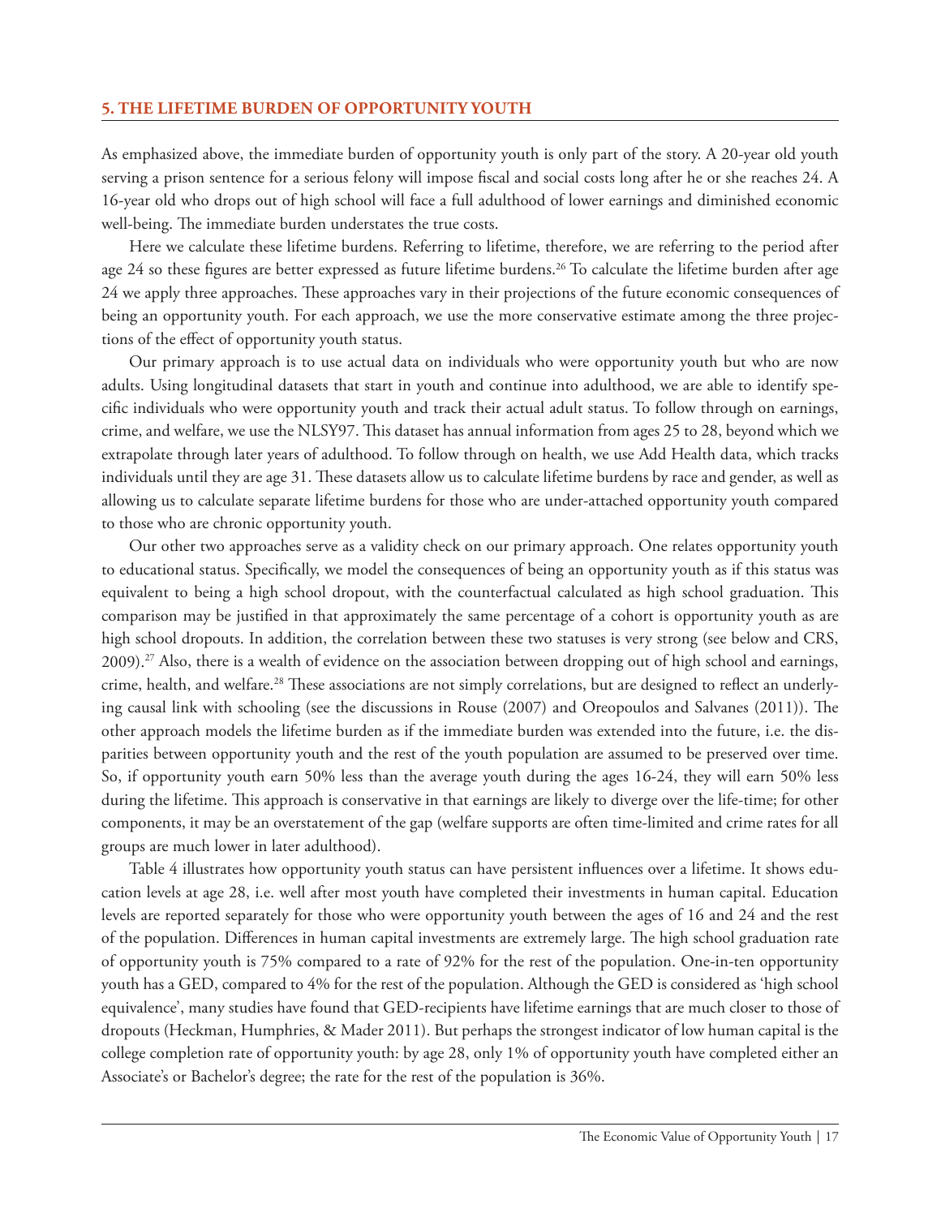## 5. THE LIFETIME BURDEN OF OPPORTUNITY YOUTH

As emphasized above, the immediate burden of opportunity youth is only part of the story. A 20-year old youth serving a prison sentence for a serious felony will impose fiscal and social costs long after he or she reaches 24. A 16-year old who drops out of high school will face a full adulthood of lower earnings and diminished economic well-being. The immediate burden understates the true costs.

Here we calculate these lifetime burdens. Referring to lifetime, therefore, we are referring to the period after age 24 so these figures are better expressed as future lifetime burdens.[26] To calculate the lifetime burden after age 24 we apply three approaches. These approaches vary in their projections of the future economic consequences of being an opportunity youth. For each approach, we use the more conservative estimate among the three projections of the effect of opportunity youth status.

Our primary approach is to use actual data on individuals who were opportunity youth but who are now adults. Using longitudinal datasets that start in youth and continue into adulthood, we are able to identify specific individuals who were opportunity youth and track their actual adult status. To follow through on earnings, crime, and welfare, we use the NLSY97. This dataset has annual information from ages 25 to 28, beyond which we extrapolate through later years of adulthood. To follow through on health, we use Add Health data, which tracks individuals until they are age 31. These datasets allow us to calculate lifetime burdens by race and gender, as well as allowing us to calculate separate lifetime burdens for those who are under-attached opportunity youth compared to those who are chronic opportunity youth.

Our other two approaches serve as a validity check on our primary approach. One relates opportunity youth to educational status. Specifically, we model the consequences of being an opportunity youth as if this status was equivalent to being a high school dropout, with the counterfactual calculated as high school graduation. This comparison may be justified in that approximately the same percentage of a cohort is opportunity youth as are high school dropouts. In addition, the correlation between these two statuses is very strong (see below and CRS, 2009).[27] Also, there is a wealth of evidence on the association between dropping out of high school and earnings, crime, health, and welfare.[28] These associations are not simply correlations, but are designed to reflect an underlying causal link with schooling (see the discussions in Rouse (2007) and Oreopoulos and Salvanes (2011)). The other approach models the lifetime burden as if the immediate burden was extended into the future, i.e. the disparities between opportunity youth and the rest of the youth population are assumed to be preserved over time. So, if opportunity youth earn 50% less than the average youth during the ages 16-24, they will earn 50% less during the lifetime. This approach is conservative in that earnings are likely to diverge over the life-time; for other components, it may be an overstatement of the gap (welfare supports are often time-limited and crime rates for all groups are much lower in later adulthood).

Table 4 illustrates how opportunity youth status can have persistent influences over a lifetime. It shows education levels at age 28, i.e. well after most youth have completed their investments in human capital. Education levels are reported separately for those who were opportunity youth between the ages of 16 and 24 and the rest of the population. Differences in human capital investments are extremely large. The high school graduation rate of opportunity youth is 75% compared to a rate of 92% for the rest of the population. One-in-ten opportunity youth has a GED, compared to 4% for the rest of the population. Although the GED is considered as 'high school equivalence', many studies have found that GED-recipients have lifetime earnings that are much closer to those of dropouts (Heckman, Humphries, & Mader 2011). But perhaps the strongest indicator of low human capital is the college completion rate of opportunity youth: by age 28, only 1% of opportunity youth have completed either an Associate's or Bachelor's degree; the rate for the rest of the population is 36%.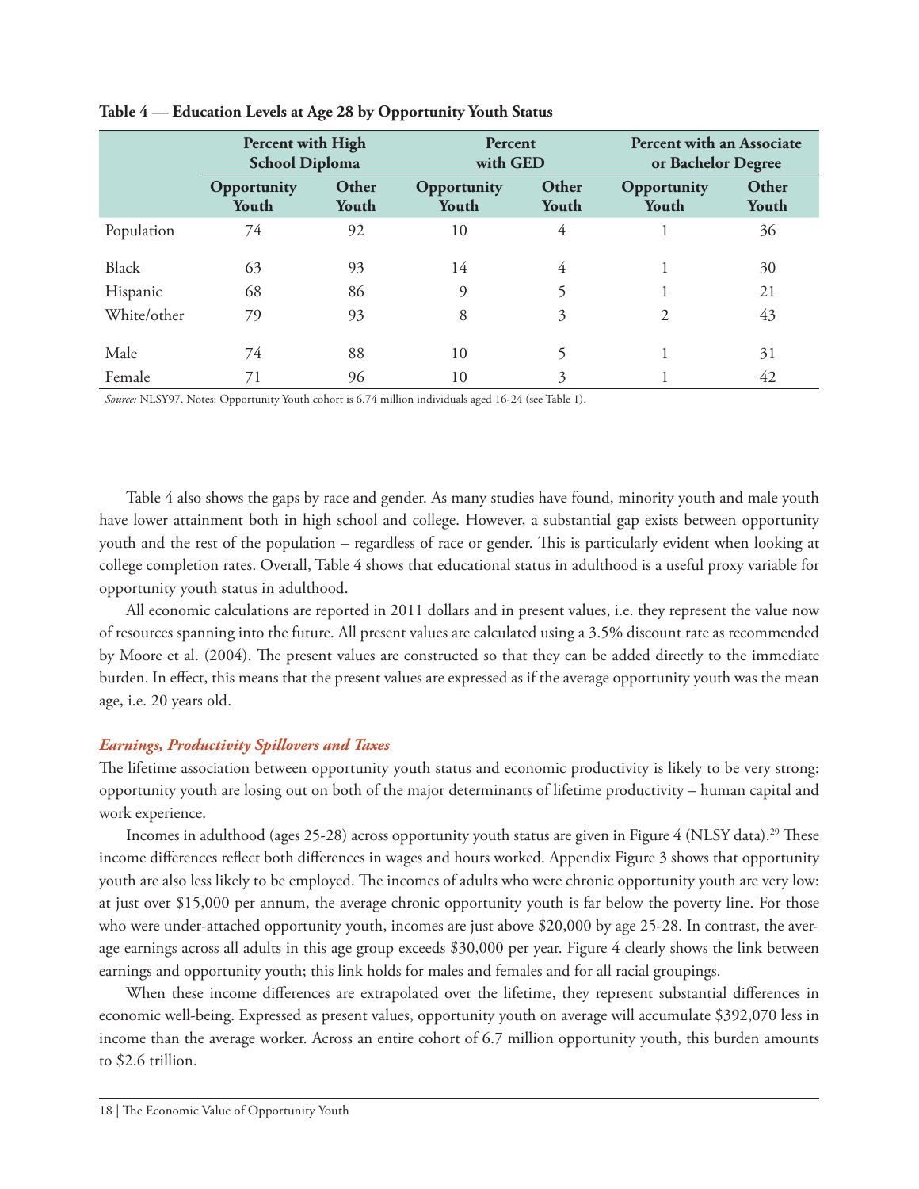**Table 4 — Education Levels at Age 28 by Opportunity Youth Status**

| | Percent with High School Diploma | | Percent with GED | | Percent with an Associate or Bachelor Degree | |
|---|---|---|---|---|---|---|
| | Opportunity Youth | Other Youth | Opportunity Youth | Other Youth | Opportunity Youth | Other Youth |
| Population | 74 | 92 | 10 | 4 | 1 | 36 |
| Black | 63 | 93 | 14 | 4 | 1 | 30 |
| Hispanic | 68 | 86 | 9 | 5 | 1 | 21 |
| White/other | 79 | 93 | 8 | 3 | 2 | 43 |
| Male | 74 | 88 | 10 | 5 | 1 | 31 |
| Female | 71 | 96 | 10 | 3 | 1 | 42 |

*Source:* NLSY97. Notes: Opportunity Youth cohort is 6.74 million individuals aged 16-24 (see Table 1).

Table 4 also shows the gaps by race and gender. As many studies have found, minority youth and male youth have lower attainment both in high school and college. However, a substantial gap exists between opportunity youth and the rest of the population – regardless of race or gender. This is particularly evident when looking at college completion rates. Overall, Table 4 shows that educational status in adulthood is a useful proxy variable for opportunity youth status in adulthood.

All economic calculations are reported in 2011 dollars and in present values, i.e. they represent the value now of resources spanning into the future. All present values are calculated using a 3.5% discount rate as recommended by Moore et al. (2004). The present values are constructed so that they can be added directly to the immediate burden. In effect, this means that the present values are expressed as if the average opportunity youth was the mean age, i.e. 20 years old.

### *Earnings, Productivity Spillovers and Taxes*

The lifetime association between opportunity youth status and economic productivity is likely to be very strong: opportunity youth are losing out on both of the major determinants of lifetime productivity – human capital and work experience.

Incomes in adulthood (ages 25-28) across opportunity youth status are given in Figure 4 (NLSY data).[29] These income differences reflect both differences in wages and hours worked. Appendix Figure 3 shows that opportunity youth are also less likely to be employed. The incomes of adults who were chronic opportunity youth are very low: at just over $15,000 per annum, the average chronic opportunity youth is far below the poverty line. For those who were under-attached opportunity youth, incomes are just above $20,000 by age 25-28. In contrast, the average earnings across all adults in this age group exceeds $30,000 per year. Figure 4 clearly shows the link between earnings and opportunity youth; this link holds for males and females and for all racial groupings.

When these income differences are extrapolated over the lifetime, they represent substantial differences in economic well-being. Expressed as present values, opportunity youth on average will accumulate $392,070 less in income than the average worker. Across an entire cohort of 6.7 million opportunity youth, this burden amounts to $2.6 trillion.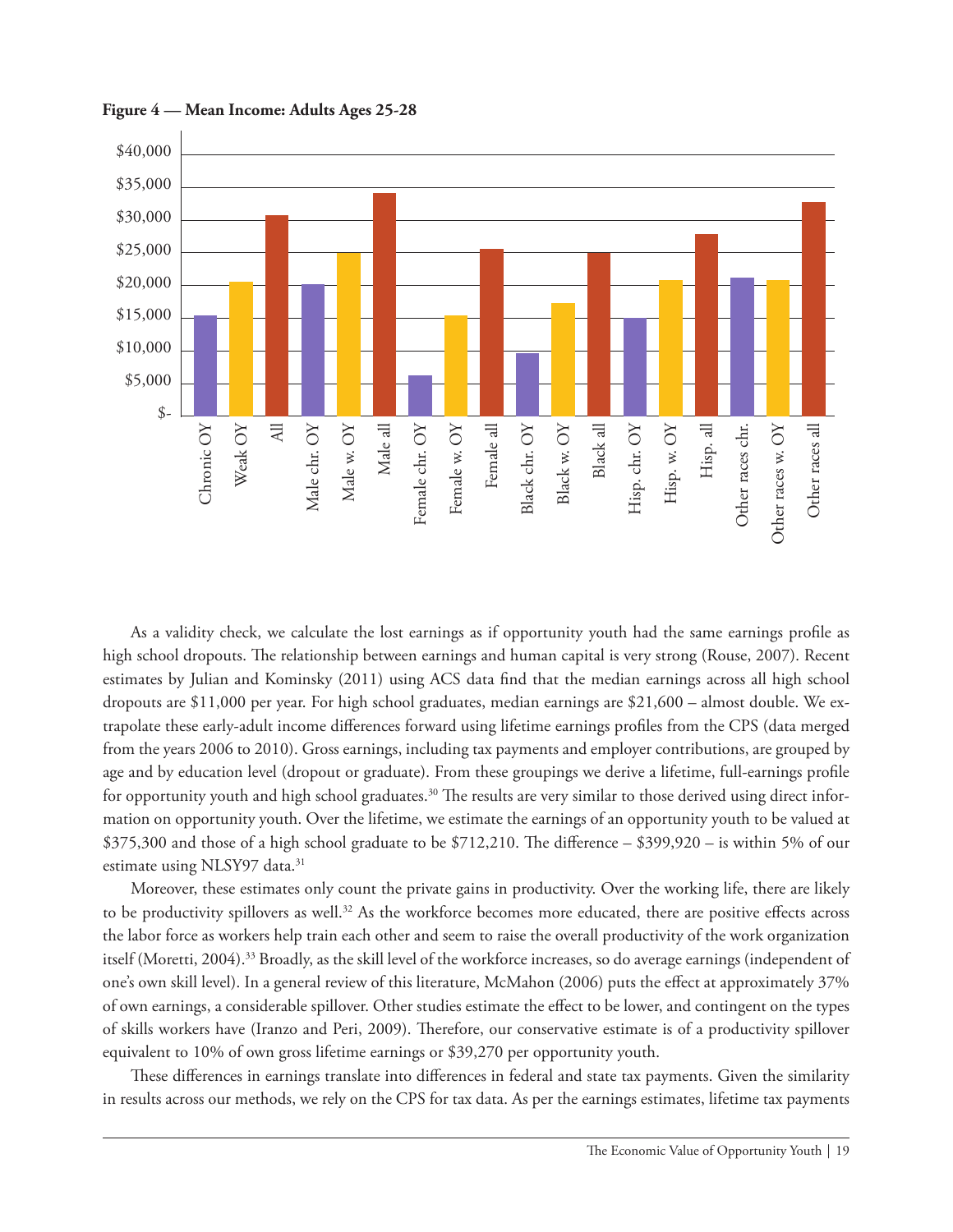**Figure 4 — Mean Income: Adults Ages 25-28**

As a validity check, we calculate the lost earnings as if opportunity youth had the same earnings profile as high school dropouts. The relationship between earnings and human capital is very strong (Rouse, 2007). Recent estimates by Julian and Kominsky (2011) using ACS data find that the median earnings across all high school dropouts are $11,000 per year. For high school graduates, median earnings are $21,600 – almost double. We extrapolate these early-adult income differences forward using lifetime earnings profiles from the CPS (data merged from the years 2006 to 2010). Gross earnings, including tax payments and employer contributions, are grouped by age and by education level (dropout or graduate). From these groupings we derive a lifetime, full-earnings profile for opportunity youth and high school graduates.[30] The results are very similar to those derived using direct information on opportunity youth. Over the lifetime, we estimate the earnings of an opportunity youth to be valued at $375,300 and those of a high school graduate to be $712,210. The difference – $399,920 – is within 5% of our estimate using NLSY97 data.[31]

Moreover, these estimates only count the private gains in productivity. Over the working life, there are likely to be productivity spillovers as well.[32] As the workforce becomes more educated, there are positive effects across the labor force as workers help train each other and seem to raise the overall productivity of the work organization itself (Moretti, 2004).[33] Broadly, as the skill level of the workforce increases, so do average earnings (independent of one's own skill level). In a general review of this literature, McMahon (2006) puts the effect at approximately 37% of own earnings, a considerable spillover. Other studies estimate the effect to be lower, and contingent on the types of skills workers have (Iranzo and Peri, 2009). Therefore, our conservative estimate is of a productivity spillover equivalent to 10% of own gross lifetime earnings or $39,270 per opportunity youth.

These differences in earnings translate into differences in federal and state tax payments. Given the similarity in results across our methods, we rely on the CPS for tax data. As per the earnings estimates, lifetime tax payments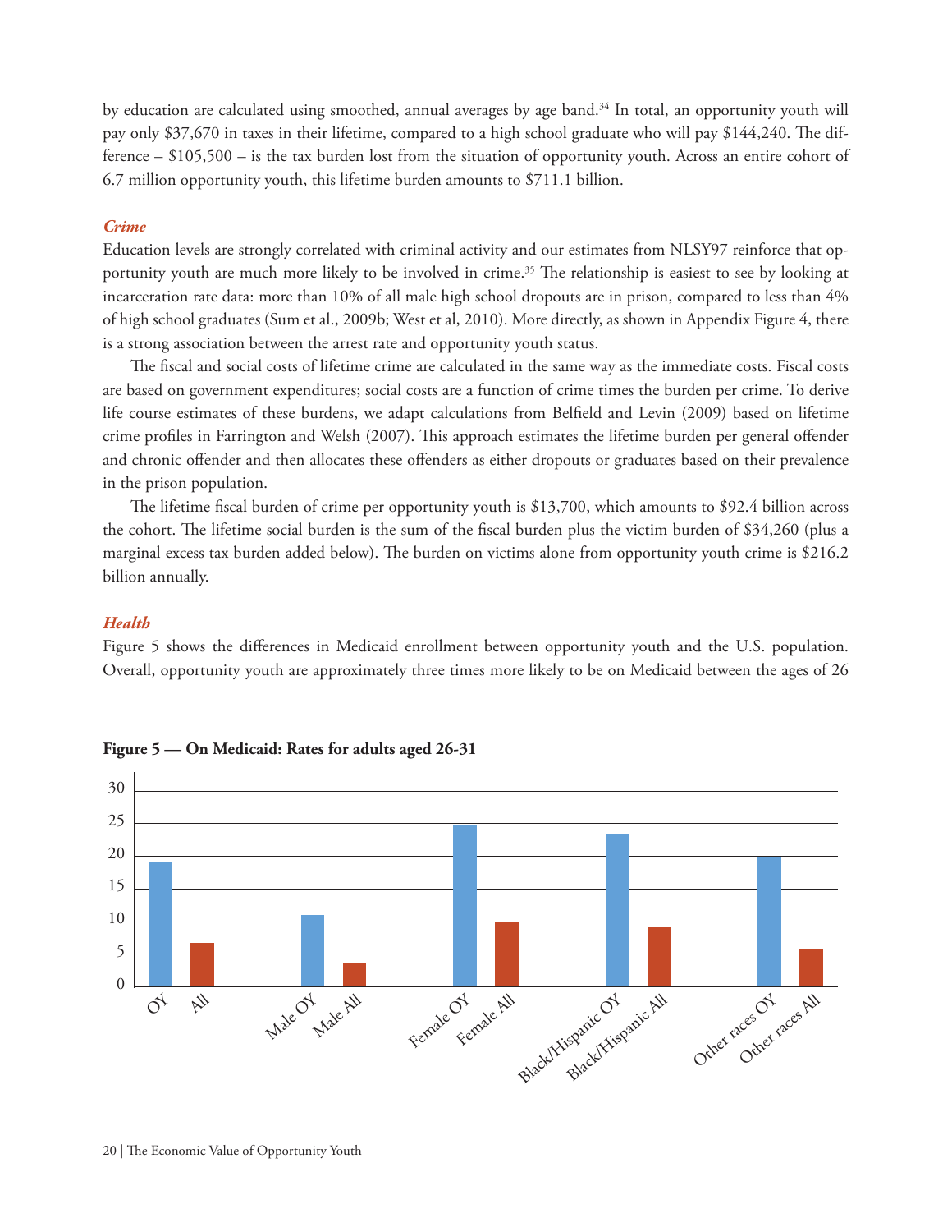by education are calculated using smoothed, annual averages by age band.[34] In total, an opportunity youth will pay only $37,670 in taxes in their lifetime, compared to a high school graduate who will pay $144,240. The difference – $105,500 – is the tax burden lost from the situation of opportunity youth. Across an entire cohort of 6.7 million opportunity youth, this lifetime burden amounts to $711.1 billion.

### *Crime*

Education levels are strongly correlated with criminal activity and our estimates from NLSY97 reinforce that opportunity youth are much more likely to be involved in crime.[35] The relationship is easiest to see by looking at incarceration rate data: more than 10% of all male high school dropouts are in prison, compared to less than 4% of high school graduates (Sum et al., 2009b; West et al, 2010). More directly, as shown in Appendix Figure 4, there is a strong association between the arrest rate and opportunity youth status.

The fiscal and social costs of lifetime crime are calculated in the same way as the immediate costs. Fiscal costs are based on government expenditures; social costs are a function of crime times the burden per crime. To derive life course estimates of these burdens, we adapt calculations from Belfield and Levin (2009) based on lifetime crime profiles in Farrington and Welsh (2007). This approach estimates the lifetime burden per general offender and chronic offender and then allocates these offenders as either dropouts or graduates based on their prevalence in the prison population.

The lifetime fiscal burden of crime per opportunity youth is $13,700, which amounts to $92.4 billion across the cohort. The lifetime social burden is the sum of the fiscal burden plus the victim burden of $34,260 (plus a marginal excess tax burden added below). The burden on victims alone from opportunity youth crime is $216.2 billion annually.

### *Health*

Figure 5 shows the differences in Medicaid enrollment between opportunity youth and the U.S. population. Overall, opportunity youth are approximately three times more likely to be on Medicaid between the ages of 26

**Figure 5 — On Medicaid: Rates for adults aged 26-31**

| Group | Rate (approx.) |
|---|---|
| OY | 19 |
| All | 6.7 |
| Male OY | 11 |
| Male All | 3.6 |
| Female OY | 24.8 |
| Female All | 10 |
| Black/Hispanic OY | 23.3 |
| Black/Hispanic All | 9.1 |
| Other races OY | 19.8 |
| Other races All | 5.8 |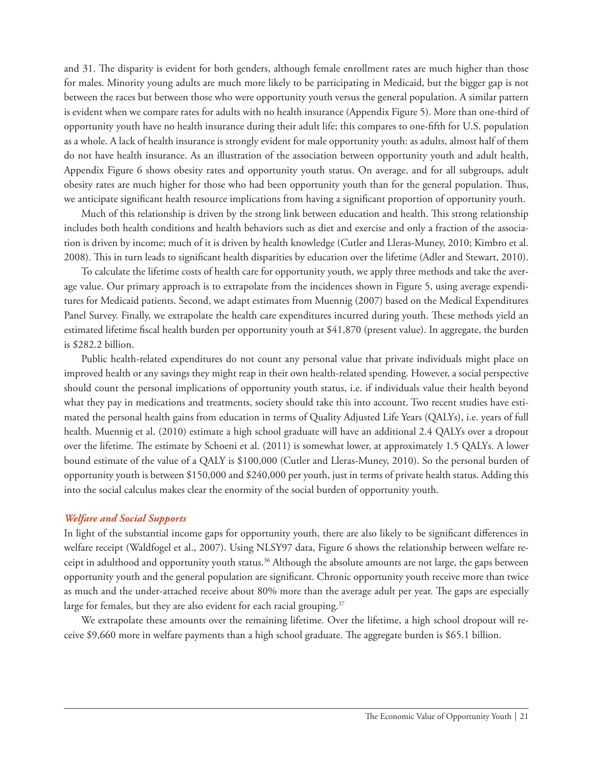and 31. The disparity is evident for both genders, although female enrollment rates are much higher than those for males. Minority young adults are much more likely to be participating in Medicaid, but the bigger gap is not between the races but between those who were opportunity youth versus the general population. A similar pattern is evident when we compare rates for adults with no health insurance (Appendix Figure 5). More than one-third of opportunity youth have no health insurance during their adult life; this compares to one-fifth for U.S. population as a whole. A lack of health insurance is strongly evident for male opportunity youth: as adults, almost half of them do not have health insurance. As an illustration of the association between opportunity youth and adult health, Appendix Figure 6 shows obesity rates and opportunity youth status. On average, and for all subgroups, adult obesity rates are much higher for those who had been opportunity youth than for the general population. Thus, we anticipate significant health resource implications from having a significant proportion of opportunity youth.

Much of this relationship is driven by the strong link between education and health. This strong relationship includes both health conditions and health behaviors such as diet and exercise and only a fraction of the association is driven by income; much of it is driven by health knowledge (Cutler and Lleras-Muney, 2010; Kimbro et al. 2008). This in turn leads to significant health disparities by education over the lifetime (Adler and Stewart, 2010).

To calculate the lifetime costs of health care for opportunity youth, we apply three methods and take the average value. Our primary approach is to extrapolate from the incidences shown in Figure 5, using average expenditures for Medicaid patients. Second, we adapt estimates from Muennig (2007) based on the Medical Expenditures Panel Survey. Finally, we extrapolate the health care expenditures incurred during youth. These methods yield an estimated lifetime fiscal health burden per opportunity youth at $41,870 (present value). In aggregate, the burden is $282.2 billion.

Public health-related expenditures do not count any personal value that private individuals might place on improved health or any savings they might reap in their own health-related spending. However, a social perspective should count the personal implications of opportunity youth status, i.e. if individuals value their health beyond what they pay in medications and treatments, society should take this into account. Two recent studies have estimated the personal health gains from education in terms of Quality Adjusted Life Years (QALYs), i.e. years of full health. Muennig et al. (2010) estimate a high school graduate will have an additional 2.4 QALYs over a dropout over the lifetime. The estimate by Schoeni et al. (2011) is somewhat lower, at approximately 1.5 QALYs. A lower bound estimate of the value of a QALY is $100,000 (Cutler and Lleras-Muney, 2010). So the personal burden of opportunity youth is between $150,000 and $240,000 per youth, just in terms of private health status. Adding this into the social calculus makes clear the enormity of the social burden of opportunity youth.

### *Welfare and Social Supports*

In light of the substantial income gaps for opportunity youth, there are also likely to be significant differences in welfare receipt (Waldfogel et al., 2007). Using NLSY97 data, Figure 6 shows the relationship between welfare receipt in adulthood and opportunity youth status.[36] Although the absolute amounts are not large, the gaps between opportunity youth and the general population are significant. Chronic opportunity youth receive more than twice as much and the under-attached receive about 80% more than the average adult per year. The gaps are especially large for females, but they are also evident for each racial grouping.[37]

We extrapolate these amounts over the remaining lifetime. Over the lifetime, a high school dropout will receive $9,660 more in welfare payments than a high school graduate. The aggregate burden is $65.1 billion.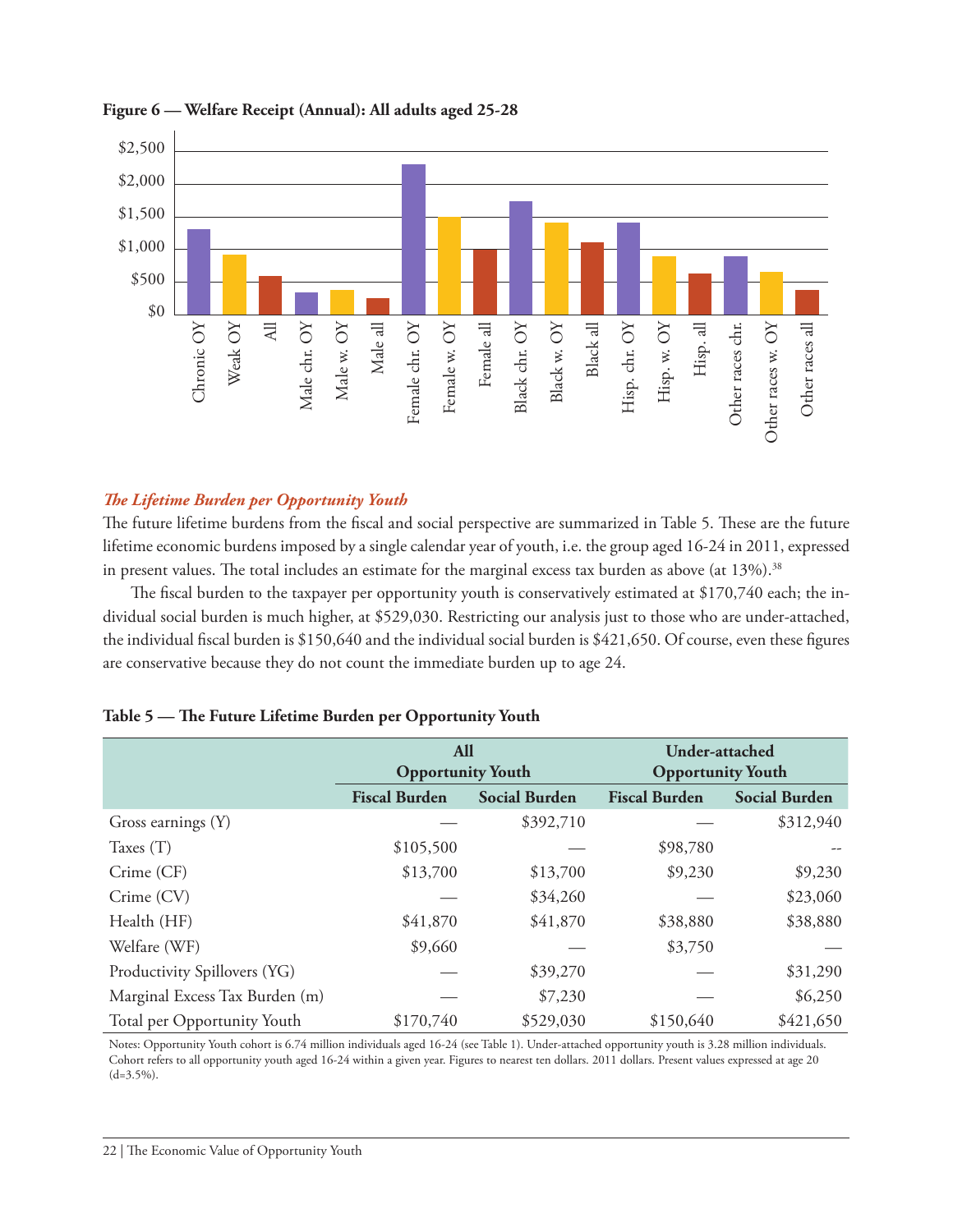**Figure 6 — Welfare Receipt (Annual): All adults aged 25-28**

**The Lifetime Burden per Opportunity Youth**

The future lifetime burdens from the fiscal and social perspective are summarized in Table 5. These are the future lifetime economic burdens imposed by a single calendar year of youth, i.e. the group aged 16-24 in 2011, expressed in present values. The total includes an estimate for the marginal excess tax burden as above (at 13%).[38]

The fiscal burden to the taxpayer per opportunity youth is conservatively estimated at $170,740 each; the individual social burden is much higher, at $529,030. Restricting our analysis just to those who are under-attached, the individual fiscal burden is $150,640 and the individual social burden is $421,650. Of course, even these figures are conservative because they do not count the immediate burden up to age 24.

**Table 5 — The Future Lifetime Burden per Opportunity Youth**

| | All Opportunity Youth | | Under-attached Opportunity Youth | |
|---|---|---|---|---|
| | Fiscal Burden | Social Burden | Fiscal Burden | Social Burden |
| Gross earnings (Y) | — | $392,710 | — | $312,940 |
| Taxes (T) | $105,500 | — | $98,780 | -- |
| Crime (CF) | $13,700 | $13,700 | $9,230 | $9,230 |
| Crime (CV) | — | $34,260 | — | $23,060 |
| Health (HF) | $41,870 | $41,870 | $38,880 | $38,880 |
| Welfare (WF) | $9,660 | — | $3,750 | — |
| Productivity Spillovers (YG) | — | $39,270 | — | $31,290 |
| Marginal Excess Tax Burden (m) | — | $7,230 | — | $6,250 |
| Total per Opportunity Youth | $170,740 | $529,030 | $150,640 | $421,650 |

Notes: Opportunity Youth cohort is 6.74 million individuals aged 16-24 (see Table 1). Under-attached opportunity youth is 3.28 million individuals. Cohort refers to all opportunity youth aged 16-24 within a given year. Figures to nearest ten dollars. 2011 dollars. Present values expressed at age 20 (d=3.5%).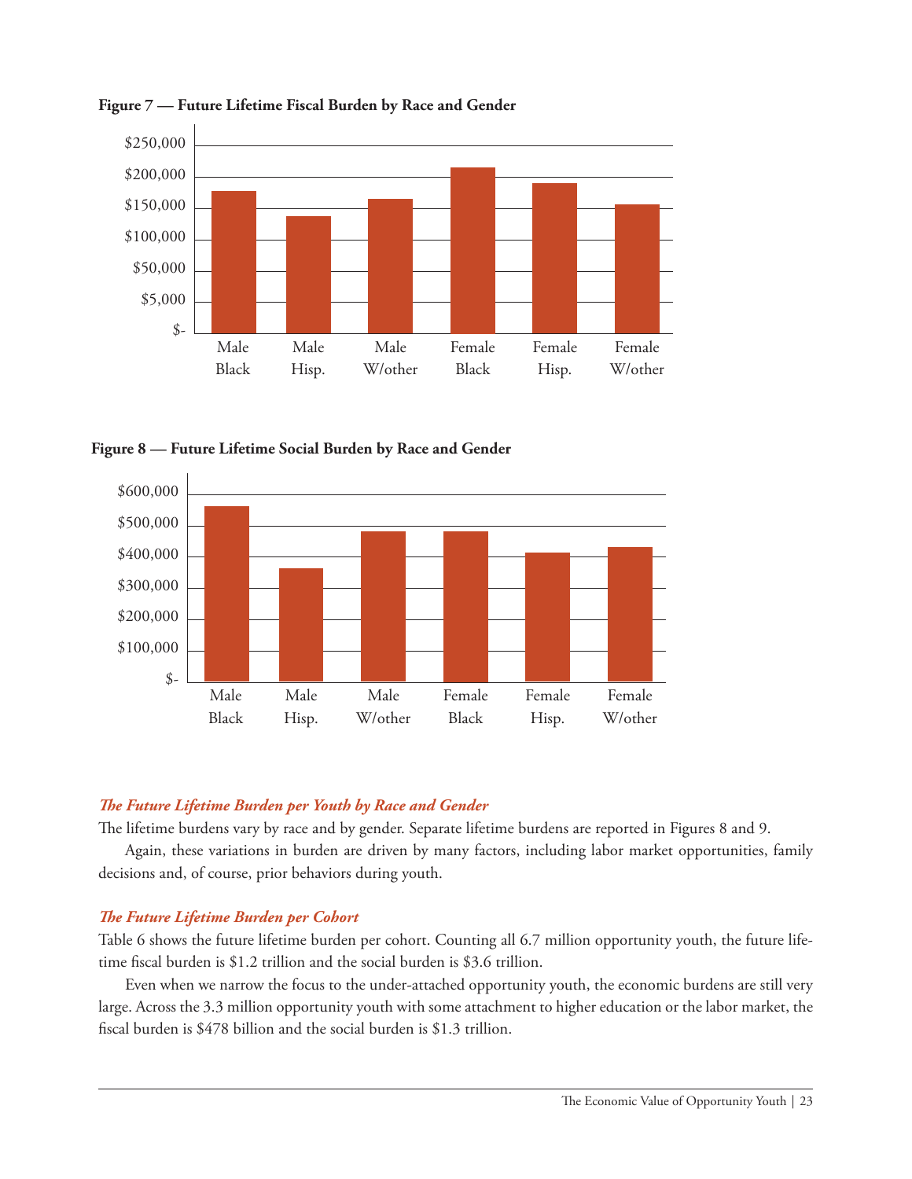**Figure 7 — Future Lifetime Fiscal Burden by Race and Gender**

**Figure 8 — Future Lifetime Social Burden by Race and Gender**

### *The Future Lifetime Burden per Youth by Race and Gender*

The lifetime burdens vary by race and by gender. Separate lifetime burdens are reported in Figures 8 and 9.

Again, these variations in burden are driven by many factors, including labor market opportunities, family decisions and, of course, prior behaviors during youth.

### *The Future Lifetime Burden per Cohort*

Table 6 shows the future lifetime burden per cohort. Counting all 6.7 million opportunity youth, the future lifetime fiscal burden is $1.2 trillion and the social burden is $3.6 trillion.

Even when we narrow the focus to the under-attached opportunity youth, the economic burdens are still very large. Across the 3.3 million opportunity youth with some attachment to higher education or the labor market, the fiscal burden is $478 billion and the social burden is $1.3 trillion.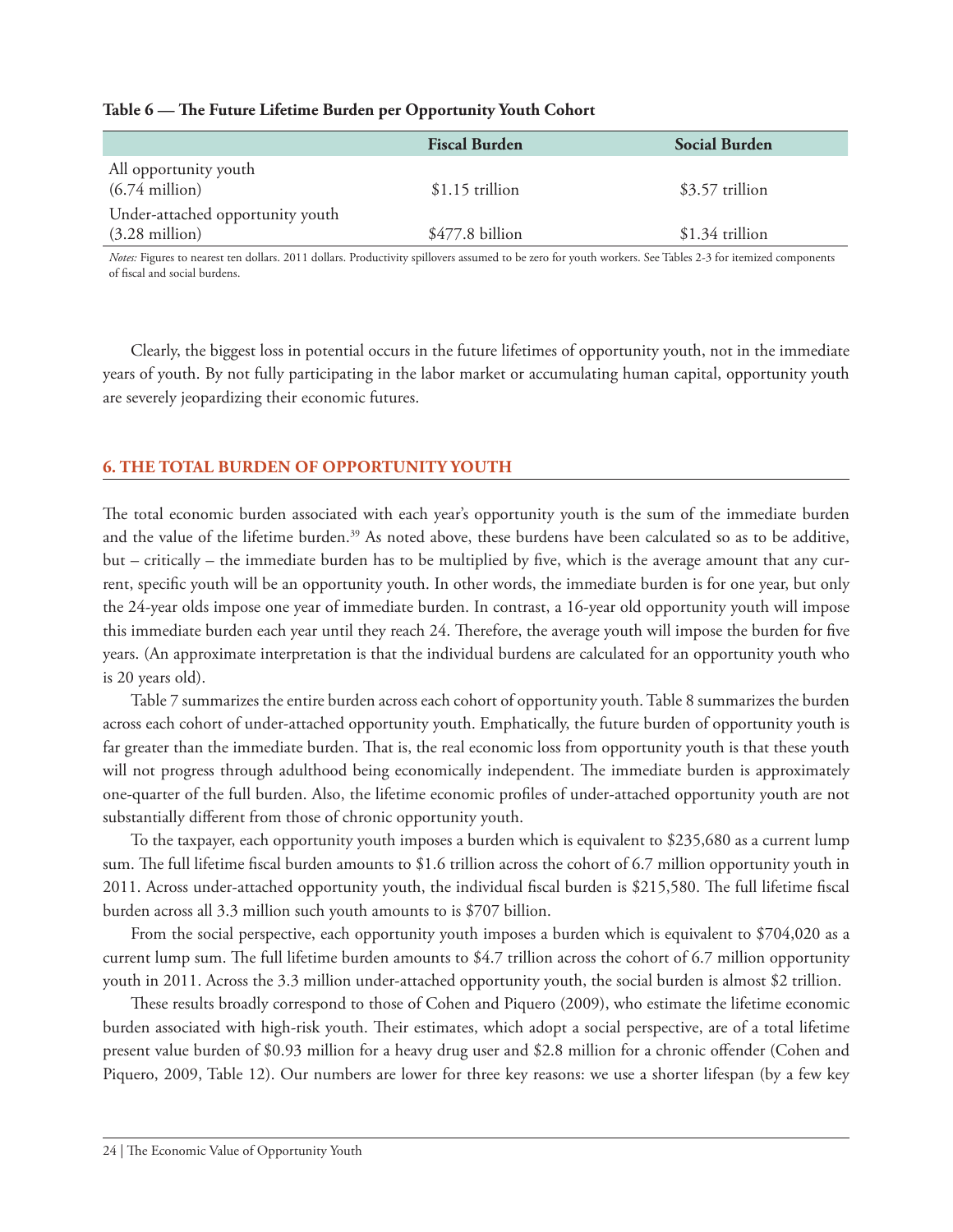**Table 6 — The Future Lifetime Burden per Opportunity Youth Cohort**

| | Fiscal Burden | Social Burden |
|---|---|---|
| All opportunity youth (6.74 million) | $1.15 trillion | $3.57 trillion |
| Under-attached opportunity youth (3.28 million) | $477.8 billion | $1.34 trillion |

*Notes:* Figures to nearest ten dollars. 2011 dollars. Productivity spillovers assumed to be zero for youth workers. See Tables 2-3 for itemized components of fiscal and social burdens.

Clearly, the biggest loss in potential occurs in the future lifetimes of opportunity youth, not in the immediate years of youth. By not fully participating in the labor market or accumulating human capital, opportunity youth are severely jeopardizing their economic futures.

## 6. THE TOTAL BURDEN OF OPPORTUNITY YOUTH

The total economic burden associated with each year's opportunity youth is the sum of the immediate burden and the value of the lifetime burden.[39] As noted above, these burdens have been calculated so as to be additive, but – critically – the immediate burden has to be multiplied by five, which is the average amount that any current, specific youth will be an opportunity youth. In other words, the immediate burden is for one year, but only the 24-year olds impose one year of immediate burden. In contrast, a 16-year old opportunity youth will impose this immediate burden each year until they reach 24. Therefore, the average youth will impose the burden for five years. (An approximate interpretation is that the individual burdens are calculated for an opportunity youth who is 20 years old).

Table 7 summarizes the entire burden across each cohort of opportunity youth. Table 8 summarizes the burden across each cohort of under-attached opportunity youth. Emphatically, the future burden of opportunity youth is far greater than the immediate burden. That is, the real economic loss from opportunity youth is that these youth will not progress through adulthood being economically independent. The immediate burden is approximately one-quarter of the full burden. Also, the lifetime economic profiles of under-attached opportunity youth are not substantially different from those of chronic opportunity youth.

To the taxpayer, each opportunity youth imposes a burden which is equivalent to $235,680 as a current lump sum. The full lifetime fiscal burden amounts to $1.6 trillion across the cohort of 6.7 million opportunity youth in 2011. Across under-attached opportunity youth, the individual fiscal burden is $215,580. The full lifetime fiscal burden across all 3.3 million such youth amounts to is $707 billion.

From the social perspective, each opportunity youth imposes a burden which is equivalent to $704,020 as a current lump sum. The full lifetime burden amounts to $4.7 trillion across the cohort of 6.7 million opportunity youth in 2011. Across the 3.3 million under-attached opportunity youth, the social burden is almost $2 trillion.

These results broadly correspond to those of Cohen and Piquero (2009), who estimate the lifetime economic burden associated with high-risk youth. Their estimates, which adopt a social perspective, are of a total lifetime present value burden of $0.93 million for a heavy drug user and $2.8 million for a chronic offender (Cohen and Piquero, 2009, Table 12). Our numbers are lower for three key reasons: we use a shorter lifespan (by a few key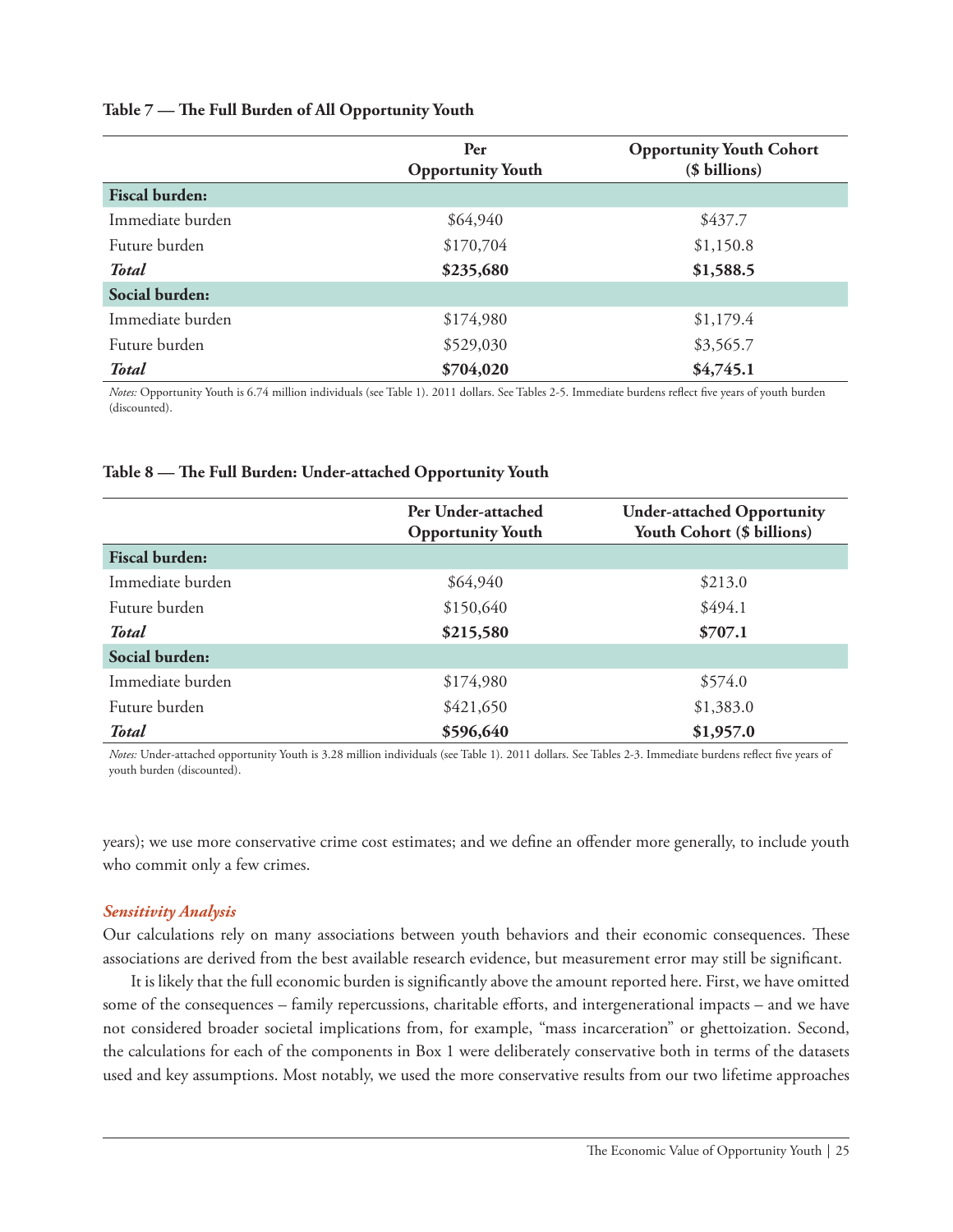**Table 7 — The Full Burden of All Opportunity Youth**

| | Per Opportunity Youth | Opportunity Youth Cohort ($ billions) |
|---|---|---|
| **Fiscal burden:** | | |
| Immediate burden | $64,940 | $437.7 |
| Future burden | $170,704 | $1,150.8 |
| ***Total*** | **$235,680** | **$1,588.5** |
| **Social burden:** | | |
| Immediate burden | $174,980 | $1,179.4 |
| Future burden | $529,030 | $3,565.7 |
| ***Total*** | **$704,020** | **$4,745.1** |

*Notes:* Opportunity Youth is 6.74 million individuals (see Table 1). 2011 dollars. See Tables 2-5. Immediate burdens reflect five years of youth burden (discounted).

**Table 8 — The Full Burden: Under-attached Opportunity Youth**

| | Per Under-attached Opportunity Youth | Under-attached Opportunity Youth Cohort ($ billions) |
|---|---|---|
| **Fiscal burden:** | | |
| Immediate burden | $64,940 | $213.0 |
| Future burden | $150,640 | $494.1 |
| ***Total*** | **$215,580** | **$707.1** |
| **Social burden:** | | |
| Immediate burden | $174,980 | $574.0 |
| Future burden | $421,650 | $1,383.0 |
| ***Total*** | **$596,640** | **$1,957.0** |

*Notes:* Under-attached opportunity Youth is 3.28 million individuals (see Table 1). 2011 dollars. See Tables 2-3. Immediate burdens reflect five years of youth burden (discounted).

years); we use more conservative crime cost estimates; and we define an offender more generally, to include youth who commit only a few crimes.

### *Sensitivity Analysis*

Our calculations rely on many associations between youth behaviors and their economic consequences. These associations are derived from the best available research evidence, but measurement error may still be significant.

It is likely that the full economic burden is significantly above the amount reported here. First, we have omitted some of the consequences – family repercussions, charitable efforts, and intergenerational impacts – and we have not considered broader societal implications from, for example, "mass incarceration" or ghettoization. Second, the calculations for each of the components in Box 1 were deliberately conservative both in terms of the datasets used and key assumptions. Most notably, we used the more conservative results from our two lifetime approaches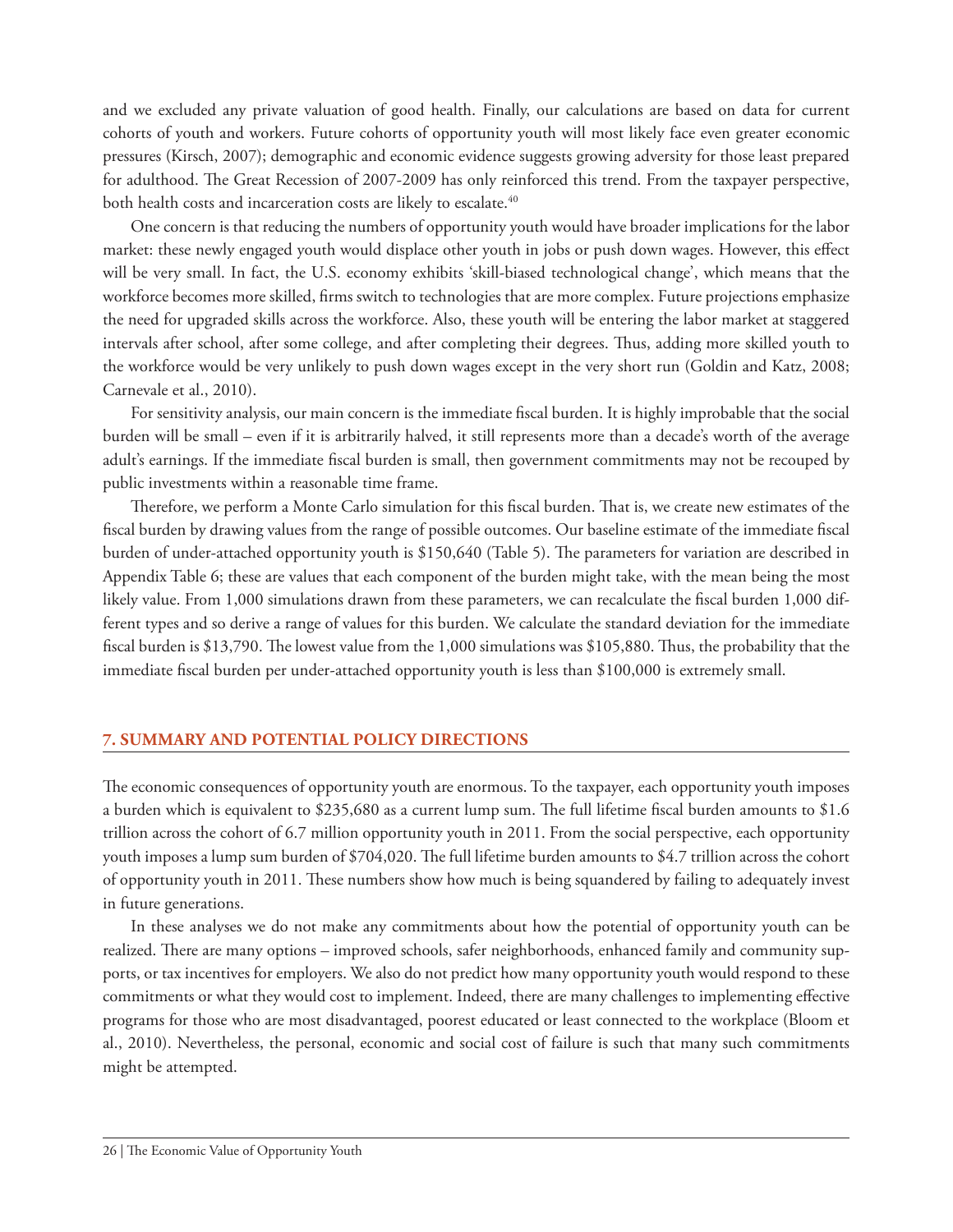and we excluded any private valuation of good health. Finally, our calculations are based on data for current cohorts of youth and workers. Future cohorts of opportunity youth will most likely face even greater economic pressures (Kirsch, 2007); demographic and economic evidence suggests growing adversity for those least prepared for adulthood. The Great Recession of 2007-2009 has only reinforced this trend. From the taxpayer perspective, both health costs and incarceration costs are likely to escalate.[40]

One concern is that reducing the numbers of opportunity youth would have broader implications for the labor market: these newly engaged youth would displace other youth in jobs or push down wages. However, this effect will be very small. In fact, the U.S. economy exhibits 'skill-biased technological change', which means that the workforce becomes more skilled, firms switch to technologies that are more complex. Future projections emphasize the need for upgraded skills across the workforce. Also, these youth will be entering the labor market at staggered intervals after school, after some college, and after completing their degrees. Thus, adding more skilled youth to the workforce would be very unlikely to push down wages except in the very short run (Goldin and Katz, 2008; Carnevale et al., 2010).

For sensitivity analysis, our main concern is the immediate fiscal burden. It is highly improbable that the social burden will be small – even if it is arbitrarily halved, it still represents more than a decade's worth of the average adult's earnings. If the immediate fiscal burden is small, then government commitments may not be recouped by public investments within a reasonable time frame.

Therefore, we perform a Monte Carlo simulation for this fiscal burden. That is, we create new estimates of the fiscal burden by drawing values from the range of possible outcomes. Our baseline estimate of the immediate fiscal burden of under-attached opportunity youth is $150,640 (Table 5). The parameters for variation are described in Appendix Table 6; these are values that each component of the burden might take, with the mean being the most likely value. From 1,000 simulations drawn from these parameters, we can recalculate the fiscal burden 1,000 different types and so derive a range of values for this burden. We calculate the standard deviation for the immediate fiscal burden is $13,790. The lowest value from the 1,000 simulations was $105,880. Thus, the probability that the immediate fiscal burden per under-attached opportunity youth is less than $100,000 is extremely small.

## 7. SUMMARY AND POTENTIAL POLICY DIRECTIONS

The economic consequences of opportunity youth are enormous. To the taxpayer, each opportunity youth imposes a burden which is equivalent to $235,680 as a current lump sum. The full lifetime fiscal burden amounts to $1.6 trillion across the cohort of 6.7 million opportunity youth in 2011. From the social perspective, each opportunity youth imposes a lump sum burden of $704,020. The full lifetime burden amounts to $4.7 trillion across the cohort of opportunity youth in 2011. These numbers show how much is being squandered by failing to adequately invest in future generations.

In these analyses we do not make any commitments about how the potential of opportunity youth can be realized. There are many options – improved schools, safer neighborhoods, enhanced family and community supports, or tax incentives for employers. We also do not predict how many opportunity youth would respond to these commitments or what they would cost to implement. Indeed, there are many challenges to implementing effective programs for those who are most disadvantaged, poorest educated or least connected to the workplace (Bloom et al., 2010). Nevertheless, the personal, economic and social cost of failure is such that many such commitments might be attempted.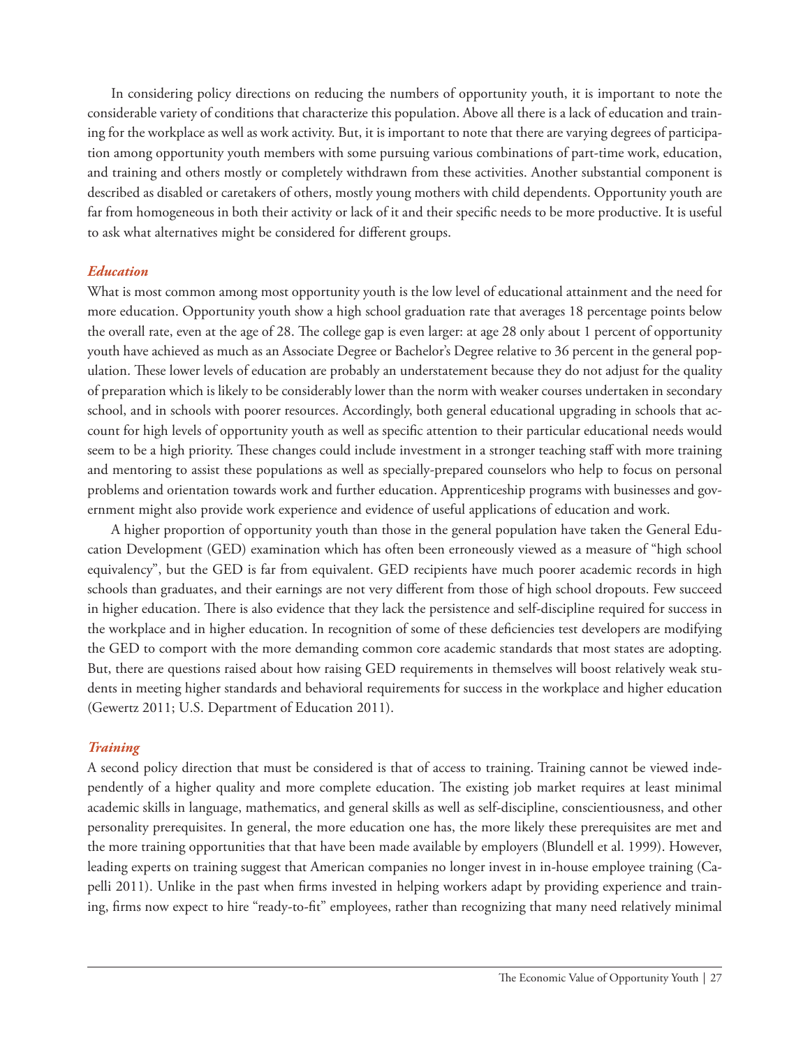In considering policy directions on reducing the numbers of opportunity youth, it is important to note the considerable variety of conditions that characterize this population. Above all there is a lack of education and training for the workplace as well as work activity. But, it is important to note that there are varying degrees of participation among opportunity youth members with some pursuing various combinations of part-time work, education, and training and others mostly or completely withdrawn from these activities. Another substantial component is described as disabled or caretakers of others, mostly young mothers with child dependents. Opportunity youth are far from homogeneous in both their activity or lack of it and their specific needs to be more productive. It is useful to ask what alternatives might be considered for different groups.

### *Education*

What is most common among most opportunity youth is the low level of educational attainment and the need for more education. Opportunity youth show a high school graduation rate that averages 18 percentage points below the overall rate, even at the age of 28. The college gap is even larger: at age 28 only about 1 percent of opportunity youth have achieved as much as an Associate Degree or Bachelor's Degree relative to 36 percent in the general population. These lower levels of education are probably an understatement because they do not adjust for the quality of preparation which is likely to be considerably lower than the norm with weaker courses undertaken in secondary school, and in schools with poorer resources. Accordingly, both general educational upgrading in schools that account for high levels of opportunity youth as well as specific attention to their particular educational needs would seem to be a high priority. These changes could include investment in a stronger teaching staff with more training and mentoring to assist these populations as well as specially-prepared counselors who help to focus on personal problems and orientation towards work and further education. Apprenticeship programs with businesses and government might also provide work experience and evidence of useful applications of education and work.

A higher proportion of opportunity youth than those in the general population have taken the General Education Development (GED) examination which has often been erroneously viewed as a measure of "high school equivalency", but the GED is far from equivalent. GED recipients have much poorer academic records in high schools than graduates, and their earnings are not very different from those of high school dropouts. Few succeed in higher education. There is also evidence that they lack the persistence and self-discipline required for success in the workplace and in higher education. In recognition of some of these deficiencies test developers are modifying the GED to comport with the more demanding common core academic standards that most states are adopting. But, there are questions raised about how raising GED requirements in themselves will boost relatively weak students in meeting higher standards and behavioral requirements for success in the workplace and higher education (Gewertz 2011; U.S. Department of Education 2011).

### *Training*

A second policy direction that must be considered is that of access to training. Training cannot be viewed independently of a higher quality and more complete education. The existing job market requires at least minimal academic skills in language, mathematics, and general skills as well as self-discipline, conscientiousness, and other personality prerequisites. In general, the more education one has, the more likely these prerequisites are met and the more training opportunities that that have been made available by employers (Blundell et al. 1999). However, leading experts on training suggest that American companies no longer invest in in-house employee training (Capelli 2011). Unlike in the past when firms invested in helping workers adapt by providing experience and training, firms now expect to hire "ready-to-fit" employees, rather than recognizing that many need relatively minimal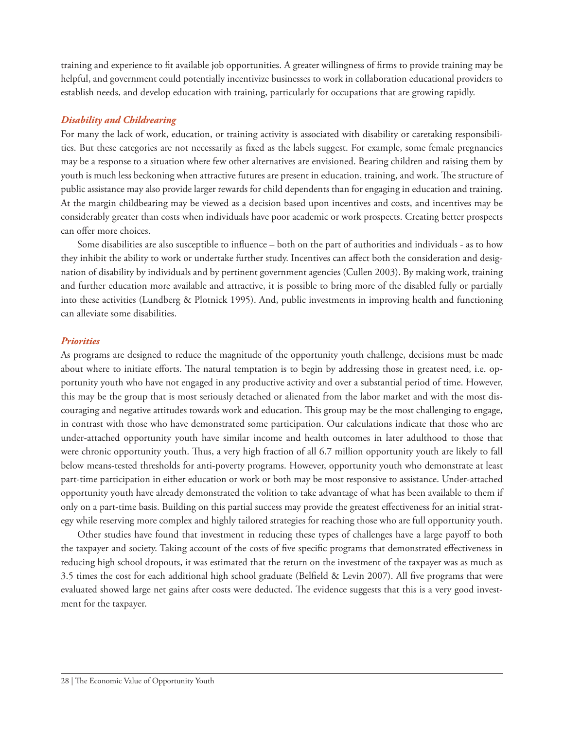training and experience to fit available job opportunities. A greater willingness of firms to provide training may be helpful, and government could potentially incentivize businesses to work in collaboration educational providers to establish needs, and develop education with training, particularly for occupations that are growing rapidly.

### *Disability and Childrearing*

For many the lack of work, education, or training activity is associated with disability or caretaking responsibilities. But these categories are not necessarily as fixed as the labels suggest. For example, some female pregnancies may be a response to a situation where few other alternatives are envisioned. Bearing children and raising them by youth is much less beckoning when attractive futures are present in education, training, and work. The structure of public assistance may also provide larger rewards for child dependents than for engaging in education and training. At the margin childbearing may be viewed as a decision based upon incentives and costs, and incentives may be considerably greater than costs when individuals have poor academic or work prospects. Creating better prospects can offer more choices.

Some disabilities are also susceptible to influence – both on the part of authorities and individuals - as to how they inhibit the ability to work or undertake further study. Incentives can affect both the consideration and designation of disability by individuals and by pertinent government agencies (Cullen 2003). By making work, training and further education more available and attractive, it is possible to bring more of the disabled fully or partially into these activities (Lundberg & Plotnick 1995). And, public investments in improving health and functioning can alleviate some disabilities.

### *Priorities*

As programs are designed to reduce the magnitude of the opportunity youth challenge, decisions must be made about where to initiate efforts. The natural temptation is to begin by addressing those in greatest need, i.e. opportunity youth who have not engaged in any productive activity and over a substantial period of time. However, this may be the group that is most seriously detached or alienated from the labor market and with the most discouraging and negative attitudes towards work and education. This group may be the most challenging to engage, in contrast with those who have demonstrated some participation. Our calculations indicate that those who are under-attached opportunity youth have similar income and health outcomes in later adulthood to those that were chronic opportunity youth. Thus, a very high fraction of all 6.7 million opportunity youth are likely to fall below means-tested thresholds for anti-poverty programs. However, opportunity youth who demonstrate at least part-time participation in either education or work or both may be most responsive to assistance. Under-attached opportunity youth have already demonstrated the volition to take advantage of what has been available to them if only on a part-time basis. Building on this partial success may provide the greatest effectiveness for an initial strategy while reserving more complex and highly tailored strategies for reaching those who are full opportunity youth.

Other studies have found that investment in reducing these types of challenges have a large payoff to both the taxpayer and society. Taking account of the costs of five specific programs that demonstrated effectiveness in reducing high school dropouts, it was estimated that the return on the investment of the taxpayer was as much as 3.5 times the cost for each additional high school graduate (Belfield & Levin 2007). All five programs that were evaluated showed large net gains after costs were deducted. The evidence suggests that this is a very good investment for the taxpayer.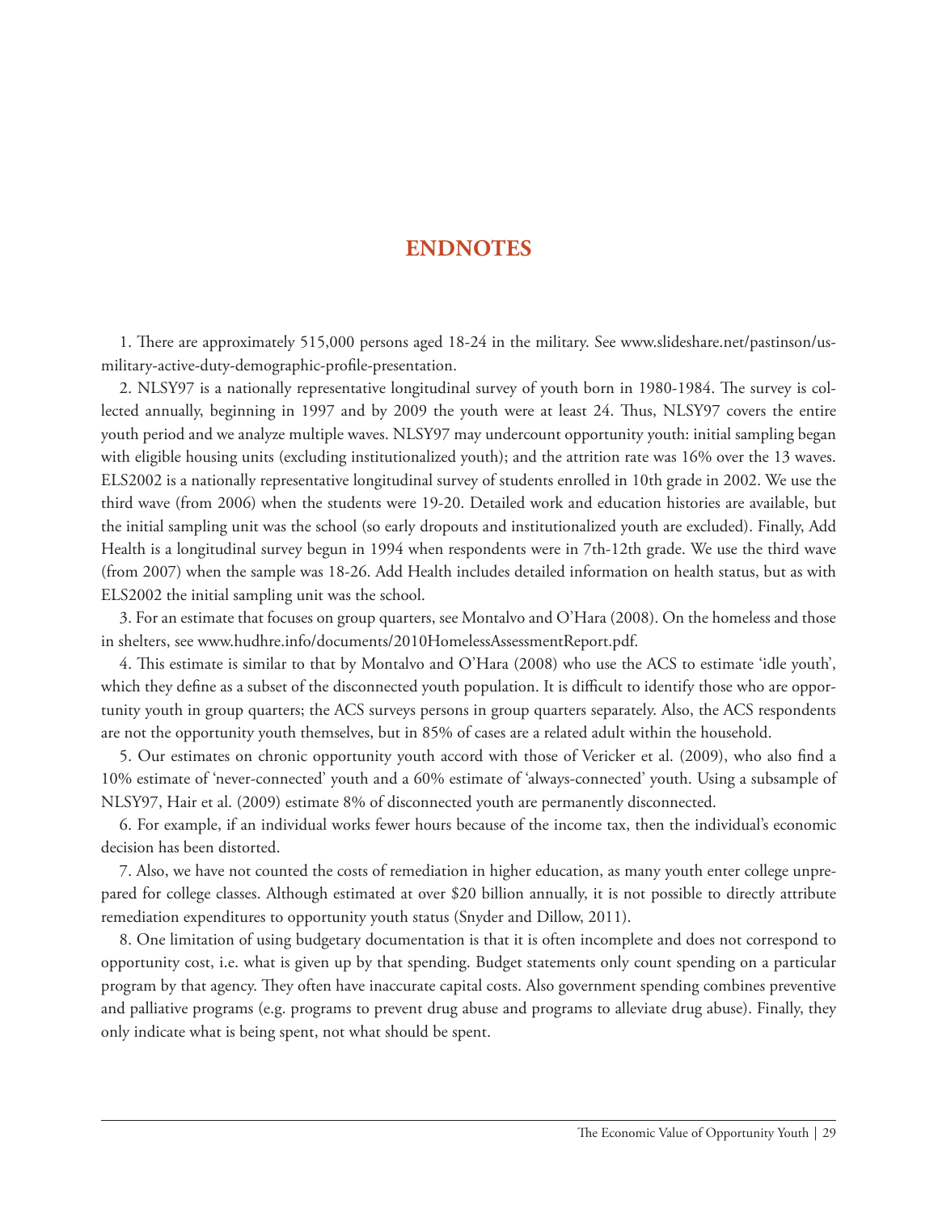# ENDNOTES

1. There are approximately 515,000 persons aged 18-24 in the military. See www.slideshare.net/pastinson/us-military-active-duty-demographic-profile-presentation.

2. NLSY97 is a nationally representative longitudinal survey of youth born in 1980-1984. The survey is collected annually, beginning in 1997 and by 2009 the youth were at least 24. Thus, NLSY97 covers the entire youth period and we analyze multiple waves. NLSY97 may undercount opportunity youth: initial sampling began with eligible housing units (excluding institutionalized youth); and the attrition rate was 16% over the 13 waves. ELS2002 is a nationally representative longitudinal survey of students enrolled in 10th grade in 2002. We use the third wave (from 2006) when the students were 19-20. Detailed work and education histories are available, but the initial sampling unit was the school (so early dropouts and institutionalized youth are excluded). Finally, Add Health is a longitudinal survey begun in 1994 when respondents were in 7th-12th grade. We use the third wave (from 2007) when the sample was 18-26. Add Health includes detailed information on health status, but as with ELS2002 the initial sampling unit was the school.

3. For an estimate that focuses on group quarters, see Montalvo and O'Hara (2008). On the homeless and those in shelters, see www.hudhre.info/documents/2010HomelessAssessmentReport.pdf.

4. This estimate is similar to that by Montalvo and O'Hara (2008) who use the ACS to estimate 'idle youth', which they define as a subset of the disconnected youth population. It is difficult to identify those who are opportunity youth in group quarters; the ACS surveys persons in group quarters separately. Also, the ACS respondents are not the opportunity youth themselves, but in 85% of cases are a related adult within the household.

5. Our estimates on chronic opportunity youth accord with those of Vericker et al. (2009), who also find a 10% estimate of 'never-connected' youth and a 60% estimate of 'always-connected' youth. Using a subsample of NLSY97, Hair et al. (2009) estimate 8% of disconnected youth are permanently disconnected.

6. For example, if an individual works fewer hours because of the income tax, then the individual's economic decision has been distorted.

7. Also, we have not counted the costs of remediation in higher education, as many youth enter college unprepared for college classes. Although estimated at over $20 billion annually, it is not possible to directly attribute remediation expenditures to opportunity youth status (Snyder and Dillow, 2011).

8. One limitation of using budgetary documentation is that it is often incomplete and does not correspond to opportunity cost, i.e. what is given up by that spending. Budget statements only count spending on a particular program by that agency. They often have inaccurate capital costs. Also government spending combines preventive and palliative programs (e.g. programs to prevent drug abuse and programs to alleviate drug abuse). Finally, they only indicate what is being spent, not what should be spent.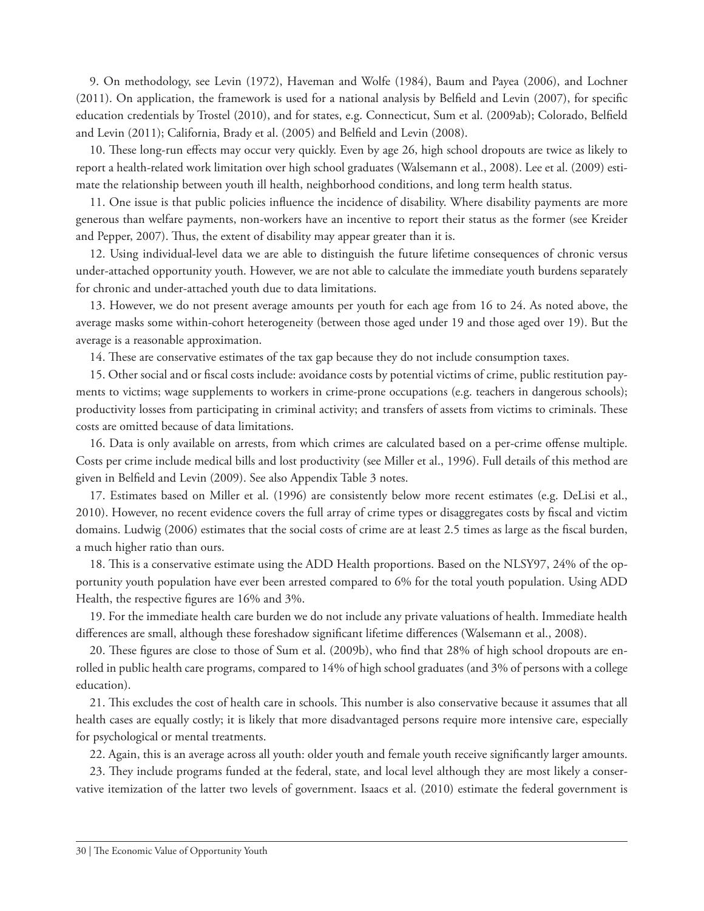9. On methodology, see Levin (1972), Haveman and Wolfe (1984), Baum and Payea (2006), and Lochner (2011). On application, the framework is used for a national analysis by Belfield and Levin (2007), for specific education credentials by Trostel (2010), and for states, e.g. Connecticut, Sum et al. (2009ab); Colorado, Belfield and Levin (2011); California, Brady et al. (2005) and Belfield and Levin (2008).

10. These long-run effects may occur very quickly. Even by age 26, high school dropouts are twice as likely to report a health-related work limitation over high school graduates (Walsemann et al., 2008). Lee et al. (2009) estimate the relationship between youth ill health, neighborhood conditions, and long term health status.

11. One issue is that public policies influence the incidence of disability. Where disability payments are more generous than welfare payments, non-workers have an incentive to report their status as the former (see Kreider and Pepper, 2007). Thus, the extent of disability may appear greater than it is.

12. Using individual-level data we are able to distinguish the future lifetime consequences of chronic versus under-attached opportunity youth. However, we are not able to calculate the immediate youth burdens separately for chronic and under-attached youth due to data limitations.

13. However, we do not present average amounts per youth for each age from 16 to 24. As noted above, the average masks some within-cohort heterogeneity (between those aged under 19 and those aged over 19). But the average is a reasonable approximation.

14. These are conservative estimates of the tax gap because they do not include consumption taxes.

15. Other social and or fiscal costs include: avoidance costs by potential victims of crime, public restitution payments to victims; wage supplements to workers in crime-prone occupations (e.g. teachers in dangerous schools); productivity losses from participating in criminal activity; and transfers of assets from victims to criminals. These costs are omitted because of data limitations.

16. Data is only available on arrests, from which crimes are calculated based on a per-crime offense multiple. Costs per crime include medical bills and lost productivity (see Miller et al., 1996). Full details of this method are given in Belfield and Levin (2009). See also Appendix Table 3 notes.

17. Estimates based on Miller et al. (1996) are consistently below more recent estimates (e.g. DeLisi et al., 2010). However, no recent evidence covers the full array of crime types or disaggregates costs by fiscal and victim domains. Ludwig (2006) estimates that the social costs of crime are at least 2.5 times as large as the fiscal burden, a much higher ratio than ours.

18. This is a conservative estimate using the ADD Health proportions. Based on the NLSY97, 24% of the opportunity youth population have ever been arrested compared to 6% for the total youth population. Using ADD Health, the respective figures are 16% and 3%.

19. For the immediate health care burden we do not include any private valuations of health. Immediate health differences are small, although these foreshadow significant lifetime differences (Walsemann et al., 2008).

20. These figures are close to those of Sum et al. (2009b), who find that 28% of high school dropouts are enrolled in public health care programs, compared to 14% of high school graduates (and 3% of persons with a college education).

21. This excludes the cost of health care in schools. This number is also conservative because it assumes that all health cases are equally costly; it is likely that more disadvantaged persons require more intensive care, especially for psychological or mental treatments.

22. Again, this is an average across all youth: older youth and female youth receive significantly larger amounts.

23. They include programs funded at the federal, state, and local level although they are most likely a conservative itemization of the latter two levels of government. Isaacs et al. (2010) estimate the federal government is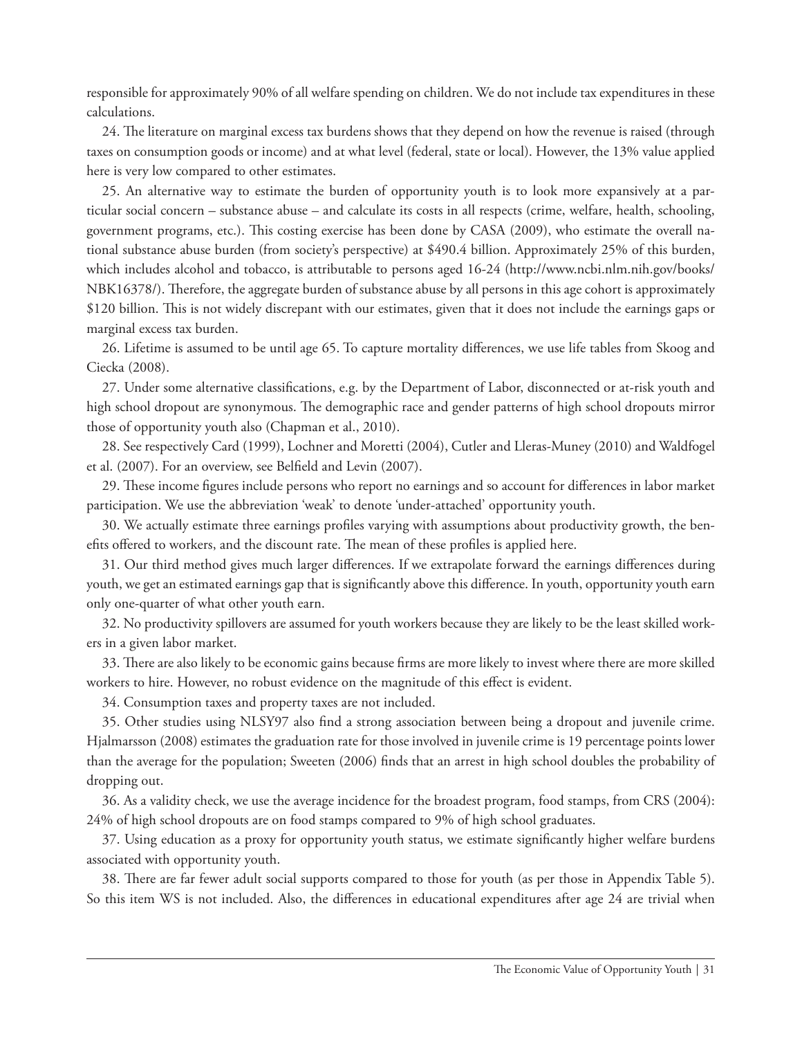responsible for approximately 90% of all welfare spending on children. We do not include tax expenditures in these calculations.

24. The literature on marginal excess tax burdens shows that they depend on how the revenue is raised (through taxes on consumption goods or income) and at what level (federal, state or local). However, the 13% value applied here is very low compared to other estimates.

25. An alternative way to estimate the burden of opportunity youth is to look more expansively at a particular social concern – substance abuse – and calculate its costs in all respects (crime, welfare, health, schooling, government programs, etc.). This costing exercise has been done by CASA (2009), who estimate the overall national substance abuse burden (from society's perspective) at $490.4 billion. Approximately 25% of this burden, which includes alcohol and tobacco, is attributable to persons aged 16-24 (http://www.ncbi.nlm.nih.gov/books/NBK16378/). Therefore, the aggregate burden of substance abuse by all persons in this age cohort is approximately $120 billion. This is not widely discrepant with our estimates, given that it does not include the earnings gaps or marginal excess tax burden.

26. Lifetime is assumed to be until age 65. To capture mortality differences, we use life tables from Skoog and Ciecka (2008).

27. Under some alternative classifications, e.g. by the Department of Labor, disconnected or at-risk youth and high school dropout are synonymous. The demographic race and gender patterns of high school dropouts mirror those of opportunity youth also (Chapman et al., 2010).

28. See respectively Card (1999), Lochner and Moretti (2004), Cutler and Lleras-Muney (2010) and Waldfogel et al. (2007). For an overview, see Belfield and Levin (2007).

29. These income figures include persons who report no earnings and so account for differences in labor market participation. We use the abbreviation 'weak' to denote 'under-attached' opportunity youth.

30. We actually estimate three earnings profiles varying with assumptions about productivity growth, the benefits offered to workers, and the discount rate. The mean of these profiles is applied here.

31. Our third method gives much larger differences. If we extrapolate forward the earnings differences during youth, we get an estimated earnings gap that is significantly above this difference. In youth, opportunity youth earn only one-quarter of what other youth earn.

32. No productivity spillovers are assumed for youth workers because they are likely to be the least skilled workers in a given labor market.

33. There are also likely to be economic gains because firms are more likely to invest where there are more skilled workers to hire. However, no robust evidence on the magnitude of this effect is evident.

34. Consumption taxes and property taxes are not included.

35. Other studies using NLSY97 also find a strong association between being a dropout and juvenile crime. Hjalmarsson (2008) estimates the graduation rate for those involved in juvenile crime is 19 percentage points lower than the average for the population; Sweeten (2006) finds that an arrest in high school doubles the probability of dropping out.

36. As a validity check, we use the average incidence for the broadest program, food stamps, from CRS (2004): 24% of high school dropouts are on food stamps compared to 9% of high school graduates.

37. Using education as a proxy for opportunity youth status, we estimate significantly higher welfare burdens associated with opportunity youth.

38. There are far fewer adult social supports compared to those for youth (as per those in Appendix Table 5). So this item WS is not included. Also, the differences in educational expenditures after age 24 are trivial when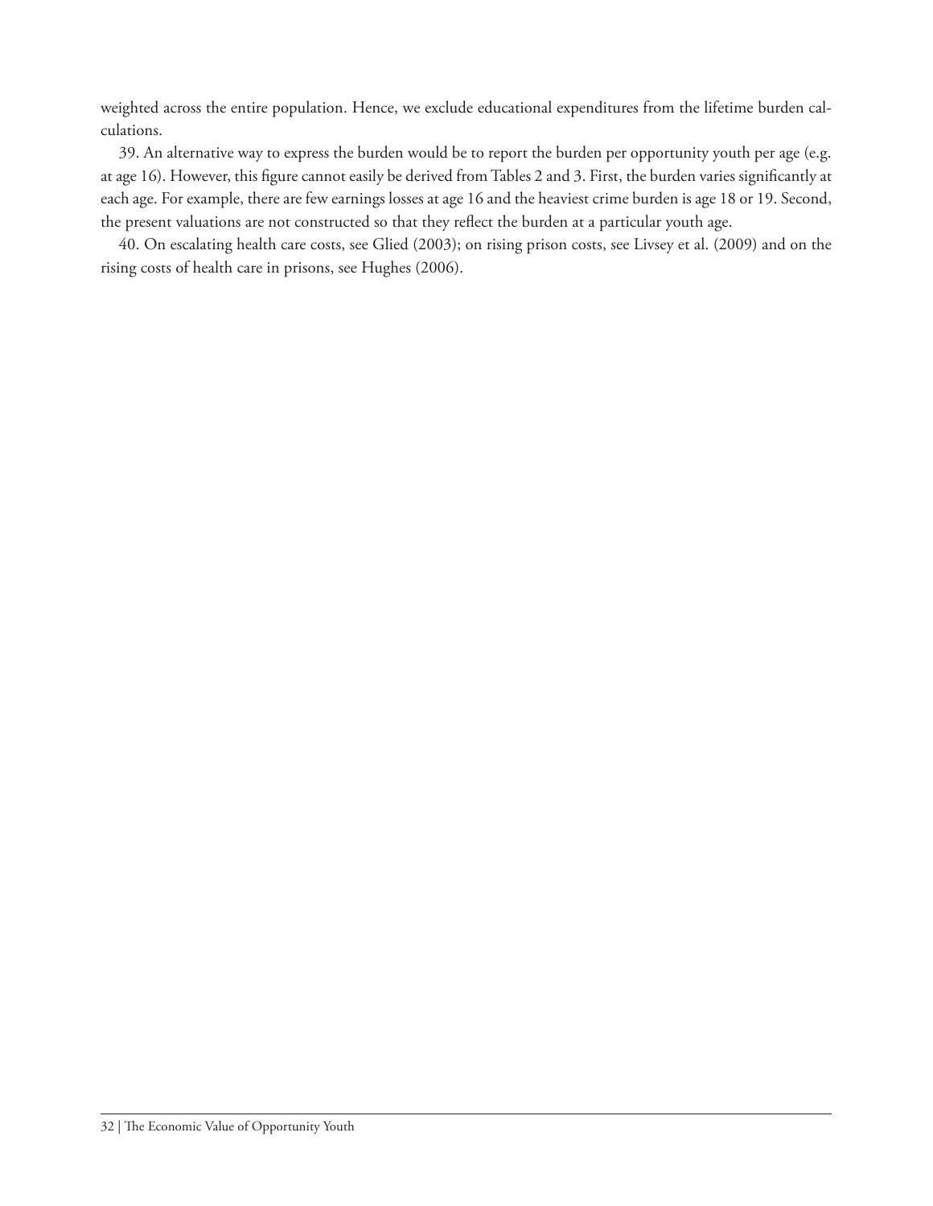weighted across the entire population. Hence, we exclude educational expenditures from the lifetime burden calculations.

39. An alternative way to express the burden would be to report the burden per opportunity youth per age (e.g. at age 16). However, this figure cannot easily be derived from Tables 2 and 3. First, the burden varies significantly at each age. For example, there are few earnings losses at age 16 and the heaviest crime burden is age 18 or 19. Second, the present valuations are not constructed so that they reflect the burden at a particular youth age.

40. On escalating health care costs, see Glied (2003); on rising prison costs, see Livsey et al. (2009) and on the rising costs of health care in prisons, see Hughes (2006).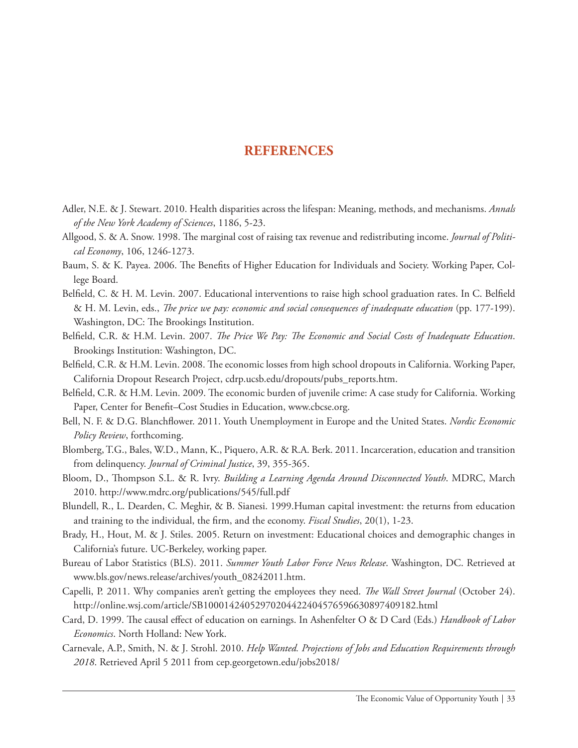# REFERENCES

Adler, N.E. & J. Stewart. 2010. Health disparities across the lifespan: Meaning, methods, and mechanisms. *Annals of the New York Academy of Sciences*, 1186, 5-23.

Allgood, S. & A. Snow. 1998. The marginal cost of raising tax revenue and redistributing income. *Journal of Political Economy*, 106, 1246-1273.

Baum, S. & K. Payea. 2006. The Benefits of Higher Education for Individuals and Society. Working Paper, College Board.

Belfield, C. & H. M. Levin. 2007. Educational interventions to raise high school graduation rates. In C. Belfield & H. M. Levin, eds., *The price we pay: economic and social consequences of inadequate education* (pp. 177-199). Washington, DC: The Brookings Institution.

Belfield, C.R. & H.M. Levin. 2007. *The Price We Pay: The Economic and Social Costs of Inadequate Education*. Brookings Institution: Washington, DC.

Belfield, C.R. & H.M. Levin. 2008. The economic losses from high school dropouts in California. Working Paper, California Dropout Research Project, cdrp.ucsb.edu/dropouts/pubs_reports.htm.

Belfield, C.R. & H.M. Levin. 2009. The economic burden of juvenile crime: A case study for California. Working Paper, Center for Benefit–Cost Studies in Education, www.cbcse.org.

Bell, N. F. & D.G. Blanchflower. 2011. Youth Unemployment in Europe and the United States. *Nordic Economic Policy Review*, forthcoming.

Blomberg, T.G., Bales, W.D., Mann, K., Piquero, A.R. & R.A. Berk. 2011. Incarceration, education and transition from delinquency. *Journal of Criminal Justice*, 39, 355-365.

Bloom, D., Thompson S.L. & R. Ivry. *Building a Learning Agenda Around Disconnected Youth*. MDRC, March 2010. http://www.mdrc.org/publications/545/full.pdf

Blundell, R., L. Dearden, C. Meghir, & B. Sianesi. 1999.Human capital investment: the returns from education and training to the individual, the firm, and the economy. *Fiscal Studies*, 20(1), 1-23.

Brady, H., Hout, M. & J. Stiles. 2005. Return on investment: Educational choices and demographic changes in California's future. UC-Berkeley, working paper.

Bureau of Labor Statistics (BLS). 2011. *Summer Youth Labor Force News Release*. Washington, DC. Retrieved at www.bls.gov/news.release/archives/youth_08242011.htm.

Capelli, P. 2011. Why companies aren't getting the employees they need. *The Wall Street Journal* (October 24). http://online.wsj.com/article/SB10001424052970204422404576596630897409182.html

Card, D. 1999. The causal effect of education on earnings. In Ashenfelter O & D Card (Eds.) *Handbook of Labor Economics*. North Holland: New York.

Carnevale, A.P., Smith, N. & J. Strohl. 2010. *Help Wanted. Projections of Jobs and Education Requirements through 2018*. Retrieved April 5 2011 from cep.georgetown.edu/jobs2018/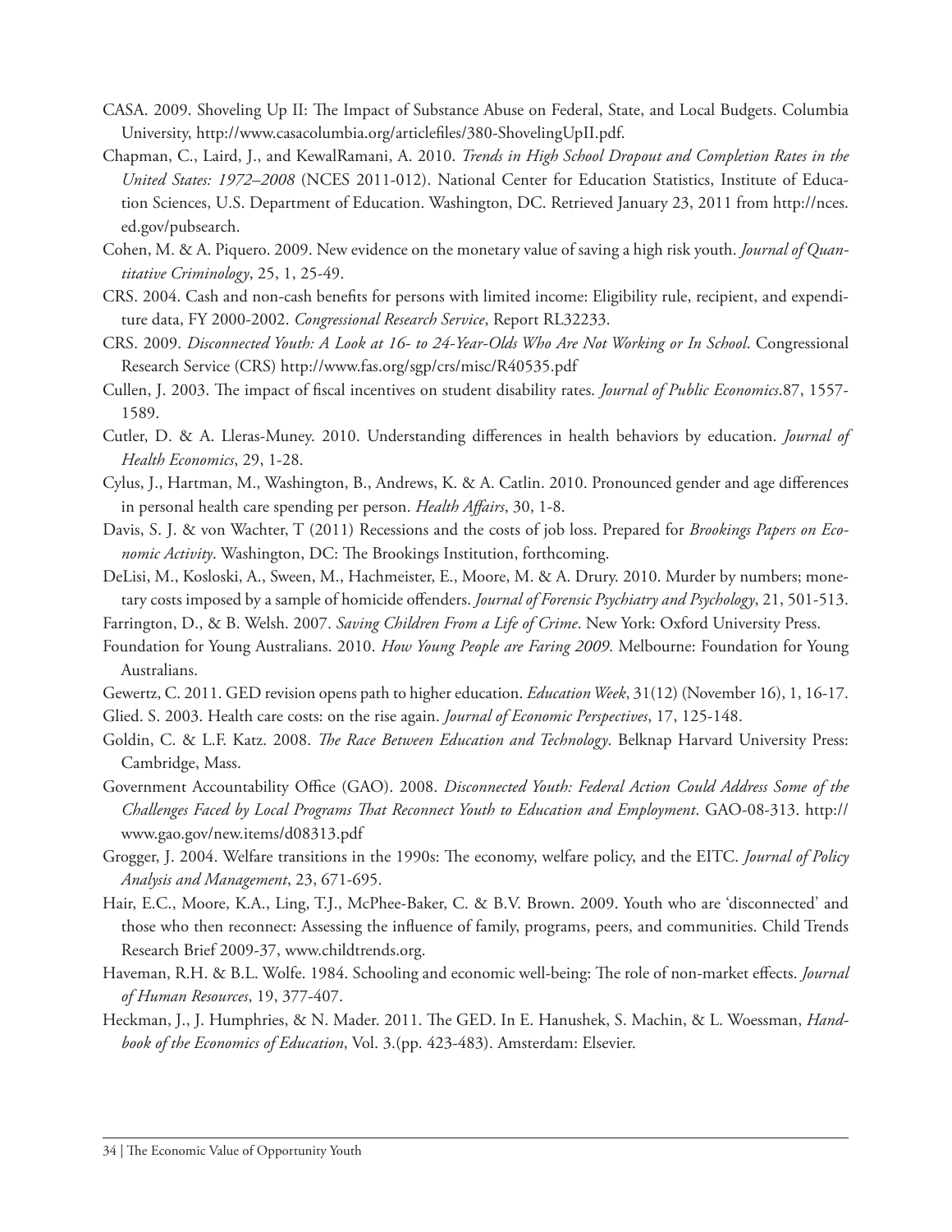CASA. 2009. Shoveling Up II: The Impact of Substance Abuse on Federal, State, and Local Budgets. Columbia University, http://www.casacolumbia.org/articlefiles/380-ShovelingUpII.pdf.

Chapman, C., Laird, J., and KewalRamani, A. 2010. *Trends in High School Dropout and Completion Rates in the United States: 1972–2008* (NCES 2011-012). National Center for Education Statistics, Institute of Education Sciences, U.S. Department of Education. Washington, DC. Retrieved January 23, 2011 from http://nces.ed.gov/pubsearch.

Cohen, M. & A. Piquero. 2009. New evidence on the monetary value of saving a high risk youth. *Journal of Quantitative Criminology*, 25, 1, 25-49.

CRS. 2004. Cash and non-cash benefits for persons with limited income: Eligibility rule, recipient, and expenditure data, FY 2000-2002. *Congressional Research Service*, Report RL32233.

CRS. 2009. *Disconnected Youth: A Look at 16- to 24-Year-Olds Who Are Not Working or In School*. Congressional Research Service (CRS) http://www.fas.org/sgp/crs/misc/R40535.pdf

Cullen, J. 2003. The impact of fiscal incentives on student disability rates. *Journal of Public Economics*.87, 1557-1589.

Cutler, D. & A. Lleras-Muney. 2010. Understanding differences in health behaviors by education. *Journal of Health Economics*, 29, 1-28.

Cylus, J., Hartman, M., Washington, B., Andrews, K. & A. Catlin. 2010. Pronounced gender and age differences in personal health care spending per person. *Health Affairs*, 30, 1-8.

Davis, S. J. & von Wachter, T (2011) Recessions and the costs of job loss. Prepared for *Brookings Papers on Economic Activity*. Washington, DC: The Brookings Institution, forthcoming.

DeLisi, M., Kosloski, A., Sween, M., Hachmeister, E., Moore, M. & A. Drury. 2010. Murder by numbers; monetary costs imposed by a sample of homicide offenders. *Journal of Forensic Psychiatry and Psychology*, 21, 501-513.

Farrington, D., & B. Welsh. 2007. *Saving Children From a Life of Crime*. New York: Oxford University Press.

Foundation for Young Australians. 2010. *How Young People are Faring 2009*. Melbourne: Foundation for Young Australians.

Gewertz, C. 2011. GED revision opens path to higher education. *Education Week*, 31(12) (November 16), 1, 16-17.

Glied. S. 2003. Health care costs: on the rise again. *Journal of Economic Perspectives*, 17, 125-148.

Goldin, C. & L.F. Katz. 2008. *The Race Between Education and Technology*. Belknap Harvard University Press: Cambridge, Mass.

Government Accountability Office (GAO). 2008. *Disconnected Youth: Federal Action Could Address Some of the Challenges Faced by Local Programs That Reconnect Youth to Education and Employment*. GAO-08-313. http://www.gao.gov/new.items/d08313.pdf

Grogger, J. 2004. Welfare transitions in the 1990s: The economy, welfare policy, and the EITC. *Journal of Policy Analysis and Management*, 23, 671-695.

Hair, E.C., Moore, K.A., Ling, T.J., McPhee-Baker, C. & B.V. Brown. 2009. Youth who are 'disconnected' and those who then reconnect: Assessing the influence of family, programs, peers, and communities. Child Trends Research Brief 2009-37, www.childtrends.org.

Haveman, R.H. & B.L. Wolfe. 1984. Schooling and economic well-being: The role of non-market effects. *Journal of Human Resources*, 19, 377-407.

Heckman, J., J. Humphries, & N. Mader. 2011. The GED. In E. Hanushek, S. Machin, & L. Woessman, *Handbook of the Economics of Education*, Vol. 3.(pp. 423-483). Amsterdam: Elsevier.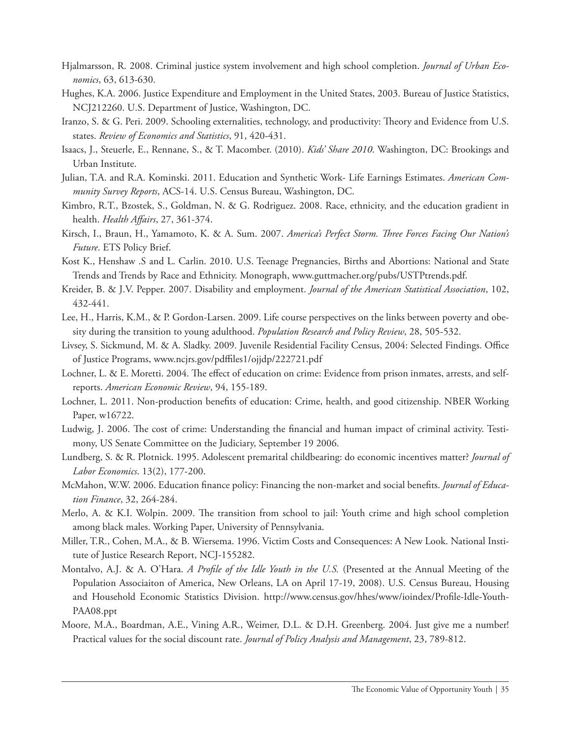Hjalmarsson, R. 2008. Criminal justice system involvement and high school completion. *Journal of Urban Economics*, 63, 613-630.

Hughes, K.A. 2006. Justice Expenditure and Employment in the United States, 2003. Bureau of Justice Statistics, NCJ212260. U.S. Department of Justice, Washington, DC.

Iranzo, S. & G. Peri. 2009. Schooling externalities, technology, and productivity: Theory and Evidence from U.S. states. *Review of Economics and Statistics*, 91, 420-431.

Isaacs, J., Steuerle, E., Rennane, S., & T. Macomber. (2010). *Kids' Share 2010*. Washington, DC: Brookings and Urban Institute.

Julian, T.A. and R.A. Kominski. 2011. Education and Synthetic Work- Life Earnings Estimates. *American Community Survey Reports*, ACS-14. U.S. Census Bureau, Washington, DC.

Kimbro, R.T., Bzostek, S., Goldman, N. & G. Rodriguez. 2008. Race, ethnicity, and the education gradient in health. *Health Affairs*, 27, 361-374.

Kirsch, I., Braun, H., Yamamoto, K. & A. Sum. 2007. *America's Perfect Storm. Three Forces Facing Our Nation's Future*. ETS Policy Brief.

Kost K., Henshaw .S and L. Carlin. 2010. U.S. Teenage Pregnancies, Births and Abortions: National and State Trends and Trends by Race and Ethnicity. Monograph, www.guttmacher.org/pubs/USTPtrends.pdf.

Kreider, B. & J.V. Pepper. 2007. Disability and employment. *Journal of the American Statistical Association*, 102, 432-441.

Lee, H., Harris, K.M., & P. Gordon-Larsen. 2009. Life course perspectives on the links between poverty and obesity during the transition to young adulthood. *Population Research and Policy Review*, 28, 505-532.

Livsey, S. Sickmund, M. & A. Sladky. 2009. Juvenile Residential Facility Census, 2004: Selected Findings. Office of Justice Programs, www.ncjrs.gov/pdffiles1/ojjdp/222721.pdf

Lochner, L. & E. Moretti. 2004. The effect of education on crime: Evidence from prison inmates, arrests, and self-reports. *American Economic Review*, 94, 155-189.

Lochner, L. 2011. Non-production benefits of education: Crime, health, and good citizenship. NBER Working Paper, w16722.

Ludwig, J. 2006. The cost of crime: Understanding the financial and human impact of criminal activity. Testimony, US Senate Committee on the Judiciary, September 19 2006.

Lundberg, S. & R. Plotnick. 1995. Adolescent premarital childbearing: do economic incentives matter? *Journal of Labor Economics*. 13(2), 177-200.

McMahon, W.W. 2006. Education finance policy: Financing the non-market and social benefits. *Journal of Education Finance*, 32, 264-284.

Merlo, A. & K.I. Wolpin. 2009. The transition from school to jail: Youth crime and high school completion among black males. Working Paper, University of Pennsylvania.

Miller, T.R., Cohen, M.A., & B. Wiersema. 1996. Victim Costs and Consequences: A New Look. National Institute of Justice Research Report, NCJ-155282.

Montalvo, A.J. & A. O'Hara. *A Profile of the Idle Youth in the U.S.* (Presented at the Annual Meeting of the Population Associaiton of America, New Orleans, LA on April 17-19, 2008). U.S. Census Bureau, Housing and Household Economic Statistics Division. http://www.census.gov/hhes/www/ioindex/Profile-Idle-Youth-PAA08.ppt

Moore, M.A., Boardman, A.E., Vining A.R., Weimer, D.L. & D.H. Greenberg. 2004. Just give me a number! Practical values for the social discount rate. *Journal of Policy Analysis and Management*, 23, 789-812.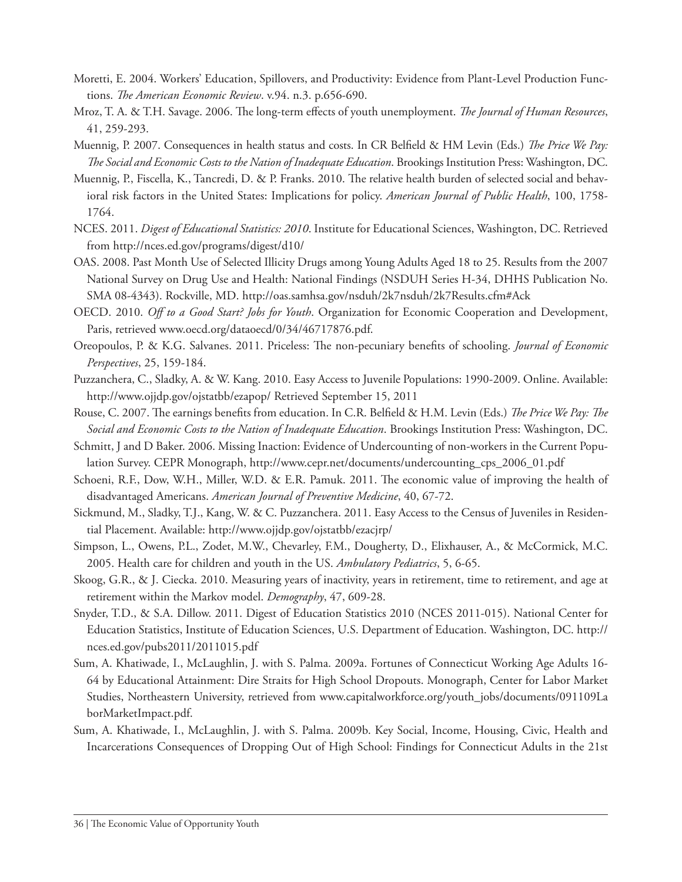Moretti, E. 2004. Workers' Education, Spillovers, and Productivity: Evidence from Plant-Level Production Functions. *The American Economic Review*. v.94. n.3. p.656-690.

Mroz, T. A. & T.H. Savage. 2006. The long-term effects of youth unemployment. *The Journal of Human Resources*, 41, 259-293.

Muennig, P. 2007. Consequences in health status and costs. In CR Belfield & HM Levin (Eds.) *The Price We Pay: The Social and Economic Costs to the Nation of Inadequate Education*. Brookings Institution Press: Washington, DC.

Muennig, P., Fiscella, K., Tancredi, D. & P. Franks. 2010. The relative health burden of selected social and behavioral risk factors in the United States: Implications for policy. *American Journal of Public Health*, 100, 1758-1764.

NCES. 2011. *Digest of Educational Statistics: 2010*. Institute for Educational Sciences, Washington, DC. Retrieved from http://nces.ed.gov/programs/digest/d10/

OAS. 2008. Past Month Use of Selected Illicity Drugs among Young Adults Aged 18 to 25. Results from the 2007 National Survey on Drug Use and Health: National Findings (NSDUH Series H-34, DHHS Publication No. SMA 08-4343). Rockville, MD. http://oas.samhsa.gov/nsduh/2k7nsduh/2k7Results.cfm#Ack

OECD. 2010. *Off to a Good Start? Jobs for Youth*. Organization for Economic Cooperation and Development, Paris, retrieved www.oecd.org/dataoecd/0/34/46717876.pdf.

Oreopoulos, P. & K.G. Salvanes. 2011. Priceless: The non-pecuniary benefits of schooling. *Journal of Economic Perspectives*, 25, 159-184.

Puzzanchera, C., Sladky, A. & W. Kang. 2010. Easy Access to Juvenile Populations: 1990-2009. Online. Available: http://www.ojjdp.gov/ojstatbb/ezapop/ Retrieved September 15, 2011

Rouse, C. 2007. The earnings benefits from education. In C.R. Belfield & H.M. Levin (Eds.) *The Price We Pay: The Social and Economic Costs to the Nation of Inadequate Education*. Brookings Institution Press: Washington, DC.

Schmitt, J and D Baker. 2006. Missing Inaction: Evidence of Undercounting of non-workers in the Current Population Survey. CEPR Monograph, http://www.cepr.net/documents/undercounting_cps_2006_01.pdf

Schoeni, R.F., Dow, W.H., Miller, W.D. & E.R. Pamuk. 2011. The economic value of improving the health of disadvantaged Americans. *American Journal of Preventive Medicine*, 40, 67-72.

Sickmund, M., Sladky, T.J., Kang, W. & C. Puzzanchera. 2011. Easy Access to the Census of Juveniles in Residential Placement. Available: http://www.ojjdp.gov/ojstatbb/ezacjrp/

Simpson, L., Owens, P.L., Zodet, M.W., Chevarley, F.M., Dougherty, D., Elixhauser, A., & McCormick, M.C. 2005. Health care for children and youth in the US. *Ambulatory Pediatrics*, 5, 6-65.

Skoog, G.R., & J. Ciecka. 2010. Measuring years of inactivity, years in retirement, time to retirement, and age at retirement within the Markov model. *Demography*, 47, 609-28.

Snyder, T.D., & S.A. Dillow. 2011. Digest of Education Statistics 2010 (NCES 2011-015). National Center for Education Statistics, Institute of Education Sciences, U.S. Department of Education. Washington, DC. http://nces.ed.gov/pubs2011/2011015.pdf

Sum, A. Khatiwade, I., McLaughlin, J. with S. Palma. 2009a. Fortunes of Connecticut Working Age Adults 16-64 by Educational Attainment: Dire Straits for High School Dropouts. Monograph, Center for Labor Market Studies, Northeastern University, retrieved from www.capitalworkforce.org/youth_jobs/documents/091109LaborMarketImpact.pdf.

Sum, A. Khatiwade, I., McLaughlin, J. with S. Palma. 2009b. Key Social, Income, Housing, Civic, Health and Incarcerations Consequences of Dropping Out of High School: Findings for Connecticut Adults in the 21st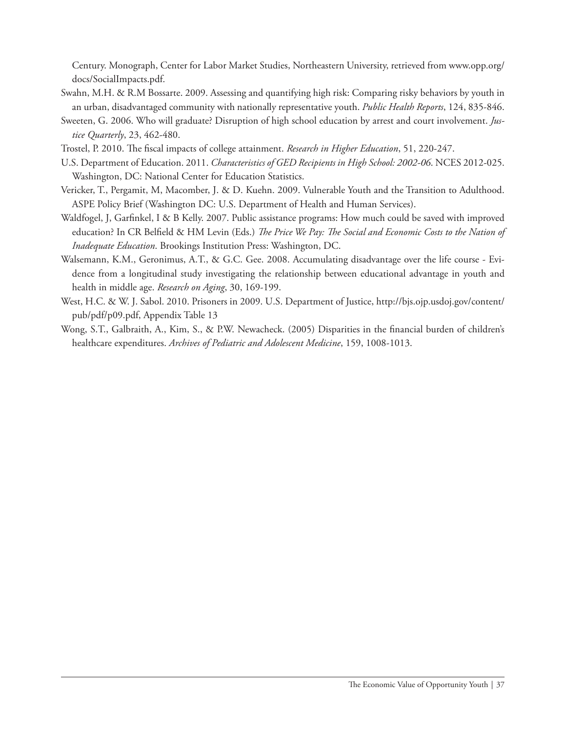Century. Monograph, Center for Labor Market Studies, Northeastern University, retrieved from www.opp.org/docs/SocialImpacts.pdf.

Swahn, M.H. & R.M Bossarte. 2009. Assessing and quantifying high risk: Comparing risky behaviors by youth in an urban, disadvantaged community with nationally representative youth. *Public Health Reports*, 124, 835-846.

Sweeten, G. 2006. Who will graduate? Disruption of high school education by arrest and court involvement. *Justice Quarterly*, 23, 462-480.

Trostel, P. 2010. The fiscal impacts of college attainment. *Research in Higher Education*, 51, 220-247.

U.S. Department of Education. 2011. *Characteristics of GED Recipients in High School: 2002-06*. NCES 2012-025. Washington, DC: National Center for Education Statistics.

Vericker, T., Pergamit, M, Macomber, J. & D. Kuehn. 2009. Vulnerable Youth and the Transition to Adulthood. ASPE Policy Brief (Washington DC: U.S. Department of Health and Human Services).

Waldfogel, J, Garfinkel, I & B Kelly. 2007. Public assistance programs: How much could be saved with improved education? In CR Belfield & HM Levin (Eds.) *The Price We Pay: The Social and Economic Costs to the Nation of Inadequate Education*. Brookings Institution Press: Washington, DC.

Walsemann, K.M., Geronimus, A.T., & G.C. Gee. 2008. Accumulating disadvantage over the life course - Evidence from a longitudinal study investigating the relationship between educational advantage in youth and health in middle age. *Research on Aging*, 30, 169-199.

West, H.C. & W. J. Sabol. 2010. Prisoners in 2009. U.S. Department of Justice, http://bjs.ojp.usdoj.gov/content/pub/pdf/p09.pdf, Appendix Table 13

Wong, S.T., Galbraith, A., Kim, S., & P.W. Newacheck. (2005) Disparities in the financial burden of children's healthcare expenditures. *Archives of Pediatric and Adolescent Medicine*, 159, 1008-1013.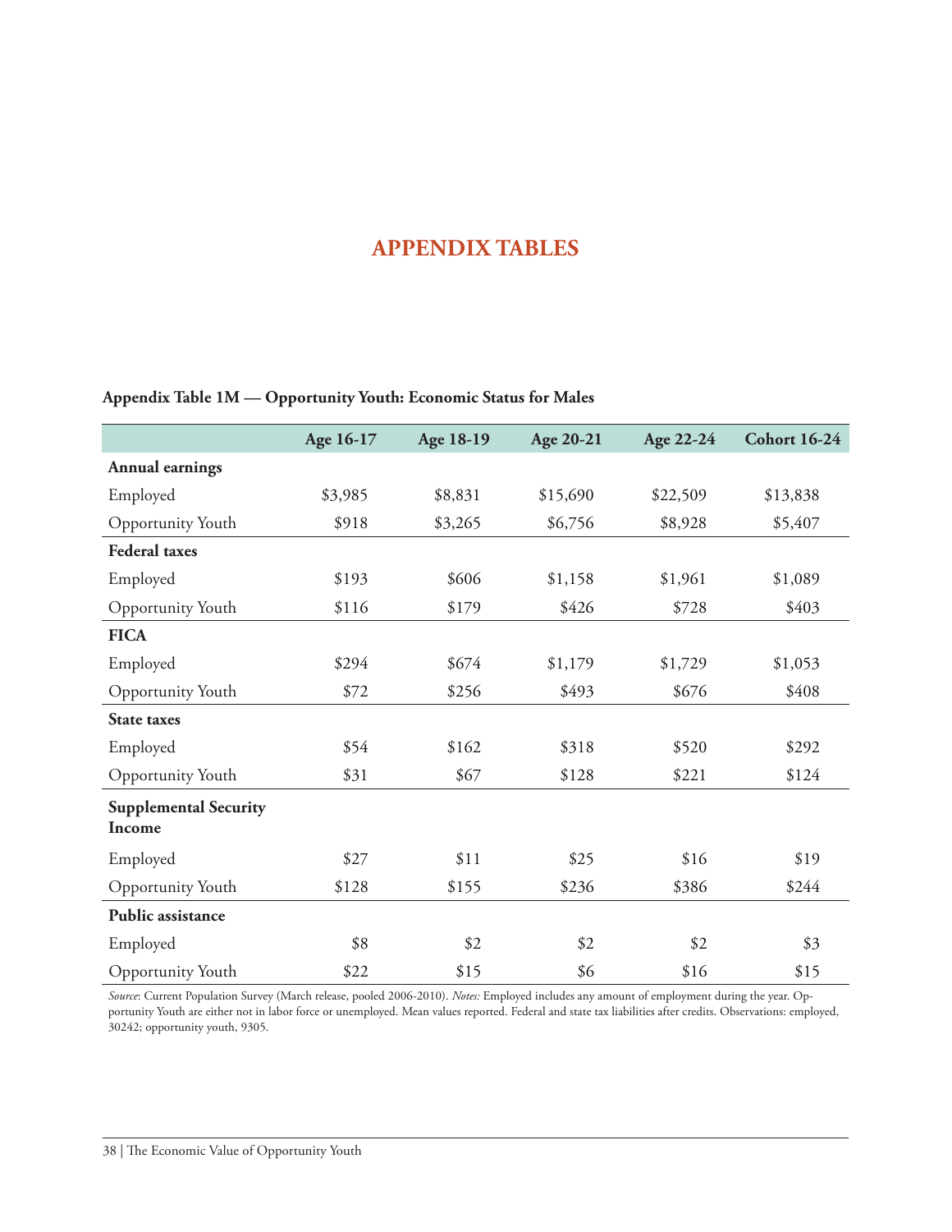# APPENDIX TABLES

**Appendix Table 1M — Opportunity Youth: Economic Status for Males**

| | Age 16-17 | Age 18-19 | Age 20-21 | Age 22-24 | Cohort 16-24 |
|---|---|---|---|---|---|
| **Annual earnings** | | | | | |
| Employed | $3,985 | $8,831 | $15,690 | $22,509 | $13,838 |
| Opportunity Youth | $918 | $3,265 | $6,756 | $8,928 | $5,407 |
| **Federal taxes** | | | | | |
| Employed | $193 | $606 | $1,158 | $1,961 | $1,089 |
| Opportunity Youth | $116 | $179 | $426 | $728 | $403 |
| **FICA** | | | | | |
| Employed | $294 | $674 | $1,179 | $1,729 | $1,053 |
| Opportunity Youth | $72 | $256 | $493 | $676 | $408 |
| **State taxes** | | | | | |
| Employed | $54 | $162 | $318 | $520 | $292 |
| Opportunity Youth | $31 | $67 | $128 | $221 | $124 |
| **Supplemental Security Income** | | | | | |
| Employed | $27 | $11 | $25 | $16 | $19 |
| Opportunity Youth | $128 | $155 | $236 | $386 | $244 |
| **Public assistance** | | | | | |
| Employed | $8 | $2 | $2 | $2 | $3 |
| Opportunity Youth | $22 | $15 | $6 | $16 | $15 |

*Source*: Current Population Survey (March release, pooled 2006-2010). *Notes:* Employed includes any amount of employment during the year. Opportunity Youth are either not in labor force or unemployed. Mean values reported. Federal and state tax liabilities after credits. Observations: employed, 30242; opportunity youth, 9305.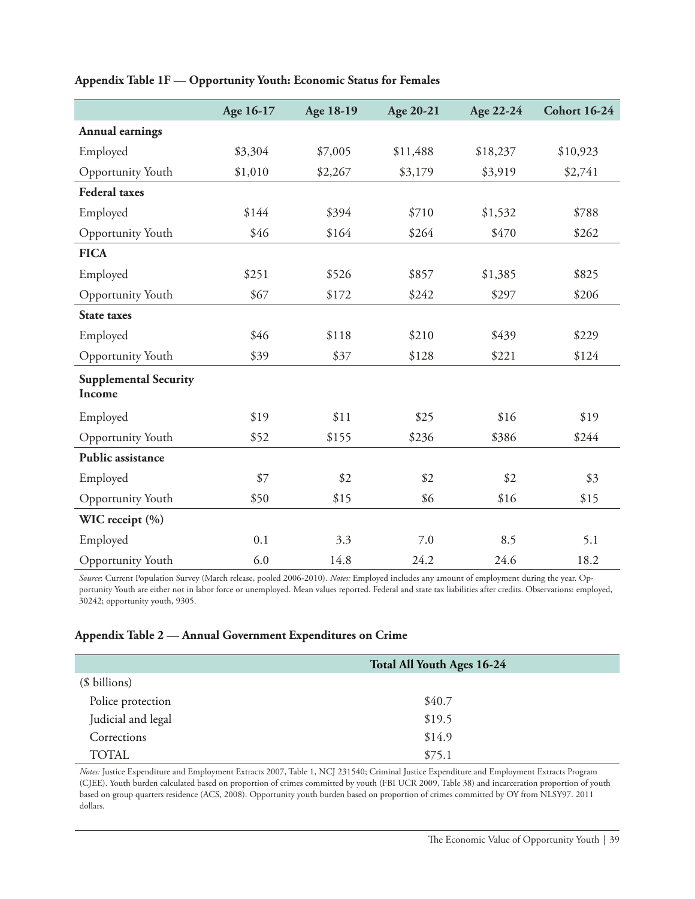**Appendix Table 1F — Opportunity Youth: Economic Status for Females**

| | Age 16-17 | Age 18-19 | Age 20-21 | Age 22-24 | Cohort 16-24 |
|---|---|---|---|---|---|
| **Annual earnings** | | | | | |
| Employed | $3,304 | $7,005 | $11,488 | $18,237 | $10,923 |
| Opportunity Youth | $1,010 | $2,267 | $3,179 | $3,919 | $2,741 |
| **Federal taxes** | | | | | |
| Employed | $144 | $394 | $710 | $1,532 | $788 |
| Opportunity Youth | $46 | $164 | $264 | $470 | $262 |
| **FICA** | | | | | |
| Employed | $251 | $526 | $857 | $1,385 | $825 |
| Opportunity Youth | $67 | $172 | $242 | $297 | $206 |
| **State taxes** | | | | | |
| Employed | $46 | $118 | $210 | $439 | $229 |
| Opportunity Youth | $39 | $37 | $128 | $221 | $124 |
| **Supplemental Security Income** | | | | | |
| Employed | $19 | $11 | $25 | $16 | $19 |
| Opportunity Youth | $52 | $155 | $236 | $386 | $244 |
| **Public assistance** | | | | | |
| Employed | $7 | $2 | $2 | $2 | $3 |
| Opportunity Youth | $50 | $15 | $6 | $16 | $15 |
| **WIC receipt (%)** | | | | | |
| Employed | 0.1 | 3.3 | 7.0 | 8.5 | 5.1 |
| Opportunity Youth | 6.0 | 14.8 | 24.2 | 24.6 | 18.2 |

*Source*: Current Population Survey (March release, pooled 2006-2010). *Notes:* Employed includes any amount of employment during the year. Opportunity Youth are either not in labor force or unemployed. Mean values reported. Federal and state tax liabilities after credits. Observations: employed, 30242; opportunity youth, 9305.

**Appendix Table 2 — Annual Government Expenditures on Crime**

| | Total All Youth Ages 16-24 |
|---|---|
| ($ billions) | |
| Police protection | $40.7 |
| Judicial and legal | $19.5 |
| Corrections | $14.9 |
| TOTAL | $75.1 |

*Notes:* Justice Expenditure and Employment Extracts 2007, Table 1, NCJ 231540; Criminal Justice Expenditure and Employment Extracts Program (CJEE). Youth burden calculated based on proportion of crimes committed by youth (FBI UCR 2009, Table 38) and incarceration proportion of youth based on group quarters residence (ACS, 2008). Opportunity youth burden based on proportion of crimes committed by OY from NLSY97. 2011 dollars.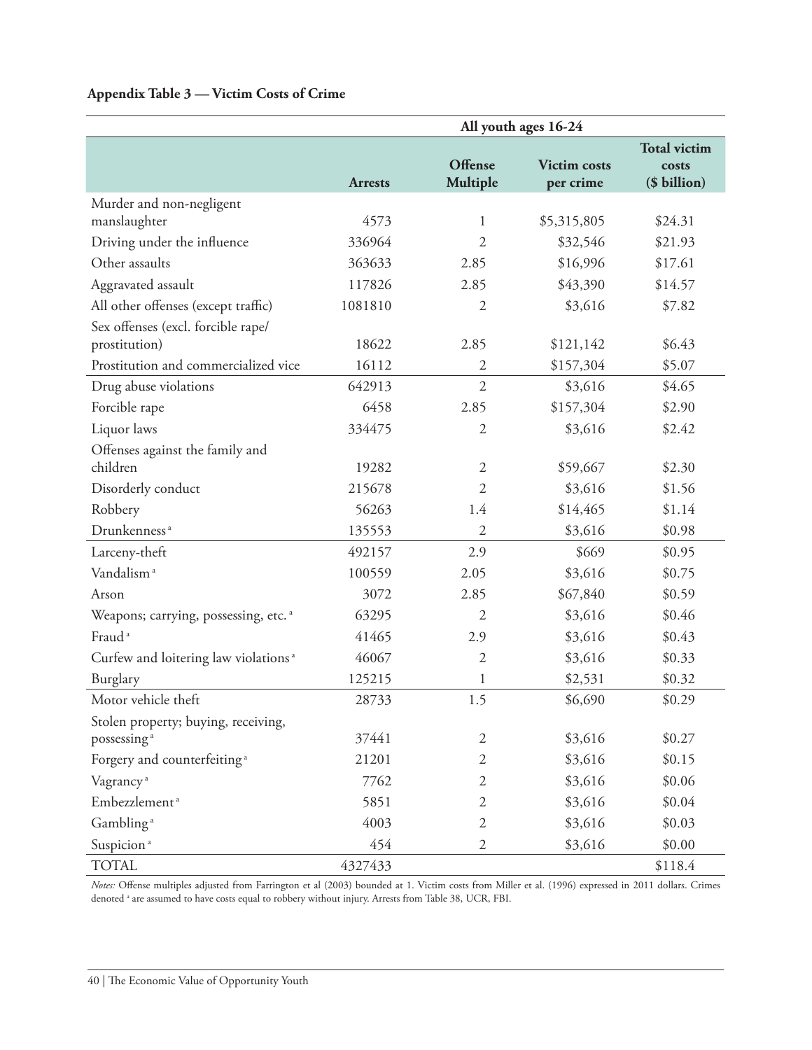**Appendix Table 3 — Victim Costs of Crime**

| | All youth ages 16-24 | | | |
|---|---|---|---|---|
| | Arrests | Offense Multiple | Victim costs per crime | Total victim costs ($ billion) |
| Murder and non-negligent manslaughter | 4573 | 1 | $5,315,805 | $24.31 |
| Driving under the influence | 336964 | 2 | $32,546 | $21.93 |
| Other assaults | 363633 | 2.85 | $16,996 | $17.61 |
| Aggravated assault | 117826 | 2.85 | $43,390 | $14.57 |
| All other offenses (except traffic) | 1081810 | 2 | $3,616 | $7.82 |
| Sex offenses (excl. forcible rape/ prostitution) | 18622 | 2.85 | $121,142 | $6.43 |
| Prostitution and commercialized vice | 16112 | 2 | $157,304 | $5.07 |
| Drug abuse violations | 642913 | 2 | $3,616 | $4.65 |
| Forcible rape | 6458 | 2.85 | $157,304 | $2.90 |
| Liquor laws | 334475 | 2 | $3,616 | $2.42 |
| Offenses against the family and children | 19282 | 2 | $59,667 | $2.30 |
| Disorderly conduct | 215678 | 2 | $3,616 | $1.56 |
| Robbery | 56263 | 1.4 | $14,465 | $1.14 |
| Drunkenness [a] | 135553 | 2 | $3,616 | $0.98 |
| Larceny-theft | 492157 | 2.9 | $669 | $0.95 |
| Vandalism [a] | 100559 | 2.05 | $3,616 | $0.75 |
| Arson | 3072 | 2.85 | $67,840 | $0.59 |
| Weapons; carrying, possessing, etc. [a] | 63295 | 2 | $3,616 | $0.46 |
| Fraud [a] | 41465 | 2.9 | $3,616 | $0.43 |
| Curfew and loitering law violations [a] | 46067 | 2 | $3,616 | $0.33 |
| Burglary | 125215 | 1 | $2,531 | $0.32 |
| Motor vehicle theft | 28733 | 1.5 | $6,690 | $0.29 |
| Stolen property; buying, receiving, possessing [a] | 37441 | 2 | $3,616 | $0.27 |
| Forgery and counterfeiting [a] | 21201 | 2 | $3,616 | $0.15 |
| Vagrancy [a] | 7762 | 2 | $3,616 | $0.06 |
| Embezzlement [a] | 5851 | 2 | $3,616 | $0.04 |
| Gambling [a] | 4003 | 2 | $3,616 | $0.03 |
| Suspicion [a] | 454 | 2 | $3,616 | $0.00 |
| TOTAL | 4327433 | | | $118.4 |

*Notes:* Offense multiples adjusted from Farrington et al (2003) bounded at 1. Victim costs from Miller et al. (1996) expressed in 2011 dollars. Crimes denoted [a] are assumed to have costs equal to robbery without injury. Arrests from Table 38, UCR, FBI.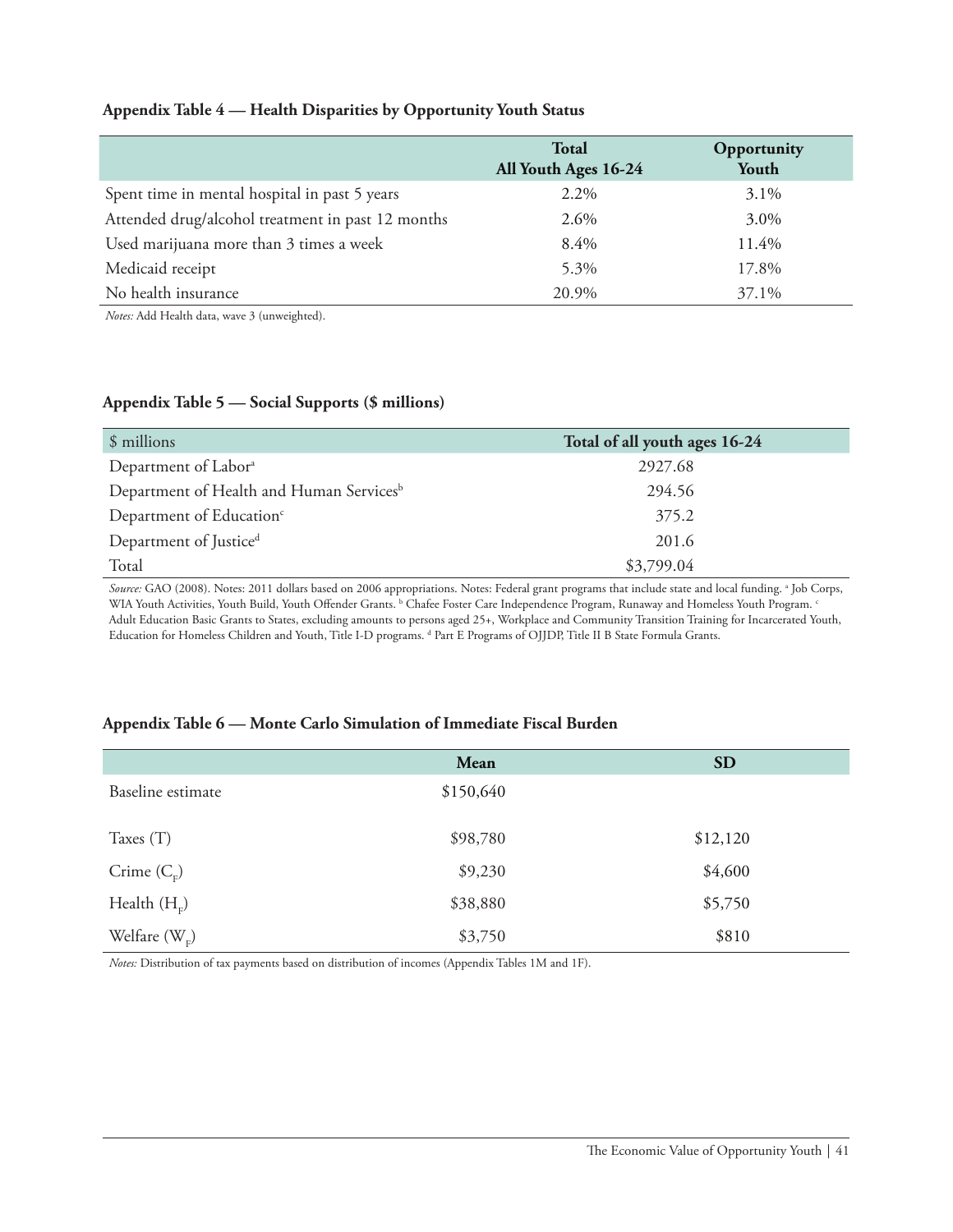**Appendix Table 4 — Health Disparities by Opportunity Youth Status**

| | Total All Youth Ages 16-24 | Opportunity Youth |
|---|---|---|
| Spent time in mental hospital in past 5 years | 2.2% | 3.1% |
| Attended drug/alcohol treatment in past 12 months | 2.6% | 3.0% |
| Used marijuana more than 3 times a week | 8.4% | 11.4% |
| Medicaid receipt | 5.3% | 17.8% |
| No health insurance | 20.9% | 37.1% |

*Notes:* Add Health data, wave 3 (unweighted).

**Appendix Table 5 — Social Supports ($ millions)**

| $ millions | Total of all youth ages 16-24 |
|---|---|
| Department of Labor[a] | 2927.68 |
| Department of Health and Human Services[b] | 294.56 |
| Department of Education[c] | 375.2 |
| Department of Justice[d] | 201.6 |
| Total | $3,799.04 |

*Source:* GAO (2008). Notes: 2011 dollars based on 2006 appropriations. Notes: Federal grant programs that include state and local funding. [a] Job Corps, WIA Youth Activities, Youth Build, Youth Offender Grants. [b] Chafee Foster Care Independence Program, Runaway and Homeless Youth Program. [c] Adult Education Basic Grants to States, excluding amounts to persons aged 25+, Workplace and Community Transition Training for Incarcerated Youth, Education for Homeless Children and Youth, Title I-D programs. [d] Part E Programs of OJJDP, Title II B State Formula Grants.

**Appendix Table 6 — Monte Carlo Simulation of Immediate Fiscal Burden**

| | Mean | SD |
|---|---|---|
| Baseline estimate | $150,640 | |
| Taxes (T) | $98,780 | $12,120 |
| Crime ($C_F$) | $9,230 | $4,600 |
| Health ($H_F$) | $38,880 | $5,750 |
| Welfare ($W_F$) | $3,750 | $810 |

*Notes:* Distribution of tax payments based on distribution of incomes (Appendix Tables 1M and 1F).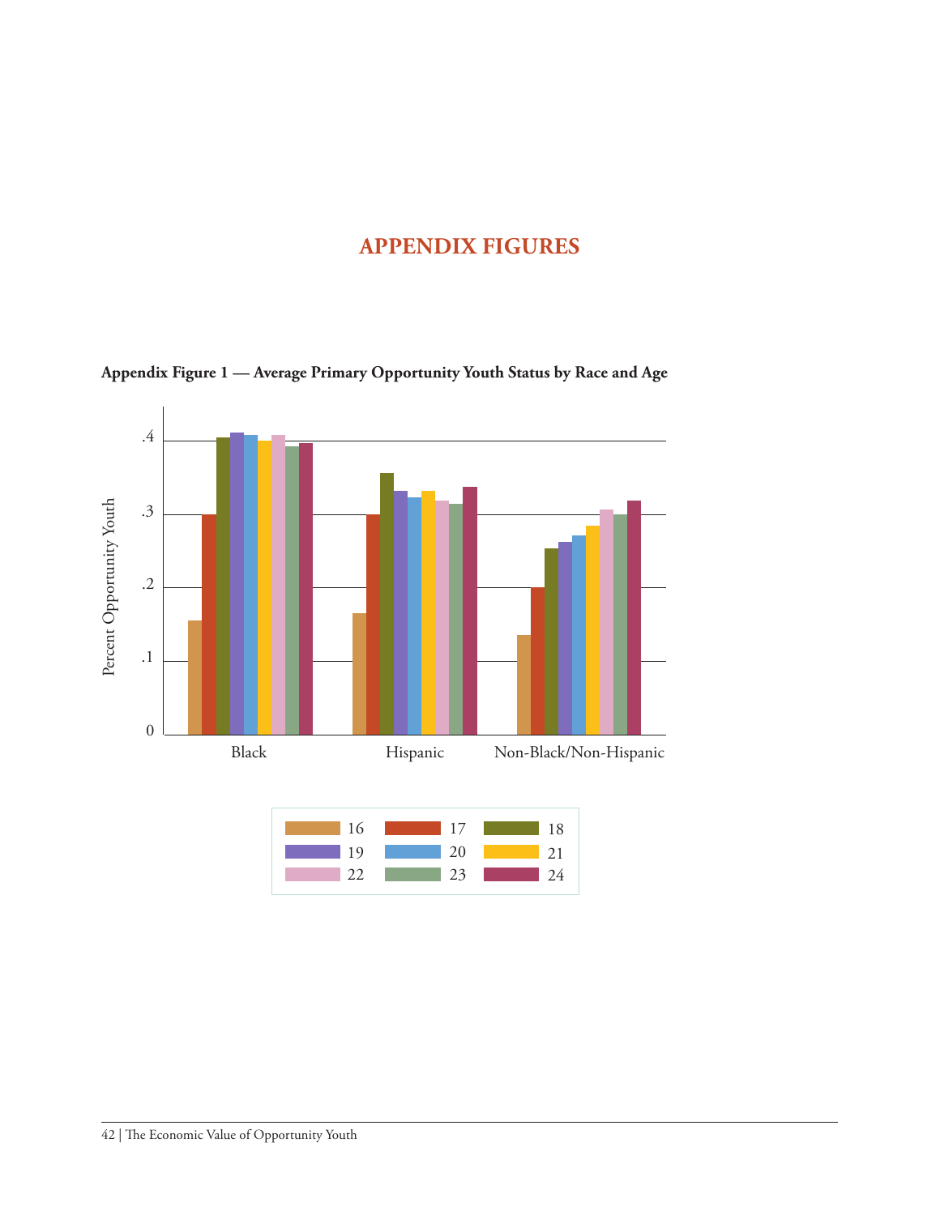# APPENDIX FIGURES

**Appendix Figure 1 — Average Primary Opportunity Youth Status by Race and Age**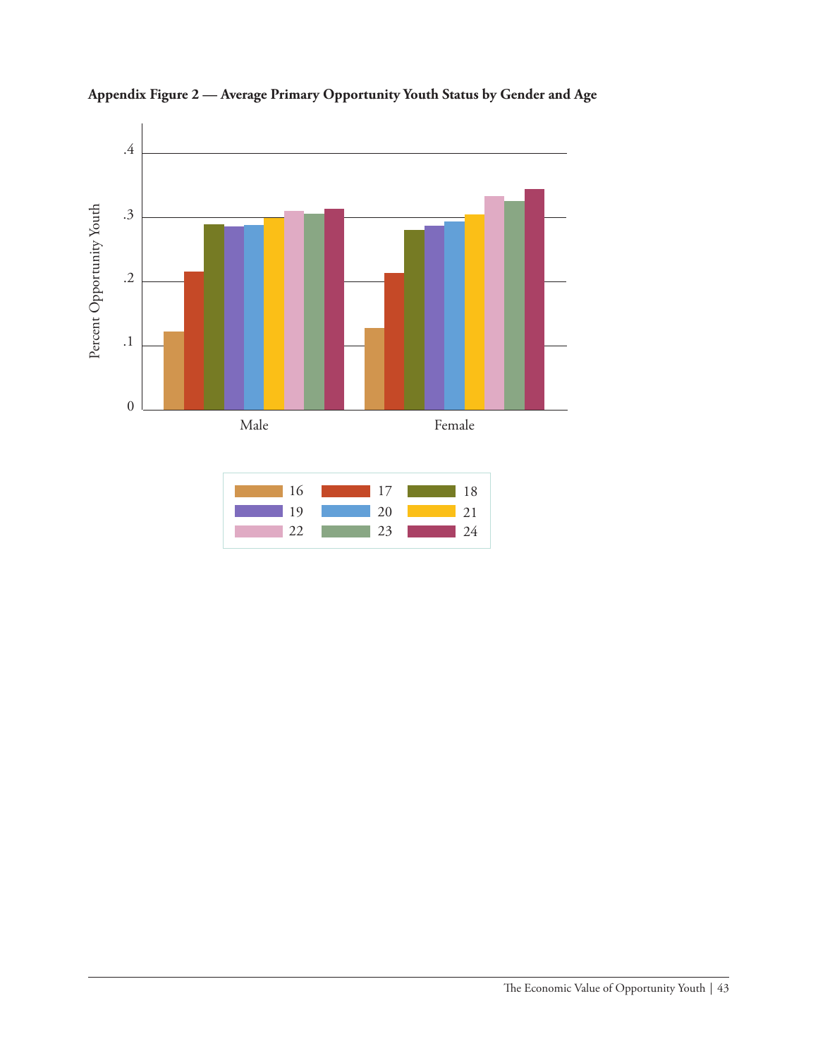**Appendix Figure 2 — Average Primary Opportunity Youth Status by Gender and Age**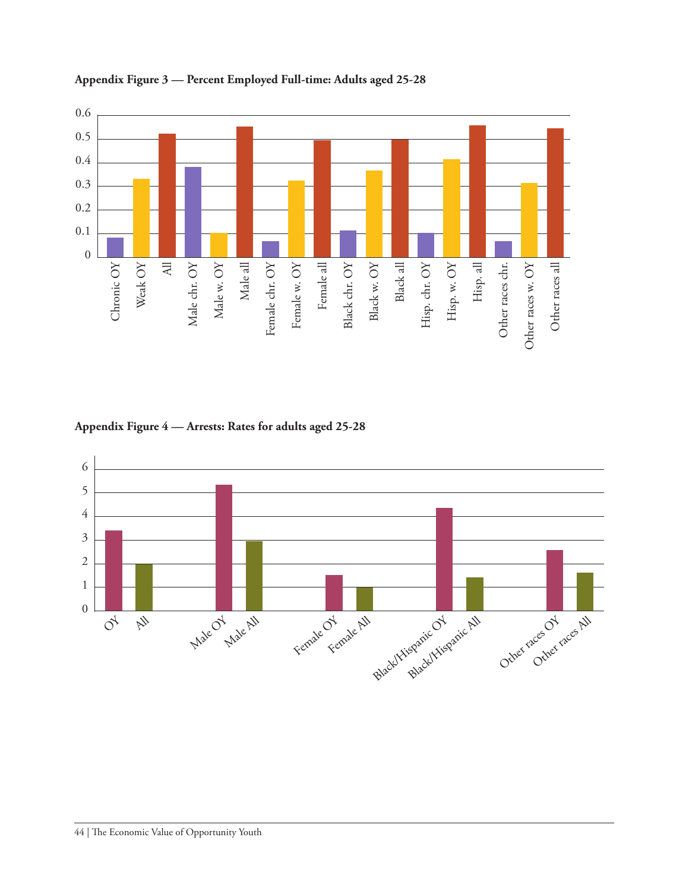**Appendix Figure 3 — Percent Employed Full-time: Adults aged 25-28**

**Appendix Figure 4 — Arrests: Rates for adults aged 25-28**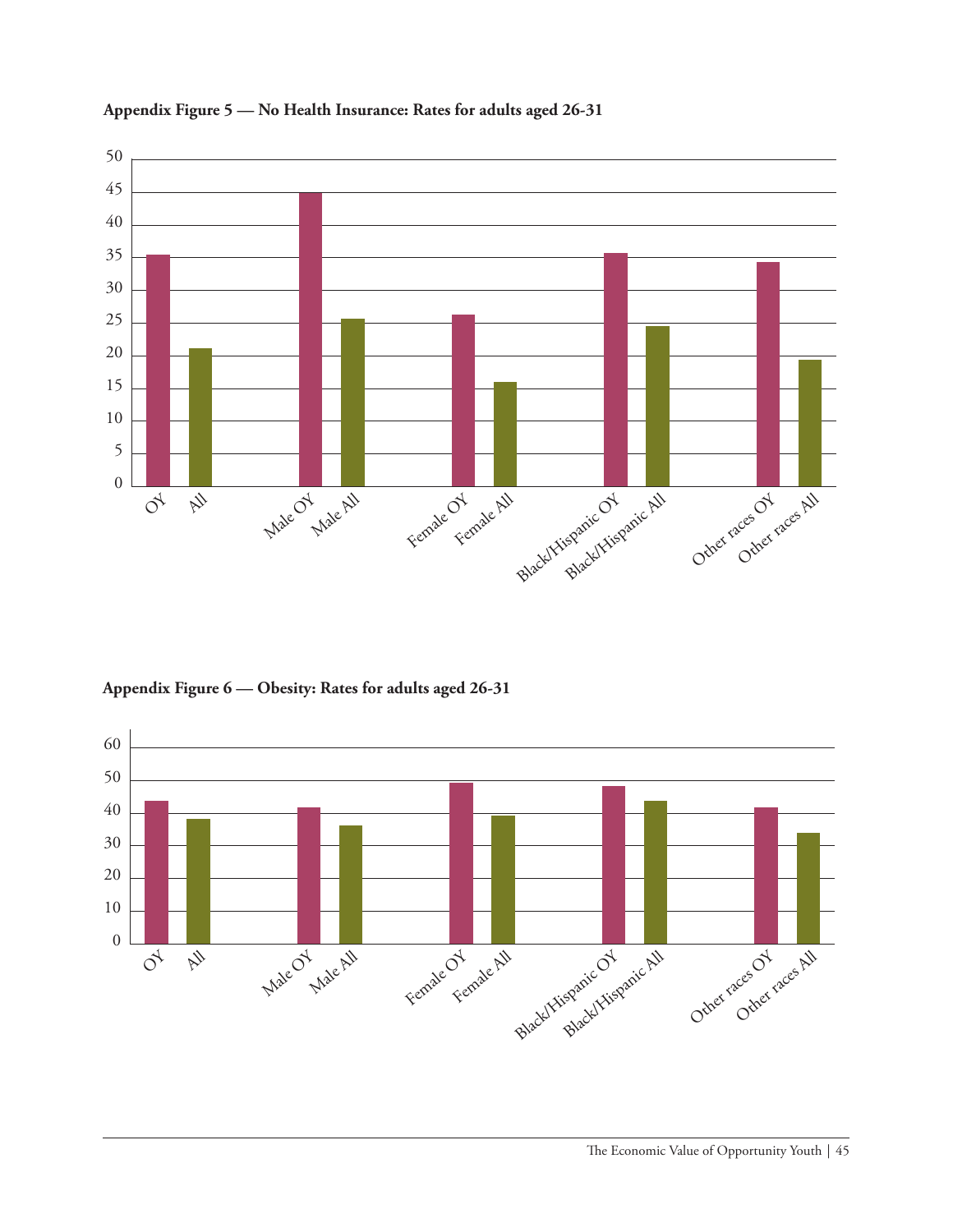**Appendix Figure 5 — No Health Insurance: Rates for adults aged 26-31**

50
45
40
35
30
25
20
15
10
5
0

OY
All
Male OY
Male All
Female OY
Female All
Black/Hispanic OY
Black/Hispanic All
Other races OY
Other races All

**Appendix Figure 6 — Obesity: Rates for adults aged 26-31**

60
50
40
30
20
10
0

OY
All
Male OY
Male All
Female OY
Female All
Black/Hispanic OY
Black/Hispanic All
Other races OY
Other races All